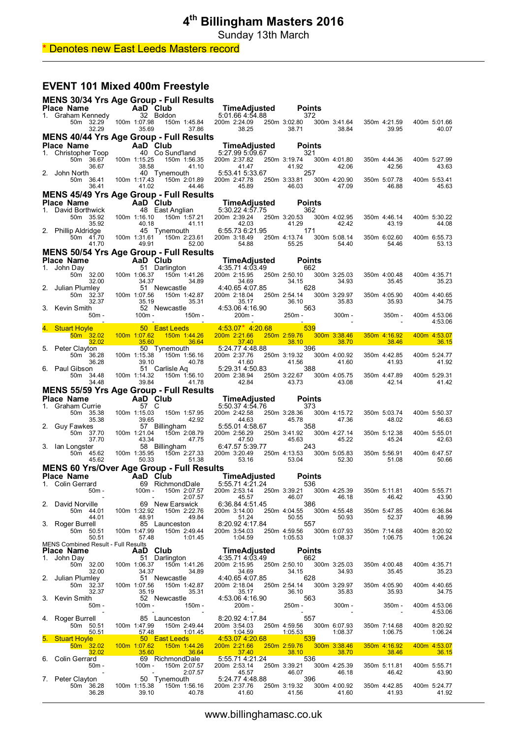# 4th Billingham Masters 2016

Sunday 13th March

\* Denotes new East Leeds Masters record

## EVENT 101 Mixed 400m Freestyle

### MENS 30/34 Yrs Age Group - Full Results

| Place | Name | AaD | Club | Time | Adjusted | Points |
|---|---|---|---|---|---|---|
| 1. | Graham Kennedy | 32 | Boldon | 5:01.66 | 4:54.88 | 372 |

| 50m | 100m | 150m | 200m | 250m | 300m | 350m | 400m |
|---|---|---|---|---|---|---|---|
| 32.29 | 1:07.98 | 1:45.84 | 2:24.09 | 3:02.80 | 3:41.64 | 4:21.59 | 5:01.66 |
| 32.29 | 35.69 | 37.86 | 38.25 | 38.71 | 38.84 | 39.95 | 40.07 |

### MENS 40/44 Yrs Age Group - Full Results

| Place | Name | AaD | Club | Time | Adjusted | Points |
|---|---|---|---|---|---|---|
| 1. | Christopher Toop | 40 | Co Sund'land | 5:27.99 | 5:09.67 | 321 |
| 2. | John North | 40 | Tynemouth | 5:53.41 | 5:33.67 | 257 |

| Name | 50m | 100m | 150m | 200m | 250m | 300m | 350m | 400m |
|---|---|---|---|---|---|---|---|---|
| Christopher Toop | 36.67 | 1:15.25 | 1:56.35 | 2:37.82 | 3:19.74 | 4:01.80 | 4:44.36 | 5:27.99 |
| | 36.67 | 38.58 | 41.10 | 41.47 | 41.92 | 42.06 | 42.56 | 43.63 |
| John North | 36.41 | 1:17.43 | 2:01.89 | 2:47.78 | 3:33.81 | 4:20.90 | 5:07.78 | 5:53.41 |
| | 36.41 | 41.02 | 44.46 | 45.89 | 46.03 | 47.09 | 46.88 | 45.63 |

### MENS 45/49 Yrs Age Group - Full Results

| Place | Name | AaD | Club | Time | Adjusted | Points |
|---|---|---|---|---|---|---|
| 1. | David Borthwick | 48 | East Anglian | 5:30.22 | 4:57.75 | 362 |
| 2. | Phillip Aldridge | 45 | Tynemouth | 6:55.73 | 6:21.95 | 171 |

| Name | 50m | 100m | 150m | 200m | 250m | 300m | 350m | 400m |
|---|---|---|---|---|---|---|---|---|
| David Borthwick | 35.92 | 1:16.10 | 1:57.21 | 2:39.24 | 3:20.53 | 4:02.95 | 4:46.14 | 5:30.22 |
| | 35.92 | 40.18 | 41.11 | 42.03 | 41.29 | 42.42 | 43.19 | 44.08 |
| Phillip Aldridge | 41.70 | 1:31.61 | 2:23.61 | 3:18.49 | 4:13.74 | 5:08.14 | 6:02.60 | 6:55.73 |
| | 41.70 | 49.91 | 52.00 | 54.88 | 55.25 | 54.40 | 54.46 | 53.13 |

### MENS 50/54 Yrs Age Group - Full Results

| Place | Name | AaD | Club | Time | Adjusted | Points |
|---|---|---|---|---|---|---|
| 1. | John Day | 51 | Darlington | 4:35.71 | 4:03.49 | 662 |
| 2. | Julian Plumley | 51 | Newcastle | 4:40.65 | 4:07.85 | 628 |
| 3. | Kevin Smith | 52 | Newcastle | 4:53.06 | 4:16.90 | 563 |
| 4. | Stuart Hoyle | 50 | East Leeds | 4:53.07* | 4:20.68 | 539 |
| 5. | Peter Clayton | 50 | Tynemouth | 5:24.77 | 4:48.88 | 396 |
| 6. | Paul Gibson | 51 | Carlisle Aq | 5:29.31 | 4:50.83 | 388 |

| Name | 50m | 100m | 150m | 200m | 250m | 300m | 350m | 400m |
|---|---|---|---|---|---|---|---|---|
| John Day | 32.00 | 1:06.37 | 1:41.26 | 2:15.95 | 2:50.10 | 3:25.03 | 4:00.48 | 4:35.71 |
| | 32.00 | 34.37 | 34.89 | 34.69 | 34.15 | 34.93 | 35.45 | 35.23 |
| Julian Plumley | 32.37 | 1:07.56 | 1:42.87 | 2:18.04 | 2:54.14 | 3:29.97 | 4:05.90 | 4:40.65 |
| | 32.37 | 35.19 | 35.31 | 35.17 | 36.10 | 35.83 | 35.93 | 34.75 |
| Kevin Smith | - | - | - | - | - | - | - | 4:53.06 |
| | - | - | - | - | - | - | - | 4:53.06 |
| Stuart Hoyle | 32.02 | 1:07.62 | 1:44.26 | 2:21.66 | 2:59.76 | 3:38.46 | 4:16.92 | 4:53.07 |
| | 32.02 | 35.60 | 36.64 | 37.40 | 38.10 | 38.70 | 38.46 | 36.15 |
| Peter Clayton | 36.28 | 1:15.38 | 1:56.16 | 2:37.76 | 3:19.32 | 4:00.92 | 4:42.85 | 5:24.77 |
| | 36.28 | 39.10 | 40.78 | 41.60 | 41.56 | 41.60 | 41.93 | 41.92 |
| Paul Gibson | 34.48 | 1:14.32 | 1:56.10 | 2:38.94 | 3:22.67 | 4:05.75 | 4:47.89 | 5:29.31 |
| | 34.48 | 39.84 | 41.78 | 42.84 | 43.73 | 43.08 | 42.14 | 41.42 |

### MENS 55/59 Yrs Age Group - Full Results

| Place | Name | AaD | Club | Time | Adjusted | Points |
|---|---|---|---|---|---|---|
| 1. | Graham Currie | 57 | C | 5:50.37 | 4:54.76 | 373 |
| 2. | Guy Fawkes | 57 | Billingham | 5:55.01 | 4:58.67 | 358 |
| 3. | Ian Longster | 58 | Billingham | 6:47.57 | 5:39.77 | 243 |

| Name | 50m | 100m | 150m | 200m | 250m | 300m | 350m | 400m |
|---|---|---|---|---|---|---|---|---|
| Graham Currie | 35.38 | 1:15.03 | 1:57.95 | 2:42.58 | 3:28.36 | 4:15.72 | 5:03.74 | 5:50.37 |
| | 35.38 | 39.65 | 42.92 | 44.63 | 45.78 | 47.36 | 48.02 | 46.63 |
| Guy Fawkes | 37.70 | 1:21.04 | 2:08.79 | 2:56.29 | 3:41.92 | 4:27.14 | 5:12.38 | 5:55.01 |
| | 37.70 | 43.34 | 47.75 | 47.50 | 45.63 | 45.22 | 45.24 | 42.63 |
| Ian Longster | 45.62 | 1:35.95 | 2:27.33 | 3:20.49 | 4:13.53 | 5:05.83 | 5:56.91 | 6:47.57 |
| | 45.62 | 50.33 | 51.38 | 53.16 | 53.04 | 52.30 | 51.08 | 50.66 |

### MENS 60 Yrs/Over Age Group - Full Results

| Place | Name | AaD | Club | Time | Adjusted | Points |
|---|---|---|---|---|---|---|
| 1. | Colin Gerrard | 69 | RichmondDale | 5:55.71 | 4:21.24 | 536 |
| 2. | David Norville | 69 | New Earswick | 6:36.84 | 4:51.45 | 386 |
| 3. | Roger Burrell | 85 | Launceston | 8:20.92 | 4:17.84 | 557 |

| Name | 50m | 100m | 150m | 200m | 250m | 300m | 350m | 400m |
|---|---|---|---|---|---|---|---|---|
| Colin Gerrard | - | - | 2:07.57 | 2:53.14 | 3:39.21 | 4:25.39 | 5:11.81 | 5:55.71 |
| | - | - | 2:07.57 | 45.57 | 46.07 | 46.18 | 46.42 | 43.90 |
| David Norville | 44.01 | 1:32.92 | 2:22.76 | 3:14.00 | 4:04.55 | 4:55.48 | 5:47.85 | 6:36.84 |
| | 44.01 | 48.91 | 49.84 | 51.24 | 50.55 | 50.93 | 52.37 | 48.99 |
| Roger Burrell | 50.51 | 1:47.99 | 2:49.44 | 3:54.03 | 4:59.56 | 6:07.93 | 7:14.68 | 8:20.92 |
| | 50.51 | 57.48 | 1:01.45 | 1:04.59 | 1:05.53 | 1:08.37 | 1:06.75 | 1:06.24 |

### MENS Combined Result - Full Results

| Place | Name | AaD | Club | Time | Adjusted | Points |
|---|---|---|---|---|---|---|
| 1. | John Day | 51 | Darlington | 4:35.71 | 4:03.49 | 662 |
| 2. | Julian Plumley | 51 | Newcastle | 4:40.65 | 4:07.85 | 628 |
| 3. | Kevin Smith | 52 | Newcastle | 4:53.06 | 4:16.90 | 563 |
| 4. | Roger Burrell | 85 | Launceston | 8:20.92 | 4:17.84 | 557 |
| 5. | Stuart Hoyle | 50 | East Leeds | 4:53.07 | 4:20.68 | 539 |
| 6. | Colin Gerrard | 69 | RichmondDale | 5:55.71 | 4:21.24 | 536 |
| 7. | Peter Clayton | 50 | Tynemouth | 5:24.77 | 4:48.88 | 396 |

| Name | 50m | 100m | 150m | 200m | 250m | 300m | 350m | 400m |
|---|---|---|---|---|---|---|---|---|
| John Day | 32.00 | 1:06.37 | 1:41.26 | 2:15.95 | 2:50.10 | 3:25.03 | 4:00.48 | 4:35.71 |
| | 32.00 | 34.37 | 34.89 | 34.69 | 34.15 | 34.93 | 35.45 | 35.23 |
| Julian Plumley | 32.37 | 1:07.56 | 1:42.87 | 2:18.04 | 2:54.14 | 3:29.97 | 4:05.90 | 4:40.65 |
| | 32.37 | 35.19 | 35.31 | 35.17 | 36.10 | 35.83 | 35.93 | 34.75 |
| Kevin Smith | - | - | - | - | - | - | - | 4:53.06 |
| | - | - | - | - | - | - | - | 4:53.06 |
| Roger Burrell | 50.51 | 1:47.99 | 2:49.44 | 3:54.03 | 4:59.56 | 6:07.93 | 7:14.68 | 8:20.92 |
| | 50.51 | 57.48 | 1:01.45 | 1:04.59 | 1:05.53 | 1:08.37 | 1:06.75 | 1:06.24 |
| Stuart Hoyle | 32.02 | 1:07.62 | 1:44.26 | 2:21.66 | 2:59.76 | 3:38.46 | 4:16.92 | 4:53.07 |
| | 32.02 | 35.60 | 36.64 | 37.40 | 38.10 | 38.70 | 38.46 | 36.15 |
| Colin Gerrard | - | - | 2:07.57 | 2:53.14 | 3:39.21 | 4:25.39 | 5:11.81 | 5:55.71 |
| | - | - | 2:07.57 | 45.57 | 46.07 | 46.18 | 46.42 | 43.90 |
| Peter Clayton | 36.28 | 1:15.38 | 1:56.16 | 2:37.76 | 3:19.32 | 4:00.92 | 4:42.85 | 5:24.77 |
| | 36.28 | 39.10 | 40.78 | 41.60 | 41.56 | 41.60 | 41.93 | 41.92 |

www.billinghamasc.co.uk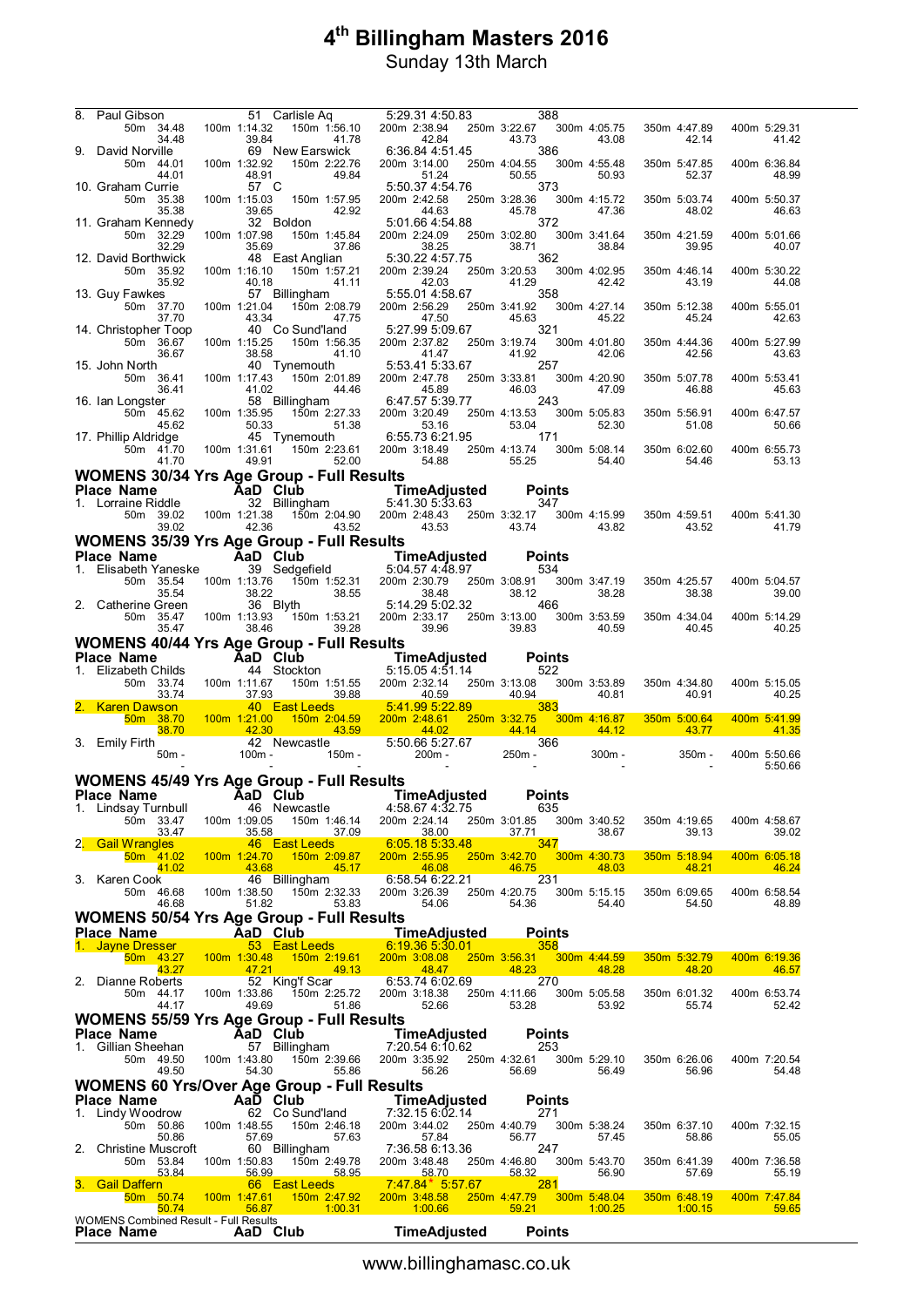# 4th Billingham Masters 2016

Sunday 13th March

8. Paul Gibson 51 Carlisle Aq 5:29.31 4:50.83 388
50m 34.48 100m 1:14.32 150m 1:56.10 200m 2:38.94 250m 3:22.67 300m 4:05.75 350m 4:47.89 400m 5:29.31
34.48 39.84 41.78 42.84 43.73 43.08 42.14 41.42

9. David Norville 69 New Earswick 6:36.84 4:51.45 386
50m 44.01 100m 1:32.92 150m 2:22.76 200m 3:14.00 250m 4:04.55 300m 4:55.48 350m 5:47.85 400m 6:36.84
44.01 48.91 49.84 51.24 50.55 50.93 52.37 48.99

10. Graham Currie 57 C 5:50.37 4:54.76 373
50m 35.38 100m 1:15.03 150m 1:57.95 200m 2:42.58 250m 3:28.36 300m 4:15.72 350m 5:03.74 400m 5:50.37
35.38 39.65 42.92 44.63 45.78 47.36 48.02 46.63

11. Graham Kennedy 32 Boldon 5:01.66 4:54.88 372
50m 32.29 100m 1:07.98 150m 1:45.84 200m 2:24.09 250m 3:02.80 300m 3:41.64 350m 4:21.59 400m 5:01.66
32.29 35.69 37.86 38.25 38.71 38.84 39.95 40.07

12. David Borthwick 48 East Anglian 5:30.22 4:57.75 362
50m 35.92 100m 1:16.10 150m 1:57.21 200m 2:39.24 250m 3:20.53 300m 4:02.95 350m 4:46.14 400m 5:30.22
35.92 40.18 41.11 42.03 41.29 42.42 43.19 44.08

13. Guy Fawkes 57 Billingham 5:55.01 4:58.67 358
50m 37.70 100m 1:21.04 150m 2:08.79 200m 2:56.29 250m 3:41.92 300m 4:27.14 350m 5:12.38 400m 5:55.01
37.70 43.34 47.75 47.50 45.63 45.22 45.24 42.63

14. Christopher Toop 40 Co Sund'land 5:27.99 5:09.67 321
50m 36.67 100m 1:15.25 150m 1:56.35 200m 2:37.82 250m 3:19.74 300m 4:01.80 350m 4:44.36 400m 5:27.99
36.67 38.58 41.10 41.47 41.92 42.06 42.56 43.63

15. John North 40 Tynemouth 5:53.41 5:33.67 257
50m 36.41 100m 1:17.43 150m 2:01.89 200m 2:47.78 250m 3:33.81 300m 4:20.90 350m 5:07.78 400m 5:53.41
36.41 41.02 44.46 45.89 46.03 47.09 46.88 45.63

16. Ian Longster 58 Billingham 6:47.57 5:39.77 243
50m 45.62 100m 1:35.95 150m 2:27.33 200m 3:20.49 250m 4:13.53 300m 5:05.83 350m 5:56.91 400m 6:47.57
45.62 50.33 51.38 53.16 53.04 52.30 51.08 50.66

17. Phillip Aldridge 45 Tynemouth 6:55.73 6:21.95 171
50m 41.70 100m 1:31.61 150m 2:23.61 200m 3:18.49 250m 4:13.74 300m 5:08.14 350m 6:02.60 400m 6:55.73
41.70 49.91 52.00 54.88 55.25 54.40 54.46 53.13

## WOMENS 30/34 Yrs Age Group - Full Results

**Place Name AaD Club TimeAdjusted Points**

1. Lorraine Riddle 32 Billingham 5:41.30 5:33.63 347
50m 39.02 100m 1:21.38 150m 2:04.90 200m 2:48.43 250m 3:32.17 300m 4:15.99 350m 4:59.51 400m 5:41.30
39.02 42.36 43.52 43.53 43.74 43.82 43.52 41.79

## WOMENS 35/39 Yrs Age Group - Full Results

**Place Name AaD Club TimeAdjusted Points**

1. Elisabeth Yaneske 39 Sedgefield 5:04.57 4:48.97 534
50m 35.54 100m 1:13.76 150m 1:52.31 200m 2:30.79 250m 3:08.91 300m 3:47.19 350m 4:25.57 400m 5:04.57
35.54 38.22 38.55 38.48 38.12 38.28 38.38 39.00

2. Catherine Green 36 Blyth 5:14.29 5:02.32 466
50m 35.47 100m 1:13.93 150m 1:53.21 200m 2:33.17 250m 3:13.00 300m 3:53.59 350m 4:34.04 400m 5:14.29
35.47 38.46 39.28 39.96 39.83 40.59 40.45 40.25

## WOMENS 40/44 Yrs Age Group - Full Results

**Place Name AaD Club TimeAdjusted Points**

1. Elizabeth Childs 44 Stockton 5:15.05 4:51.14 522
50m 33.74 100m 1:11.67 150m 1:51.55 200m 2:32.14 250m 3:13.08 300m 3:53.89 350m 4:34.80 400m 5:15.05
33.74 37.93 39.88 40.59 40.94 40.81 40.91 40.25

2. Karen Dawson 40 East Leeds 5:41.99 5:22.89 383
50m 38.70 100m 1:21.00 150m 2:04.59 200m 2:48.61 250m 3:32.75 300m 4:16.87 350m 5:00.64 400m 5:41.99
38.70 42.30 43.59 44.02 44.14 44.12 43.77 41.35

3. Emily Firth 42 Newcastle 5:50.66 5:27.67 366
50m - 100m - 150m - 200m - 250m - 300m - 350m - 400m 5:50.66
- - - - - - - 5:50.66

## WOMENS 45/49 Yrs Age Group - Full Results

**Place Name AaD Club TimeAdjusted Points**

1. Lindsay Turnbull 46 Newcastle 4:58.67 4:32.75 635
50m 33.47 100m 1:09.05 150m 1:46.14 200m 2:24.14 250m 3:01.85 300m 3:40.52 350m 4:19.65 400m 4:58.67
33.47 35.58 37.09 38.00 37.71 38.67 39.13 39.02

2. Gail Wrangles 46 East Leeds 6:05.18 5:33.48 347
50m 41.02 100m 1:24.70 150m 2:09.87 200m 2:55.95 250m 3:42.70 300m 4:30.73 350m 5:18.94 400m 6:05.18
41.02 43.68 45.17 46.08 46.75 48.03 48.21 46.24

3. Karen Cook 46 Billingham 6:58.54 6:22.21 231
50m 46.68 100m 1:38.50 150m 2:32.33 200m 3:26.39 250m 4:20.75 300m 5:15.15 350m 6:09.65 400m 6:58.54
46.68 51.82 53.83 54.06 54.36 54.40 54.50 48.89

## WOMENS 50/54 Yrs Age Group - Full Results

**Place Name AaD Club TimeAdjusted Points**

1. Jayne Dresser 53 East Leeds 6:19.36 5:30.01 358
50m 43.27 100m 1:30.48 150m 2:19.61 200m 3:08.08 250m 3:56.31 300m 4:44.59 350m 5:32.79 400m 6:19.36
43.27 47.21 49.13 48.47 48.23 48.28 48.20 46.57

2. Dianne Roberts 52 King'f Scar 6:53.74 6:02.69 270
50m 44.17 100m 1:33.86 150m 2:25.72 200m 3:18.38 250m 4:11.66 300m 5:05.58 350m 6:01.32 400m 6:53.74
44.17 49.69 51.86 52.66 53.28 53.92 55.74 52.42

## WOMENS 55/59 Yrs Age Group - Full Results

**Place Name AaD Club TimeAdjusted Points**

1. Gillian Sheehan 57 Billingham 7:20.54 6:10.62 253
50m 49.50 100m 1:43.80 150m 2:39.66 200m 3:35.92 250m 4:32.61 300m 5:29.10 350m 6:26.06 400m 7:20.54
49.50 54.30 55.86 56.26 56.69 56.49 56.96 54.48

## WOMENS 60 Yrs/Over Age Group - Full Results

**Place Name AaD Club TimeAdjusted Points**

1. Lindy Woodrow 62 Co Sund'land 7:32.15 6:02.14 271
50m 50.86 100m 1:48.55 150m 2:46.18 200m 3:44.02 250m 4:40.79 300m 5:38.24 350m 6:37.10 400m 7:32.15
50.86 57.69 57.63 57.84 56.77 57.45 58.86 55.05

2. Christine Muscroft 60 Billingham 7:36.58 6:13.36 247
50m 53.84 100m 1:50.83 150m 2:49.78 200m 3:48.48 250m 4:46.80 300m 5:43.70 350m 6:41.39 400m 7:36.58
53.84 56.99 58.95 58.70 58.32 56.90 57.69 55.19

3. Gail Daffern 66 East Leeds 7:47.84 * 5:57.67 281
50m 50.74 100m 1:47.61 150m 2:47.92 200m 3:48.58 250m 4:47.79 300m 5:48.04 350m 6:48.19 400m 7:47.84
50.74 56.87 1:00.31 1:00.66 59.21 1:00.25 1:00.15 59.65

WOMENS Combined Result - Full Results

**Place Name AaD Club TimeAdjusted Points**

www.billinghamasc.co.uk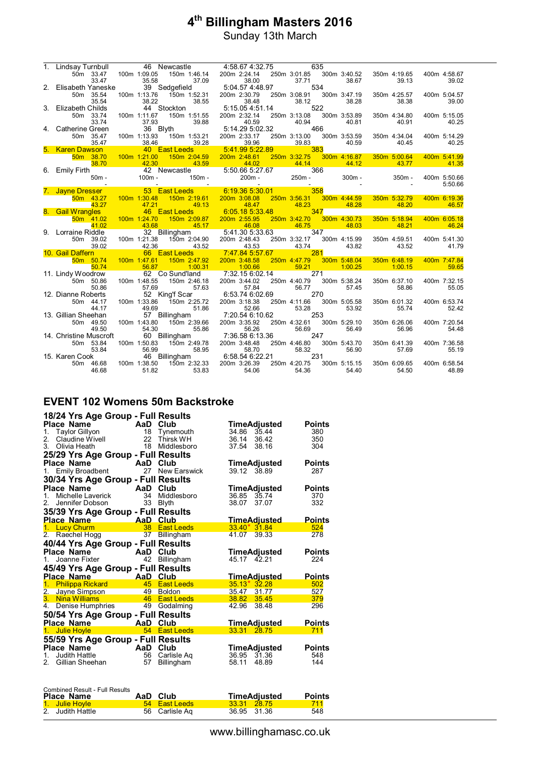# 4th Billingham Masters 2016

Sunday 13th March

| Place | Name | AaD | Club | Time | Adjusted | Points |
|---|---|---|---|---|---|---|
| 1. | Lindsay Turnbull | 46 | Newcastle | 4:58.67 | 4:32.75 | 635 |
| | 50m 33.47 (33.47) | 100m 1:09.05 (35.58) | 150m 1:46.14 (37.09) | 200m 2:24.14 (38.00) | 250m 3:01.85 (37.71) | 300m 3:40.52 (38.67) · 350m 4:19.65 (39.13) · 400m 4:58.67 (39.02) |
| 2. | Elisabeth Yaneske | 39 | Sedgefield | 5:04.57 | 4:48.97 | 534 |
| | 50m 35.54 (35.54) | 100m 1:13.76 (38.22) | 150m 1:52.31 (38.55) | 200m 2:30.79 (38.48) | 250m 3:08.91 (38.12) | 300m 3:47.19 (38.28) · 350m 4:25.57 (38.38) · 400m 5:04.57 (39.00) |
| 3. | Elizabeth Childs | 44 | Stockton | 5:15.05 | 4:51.14 | 522 |
| | 50m 33.74 (33.74) | 100m 1:11.67 (37.93) | 150m 1:51.55 (39.88) | 200m 2:32.14 (40.59) | 250m 3:13.08 (40.94) | 300m 3:53.89 (40.81) · 350m 4:34.80 (40.91) · 400m 5:15.05 (40.25) |
| 4. | Catherine Green | 36 | Blyth | 5:14.29 | 5:02.32 | 466 |
| | 50m 35.47 (35.47) | 100m 1:13.93 (38.46) | 150m 1:53.21 (39.28) | 200m 2:33.17 (39.96) | 250m 3:13.00 (39.83) | 300m 3:53.59 (40.59) · 350m 4:34.04 (40.45) · 400m 5:14.29 (40.25) |
| 5. | Karen Dawson | 40 | East Leeds | 5:41.99 | 5:22.89 | 383 |
| | 50m 38.70 (38.70) | 100m 1:21.00 (42.30) | 150m 2:04.59 (43.59) | 200m 2:48.61 (44.02) | 250m 3:32.75 (44.14) | 300m 4:16.87 (44.12) · 350m 5:00.64 (43.77) · 400m 5:41.99 (41.35) |
| 6. | Emily Firth | 42 | Newcastle | 5:50.66 | 5:27.67 | 366 |
| | 50m - (-) | 100m - (-) | 150m - (-) | 200m - (-) | 250m - (-) | 300m - (-) · 350m - (-) · 400m 5:50.66 (5:50.66) |
| 7. | Jayne Dresser | 53 | East Leeds | 6:19.36 | 5:30.01 | 358 |
| | 50m 43.27 (43.27) | 100m 1:30.48 (47.21) | 150m 2:19.61 (49.13) | 200m 3:08.08 (48.47) | 250m 3:56.31 (48.23) | 300m 4:44.59 (48.28) · 350m 5:32.79 (48.20) · 400m 6:19.36 (46.57) |
| 8. | Gail Wrangles | 46 | East Leeds | 6:05.18 | 5:33.48 | 347 |
| | 50m 41.02 (41.02) | 100m 1:24.70 (43.68) | 150m 2:09.87 (45.17) | 200m 2:55.95 (46.08) | 250m 3:42.70 (46.75) | 300m 4:30.73 (48.03) · 350m 5:18.94 (48.21) · 400m 6:05.18 (46.24) |
| 9. | Lorraine Riddle | 32 | Billingham | 5:41.30 | 5:33.63 | 347 |
| | 50m 39.02 (39.02) | 100m 1:21.38 (42.36) | 150m 2:04.90 (43.52) | 200m 2:48.43 (43.53) | 250m 3:32.17 (43.74) | 300m 4:15.99 (43.82) · 350m 4:59.51 (43.52) · 400m 5:41.30 (41.79) |
| 10. | Gail Daffern | 66 | East Leeds | 7:47.84 | 5:57.67 | 281 |
| | 50m 50.74 (50.74) | 100m 1:47.61 (56.87) | 150m 2:47.92 (1:00.31) | 200m 3:48.58 (1:00.66) | 250m 4:47.79 (59.21) | 300m 5:48.04 (1:00.25) · 350m 6:48.19 (1:00.15) · 400m 7:47.84 (59.65) |
| 11. | Lindy Woodrow | 62 | Co Sund'land | 7:32.15 | 6:02.14 | 271 |
| | 50m 50.86 (50.86) | 100m 1:48.55 (57.69) | 150m 2:46.18 (57.63) | 200m 3:44.02 (57.84) | 250m 4:40.79 (56.77) | 300m 5:38.24 (57.45) · 350m 6:37.10 (58.86) · 400m 7:32.15 (55.05) |
| 12. | Dianne Roberts | 52 | King'f Scar | 6:53.74 | 6:02.69 | 270 |
| | 50m 44.17 (44.17) | 100m 1:33.86 (49.69) | 150m 2:25.72 (51.86) | 200m 3:18.38 (52.66) | 250m 4:11.66 (53.28) | 300m 5:05.58 (53.92) · 350m 6:01.32 (55.74) · 400m 6:53.74 (52.42) |
| 13. | Gillian Sheehan | 57 | Billingham | 7:20.54 | 6:10.62 | 253 |
| | 50m 49.50 (49.50) | 100m 1:43.80 (54.30) | 150m 2:39.66 (55.86) | 200m 3:35.92 (56.26) | 250m 4:32.61 (56.69) | 300m 5:29.10 (56.49) · 350m 6:26.06 (56.96) · 400m 7:20.54 (54.48) |
| 14. | Christine Muscroft | 60 | Billingham | 7:36.58 | 6:13.36 | 247 |
| | 50m 53.84 (53.84) | 100m 1:50.83 (56.99) | 150m 2:49.78 (58.95) | 200m 3:48.48 (58.70) | 250m 4:46.80 (58.32) | 300m 5:43.70 (56.90) · 350m 6:41.39 (57.69) · 400m 7:36.58 (55.19) |
| 15. | Karen Cook | 46 | Billingham | 6:58.54 | 6:22.21 | 231 |
| | 50m 46.68 (46.68) | 100m 1:38.50 (51.82) | 150m 2:32.33 (53.83) | 200m 3:26.39 (54.06) | 250m 4:20.75 (54.36) | 300m 5:15.15 (54.40) · 350m 6:09.65 (54.50) · 400m 6:58.54 (48.89) |

## EVENT 102 Womens 50m Backstroke

### 18/24 Yrs Age Group - Full Results

| Place | Name | AaD | Club | Time | Adjusted | Points |
|---|---|---|---|---|---|---|
| 1. | Taylor Gillyon | 18 | Tynemouth | 34.86 | 35.44 | 380 |
| 2. | Claudine Wivell | 22 | Thirsk WH | 36.14 | 36.42 | 350 |
| 3. | Olivia Heath | 18 | Middlesboro | 37.54 | 38.16 | 304 |

### 25/29 Yrs Age Group - Full Results

| Place | Name | AaD | Club | Time | Adjusted | Points |
|---|---|---|---|---|---|---|
| 1. | Emily Broadbent | 27 | New Earswick | 39.12 | 38.89 | 287 |

### 30/34 Yrs Age Group - Full Results

| Place | Name | AaD | Club | Time | Adjusted | Points |
|---|---|---|---|---|---|---|
| 1. | Michelle Laverick | 34 | Middlesboro | 36.85 | 35.74 | 370 |
| 2. | Jennifer Dobson | 33 | Blyth | 38.07 | 37.07 | 332 |

### 35/39 Yrs Age Group - Full Results

| Place | Name | AaD | Club | Time | Adjusted | Points |
|---|---|---|---|---|---|---|
| 1. | Lucy Churm | 38 | East Leeds | 33.40* | 31.84 | 524 |
| 2. | Raechel Hogg | 37 | Billingham | 41.07 | 39.33 | 278 |

### 40/44 Yrs Age Group - Full Results

| Place | Name | AaD | Club | Time | Adjusted | Points |
|---|---|---|---|---|---|---|
| 1. | Joanne Fixter | 42 | Billingham | 45.17 | 42.21 | 224 |

### 45/49 Yrs Age Group - Full Results

| Place | Name | AaD | Club | Time | Adjusted | Points |
|---|---|---|---|---|---|---|
| 1. | Philippa Rickard | 45 | East Leeds | 35.13* | 32.28 | 502 |
| 2. | Jayne Simpson | 49 | Boldon | 35.47 | 31.77 | 527 |
| 3. | Nina Williams | 46 | East Leeds | 38.82 | 35.45 | 379 |
| 4. | Denise Humphries | 49 | Godalming | 42.96 | 38.48 | 296 |

### 50/54 Yrs Age Group - Full Results

| Place | Name | AaD | Club | Time | Adjusted | Points |
|---|---|---|---|---|---|---|
| 1. | Julie Hoyle | 54 | East Leeds | 33.31 | 28.75 | 711 |

### 55/59 Yrs Age Group - Full Results

| Place | Name | AaD | Club | Time | Adjusted | Points |
|---|---|---|---|---|---|---|
| 1. | Judith Hattle | 56 | Carlisle Aq | 36.95 | 31.36 | 548 |
| 2. | Gillian Sheehan | 57 | Billingham | 58.11 | 48.89 | 144 |

### Combined Result - Full Results

| Place | Name | AaD | Club | Time | Adjusted | Points |
|---|---|---|---|---|---|---|
| 1. | Julie Hoyle | 54 | East Leeds | 33.31 | 28.75 | 711 |
| 2. | Judith Hattle | 56 | Carlisle Aq | 36.95 | 31.36 | 548 |

www.billinghamasc.co.uk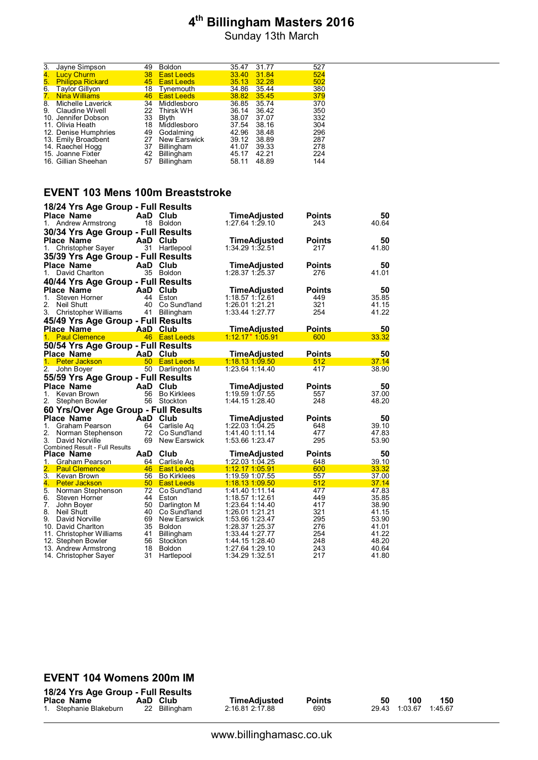# 4th Billingham Masters 2016

Sunday 13th March

| Place | Name | AaD | Club | | | Points |
|---|---|---|---|---|---|---|
| 3. | Jayne Simpson | 49 | Boldon | 35.47 | 31.77 | 527 |
| 4. | Lucy Churm | 38 | East Leeds | 33.40 | 31.84 | 524 |
| 5. | Philippa Rickard | 45 | East Leeds | 35.13 | 32.28 | 502 |
| 6. | Taylor Gillyon | 18 | Tynemouth | 34.86 | 35.44 | 380 |
| 7. | Nina Williams | 46 | East Leeds | 38.82 | 35.45 | 379 |
| 8. | Michelle Laverick | 34 | Middlesboro | 36.85 | 35.74 | 370 |
| 9. | Claudine Wivell | 22 | Thirsk WH | 36.14 | 36.42 | 350 |
| 10. | Jennifer Dobson | 33 | Blyth | 38.07 | 37.07 | 332 |
| 11. | Olivia Heath | 18 | Middlesboro | 37.54 | 38.16 | 304 |
| 12. | Denise Humphries | 49 | Godalming | 42.96 | 38.48 | 296 |
| 13. | Emily Broadbent | 27 | New Earswick | 39.12 | 38.89 | 287 |
| 14. | Raechel Hogg | 37 | Billingham | 41.07 | 39.33 | 278 |
| 15. | Joanne Fixter | 42 | Billingham | 45.17 | 42.21 | 224 |
| 16. | Gillian Sheehan | 57 | Billingham | 58.11 | 48.89 | 144 |

## EVENT 103 Mens 100m Breaststroke

### 18/24 Yrs Age Group - Full Results

| Place | Name | AaD | Club | Time | Adjusted | Points | 50 |
|---|---|---|---|---|---|---|---|
| 1. | Andrew Armstrong | 18 | Boldon | 1:27.64 | 1:29.10 | 243 | 40.64 |

### 30/34 Yrs Age Group - Full Results

| Place | Name | AaD | Club | Time | Adjusted | Points | 50 |
|---|---|---|---|---|---|---|---|
| 1. | Christopher Sayer | 31 | Hartlepool | 1:34.29 | 1:32.51 | 217 | 41.80 |

### 35/39 Yrs Age Group - Full Results

| Place | Name | AaD | Club | Time | Adjusted | Points | 50 |
|---|---|---|---|---|---|---|---|
| 1. | David Charlton | 35 | Boldon | 1:28.37 | 1:25.37 | 276 | 41.01 |

### 40/44 Yrs Age Group - Full Results

| Place | Name | AaD | Club | Time | Adjusted | Points | 50 |
|---|---|---|---|---|---|---|---|
| 1. | Steven Horner | 44 | Eston | 1:18.57 | 1:12.61 | 449 | 35.85 |
| 2. | Neil Shutt | 40 | Co Sund'land | 1:26.01 | 1:21.21 | 321 | 41.15 |
| 3. | Christopher Williams | 41 | Billingham | 1:33.44 | 1:27.77 | 254 | 41.22 |

### 45/49 Yrs Age Group - Full Results

| Place | Name | AaD | Club | Time | Adjusted | Points | 50 |
|---|---|---|---|---|---|---|---|
| 1. | Paul Clemence | 46 | East Leeds | 1:12.17* | 1:05.91 | 600 | 33.32 |

### 50/54 Yrs Age Group - Full Results

| Place | Name | AaD | Club | Time | Adjusted | Points | 50 |
|---|---|---|---|---|---|---|---|
| 1. | Peter Jackson | 50 | East Leeds | 1:18.13 | 1:09.50 | 512 | 37.14 |
| 2. | John Boyer | 50 | Darlington M | 1:23.64 | 1:14.40 | 417 | 38.90 |

### 55/59 Yrs Age Group - Full Results

| Place | Name | AaD | Club | Time | Adjusted | Points | 50 |
|---|---|---|---|---|---|---|---|
| 1. | Kevan Brown | 56 | Bo Kirklees | 1:19.59 | 1:07.55 | 557 | 37.00 |
| 2. | Stephen Bowler | 56 | Stockton | 1:44.15 | 1:28.40 | 248 | 48.20 |

### 60 Yrs/Over Age Group - Full Results

| Place | Name | AaD | Club | Time | Adjusted | Points | 50 |
|---|---|---|---|---|---|---|---|
| 1. | Graham Pearson | 64 | Carlisle Aq | 1:22.03 | 1:04.25 | 648 | 39.10 |
| 2. | Norman Stephenson | 72 | Co Sund'land | 1:41.40 | 1:11.14 | 477 | 47.83 |
| 3. | David Norville | 69 | New Earswick | 1:53.66 | 1:23.47 | 295 | 53.90 |

### Combined Result - Full Results

| Place | Name | AaD | Club | Time | Adjusted | Points | 50 |
|---|---|---|---|---|---|---|---|
| 1. | Graham Pearson | 64 | Carlisle Aq | 1:22.03 | 1:04.25 | 648 | 39.10 |
| 2. | Paul Clemence | 46 | East Leeds | 1:12.17 | 1:05.91 | 600 | 33.32 |
| 3. | Kevan Brown | 56 | Bo Kirklees | 1:19.59 | 1:07.55 | 557 | 37.00 |
| 4. | Peter Jackson | 50 | East Leeds | 1:18.13 | 1:09.50 | 512 | 37.14 |
| 5. | Norman Stephenson | 72 | Co Sund'land | 1:41.40 | 1:11.14 | 477 | 47.83 |
| 6. | Steven Horner | 44 | Eston | 1:18.57 | 1:12.61 | 449 | 35.85 |
| 7. | John Boyer | 50 | Darlington M | 1:23.64 | 1:14.40 | 417 | 38.90 |
| 8. | Neil Shutt | 40 | Co Sund'land | 1:26.01 | 1:21.21 | 321 | 41.15 |
| 9. | David Norville | 69 | New Earswick | 1:53.66 | 1:23.47 | 295 | 53.90 |
| 10. | David Charlton | 35 | Boldon | 1:28.37 | 1:25.37 | 276 | 41.01 |
| 11. | Christopher Williams | 41 | Billingham | 1:33.44 | 1:27.77 | 254 | 41.22 |
| 12. | Stephen Bowler | 56 | Stockton | 1:44.15 | 1:28.40 | 248 | 48.20 |
| 13. | Andrew Armstrong | 18 | Boldon | 1:27.64 | 1:29.10 | 243 | 40.64 |
| 14. | Christopher Sayer | 31 | Hartlepool | 1:34.29 | 1:32.51 | 217 | 41.80 |

## EVENT 104 Womens 200m IM

### 18/24 Yrs Age Group - Full Results

| Place | Name | AaD | Club | Time | Adjusted | Points | 50 | 100 | 150 |
|---|---|---|---|---|---|---|---|---|---|
| 1. | Stephanie Blakeburn | 22 | Billingham | 2:16.81 | 2:17.88 | 690 | 29.43 | 1:03.67 | 1:45.67 |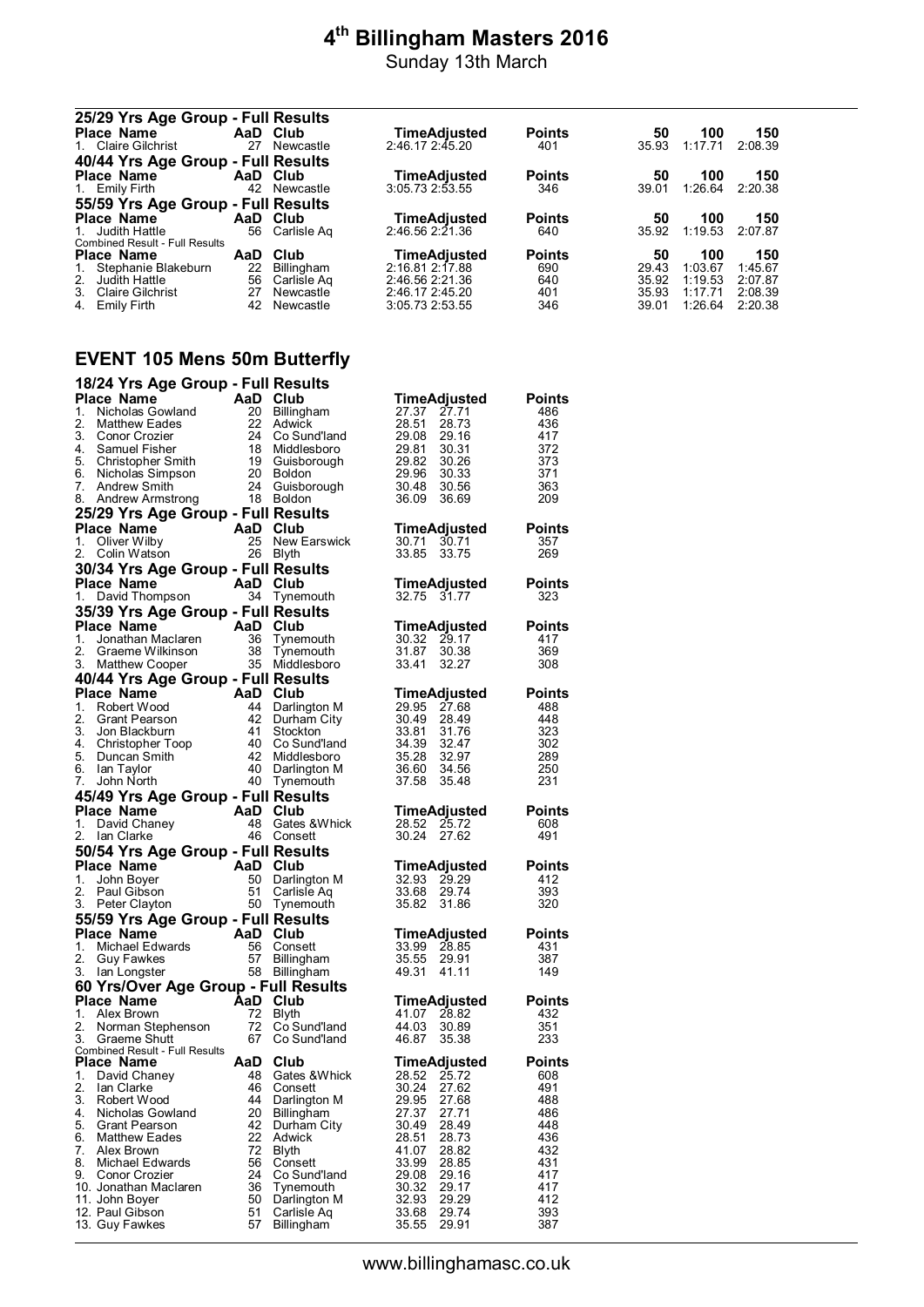# 4th Billingham Masters 2016

Sunday 13th March

### 25/29 Yrs Age Group - Full Results

| Place | Name | AaD | Club | Time | Adjusted | Points | 50 | 100 | 150 |
|---|---|---|---|---|---|---|---|---|---|
| 1. | Claire Gilchrist | 27 | Newcastle | 2:46.17 | 2:45.20 | 401 | 35.93 | 1:17.71 | 2:08.39 |

### 40/44 Yrs Age Group - Full Results

| Place | Name | AaD | Club | Time | Adjusted | Points | 50 | 100 | 150 |
|---|---|---|---|---|---|---|---|---|---|
| 1. | Emily Firth | 42 | Newcastle | 3:05.73 | 2:53.55 | 346 | 39.01 | 1:26.64 | 2:20.38 |

### 55/59 Yrs Age Group - Full Results

| Place | Name | AaD | Club | Time | Adjusted | Points | 50 | 100 | 150 |
|---|---|---|---|---|---|---|---|---|---|
| 1. | Judith Hattle | 56 | Carlisle Aq | 2:46.56 | 2:21.36 | 640 | 35.92 | 1:19.53 | 2:07.87 |

Combined Result - Full Results

| Place | Name | AaD | Club | Time | Adjusted | Points | 50 | 100 | 150 |
|---|---|---|---|---|---|---|---|---|---|
| 1. | Stephanie Blakeburn | 22 | Billingham | 2:16.81 | 2:17.88 | 690 | 29.43 | 1:03.67 | 1:45.67 |
| 2. | Judith Hattle | 56 | Carlisle Aq | 2:46.56 | 2:21.36 | 640 | 35.92 | 1:19.53 | 2:07.87 |
| 3. | Claire Gilchrist | 27 | Newcastle | 2:46.17 | 2:45.20 | 401 | 35.93 | 1:17.71 | 2:08.39 |
| 4. | Emily Firth | 42 | Newcastle | 3:05.73 | 2:53.55 | 346 | 39.01 | 1:26.64 | 2:20.38 |

## EVENT 105 Mens 50m Butterfly

### 18/24 Yrs Age Group - Full Results

| Place | Name | AaD | Club | Time | Adjusted | Points |
|---|---|---|---|---|---|---|
| 1. | Nicholas Gowland | 20 | Billingham | 27.37 | 27.71 | 486 |
| 2. | Matthew Eades | 22 | Adwick | 28.51 | 28.73 | 436 |
| 3. | Conor Crozier | 24 | Co Sund'land | 29.08 | 29.16 | 417 |
| 4. | Samuel Fisher | 18 | Middlesboro | 29.81 | 30.31 | 372 |
| 5. | Christopher Smith | 19 | Guisborough | 29.82 | 30.26 | 373 |
| 6. | Nicholas Simpson | 20 | Boldon | 29.96 | 30.33 | 371 |
| 7. | Andrew Smith | 24 | Guisborough | 30.48 | 30.56 | 363 |
| 8. | Andrew Armstrong | 18 | Boldon | 36.09 | 36.69 | 209 |

### 25/29 Yrs Age Group - Full Results

| Place | Name | AaD | Club | Time | Adjusted | Points |
|---|---|---|---|---|---|---|
| 1. | Oliver Wilby | 25 | New Earswick | 30.71 | 30.71 | 357 |
| 2. | Colin Watson | 26 | Blyth | 33.85 | 33.75 | 269 |

### 30/34 Yrs Age Group - Full Results

| Place | Name | AaD | Club | Time | Adjusted | Points |
|---|---|---|---|---|---|---|
| 1. | David Thompson | 34 | Tynemouth | 32.75 | 31.77 | 323 |

### 35/39 Yrs Age Group - Full Results

| Place | Name | AaD | Club | Time | Adjusted | Points |
|---|---|---|---|---|---|---|
| 1. | Jonathan Maclaren | 36 | Tynemouth | 30.32 | 29.17 | 417 |
| 2. | Graeme Wilkinson | 38 | Tynemouth | 31.87 | 30.38 | 369 |
| 3. | Matthew Cooper | 35 | Middlesboro | 33.41 | 32.27 | 308 |

### 40/44 Yrs Age Group - Full Results

| Place | Name | AaD | Club | Time | Adjusted | Points |
|---|---|---|---|---|---|---|
| 1. | Robert Wood | 44 | Darlington M | 29.95 | 27.68 | 488 |
| 2. | Grant Pearson | 42 | Durham City | 30.49 | 28.49 | 448 |
| 3. | Jon Blackburn | 41 | Stockton | 33.81 | 31.76 | 323 |
| 4. | Christopher Toop | 40 | Co Sund'land | 34.39 | 32.47 | 302 |
| 5. | Duncan Smith | 42 | Middlesboro | 35.28 | 32.97 | 289 |
| 6. | Ian Taylor | 40 | Darlington M | 36.60 | 34.56 | 250 |
| 7. | John North | 40 | Tynemouth | 37.58 | 35.48 | 231 |

### 45/49 Yrs Age Group - Full Results

| Place | Name | AaD | Club | Time | Adjusted | Points |
|---|---|---|---|---|---|---|
| 1. | David Chaney | 48 | Gates &Whick | 28.52 | 25.72 | 608 |
| 2. | Ian Clarke | 46 | Consett | 30.24 | 27.62 | 491 |

### 50/54 Yrs Age Group - Full Results

| Place | Name | AaD | Club | Time | Adjusted | Points |
|---|---|---|---|---|---|---|
| 1. | John Boyer | 50 | Darlington M | 32.93 | 29.29 | 412 |
| 2. | Paul Gibson | 51 | Carlisle Aq | 33.68 | 29.74 | 393 |
| 3. | Peter Clayton | 50 | Tynemouth | 35.82 | 31.86 | 320 |

### 55/59 Yrs Age Group - Full Results

| Place | Name | AaD | Club | Time | Adjusted | Points |
|---|---|---|---|---|---|---|
| 1. | Michael Edwards | 56 | Consett | 33.99 | 28.85 | 431 |
| 2. | Guy Fawkes | 57 | Billingham | 35.55 | 29.91 | 387 |
| 3. | Ian Longster | 58 | Billingham | 49.31 | 41.11 | 149 |

### 60 Yrs/Over Age Group - Full Results

| Place | Name | AaD | Club | Time | Adjusted | Points |
|---|---|---|---|---|---|---|
| 1. | Alex Brown | 72 | Blyth | 41.07 | 28.82 | 432 |
| 2. | Norman Stephenson | 72 | Co Sund'land | 44.03 | 30.89 | 351 |
| 3. | Graeme Shutt | 67 | Co Sund'land | 46.87 | 35.38 | 233 |

Combined Result - Full Results

| Place | Name | AaD | Club | Time | Adjusted | Points |
|---|---|---|---|---|---|---|
| 1. | David Chaney | 48 | Gates &Whick | 28.52 | 25.72 | 608 |
| 2. | Ian Clarke | 46 | Consett | 30.24 | 27.62 | 491 |
| 3. | Robert Wood | 44 | Darlington M | 29.95 | 27.68 | 488 |
| 4. | Nicholas Gowland | 20 | Billingham | 27.37 | 27.71 | 486 |
| 5. | Grant Pearson | 42 | Durham City | 30.49 | 28.49 | 448 |
| 6. | Matthew Eades | 22 | Adwick | 28.51 | 28.73 | 436 |
| 7. | Alex Brown | 72 | Blyth | 41.07 | 28.82 | 432 |
| 8. | Michael Edwards | 56 | Consett | 33.99 | 28.85 | 431 |
| 9. | Conor Crozier | 24 | Co Sund'land | 29.08 | 29.16 | 417 |
| 10. | Jonathan Maclaren | 36 | Tynemouth | 30.32 | 29.17 | 417 |
| 11. | John Boyer | 50 | Darlington M | 32.93 | 29.29 | 412 |
| 12. | Paul Gibson | 51 | Carlisle Aq | 33.68 | 29.74 | 393 |
| 13. | Guy Fawkes | 57 | Billingham | 35.55 | 29.91 | 387 |

www.billinghamasc.co.uk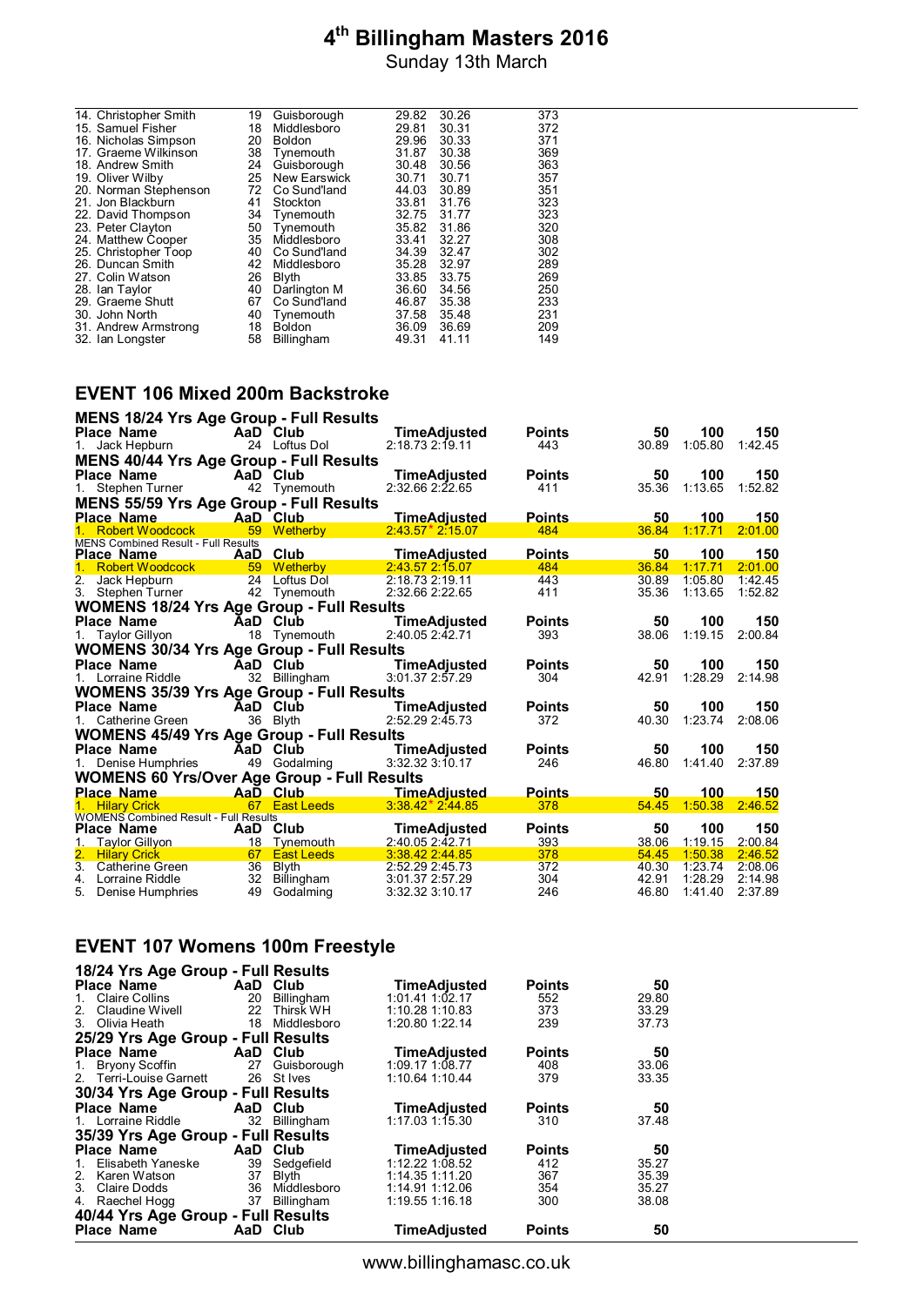# 4th Billingham Masters 2016

Sunday 13th March

| Place Name | AaD | Club | Time | Adjusted | Points |
|---|---|---|---|---|---|
| 14. Christopher Smith | 19 | Guisborough | 29.82 | 30.26 | 373 |
| 15. Samuel Fisher | 18 | Middlesboro | 29.81 | 30.31 | 372 |
| 16. Nicholas Simpson | 20 | Boldon | 29.96 | 30.33 | 371 |
| 17. Graeme Wilkinson | 38 | Tynemouth | 31.87 | 30.38 | 369 |
| 18. Andrew Smith | 24 | Guisborough | 30.48 | 30.56 | 363 |
| 19. Oliver Wilby | 25 | New Earswick | 30.71 | 30.71 | 357 |
| 20. Norman Stephenson | 72 | Co Sund'land | 44.03 | 30.89 | 351 |
| 21. Jon Blackburn | 41 | Stockton | 33.81 | 31.76 | 323 |
| 22. David Thompson | 34 | Tynemouth | 32.75 | 31.77 | 323 |
| 23. Peter Clayton | 50 | Tynemouth | 35.82 | 31.86 | 320 |
| 24. Matthew Cooper | 35 | Middlesboro | 33.41 | 32.27 | 308 |
| 25. Christopher Toop | 40 | Co Sund'land | 34.39 | 32.47 | 302 |
| 26. Duncan Smith | 42 | Middlesboro | 35.28 | 32.97 | 289 |
| 27. Colin Watson | 26 | Blyth | 33.85 | 33.75 | 269 |
| 28. Ian Taylor | 40 | Darlington M | 36.60 | 34.56 | 250 |
| 29. Graeme Shutt | 67 | Co Sund'land | 46.87 | 35.38 | 233 |
| 30. John North | 40 | Tynemouth | 37.58 | 35.48 | 231 |
| 31. Andrew Armstrong | 18 | Boldon | 36.09 | 36.69 | 209 |
| 32. Ian Longster | 58 | Billingham | 49.31 | 41.11 | 149 |

## EVENT 106 Mixed 200m Backstroke

### MENS 18/24 Yrs Age Group - Full Results

| Place Name | AaD | Club | TimeAdjusted | Points | 50 | 100 | 150 |
|---|---|---|---|---|---|---|---|
| 1. Jack Hepburn | 24 | Loftus Dol | 2:18.73 2:19.11 | 443 | 30.89 | 1:05.80 | 1:42.45 |

### MENS 40/44 Yrs Age Group - Full Results

| Place Name | AaD | Club | TimeAdjusted | Points | 50 | 100 | 150 |
|---|---|---|---|---|---|---|---|
| 1. Stephen Turner | 42 | Tynemouth | 2:32.66 2:22.65 | 411 | 35.36 | 1:13.65 | 1:52.82 |

### MENS 55/59 Yrs Age Group - Full Results

| Place Name | AaD | Club | TimeAdjusted | Points | 50 | 100 | 150 |
|---|---|---|---|---|---|---|---|
| 1. Robert Woodcock | 59 | Wetherby | 2:43.57* 2:15.07 | 484 | 36.84 | 1:17.71 | 2:01.00 |

MENS Combined Result - Full Results

| Place Name | AaD | Club | TimeAdjusted | Points | 50 | 100 | 150 |
|---|---|---|---|---|---|---|---|
| 1. Robert Woodcock | 59 | Wetherby | 2:43.57 2:15.07 | 484 | 36.84 | 1:17.71 | 2:01.00 |
| 2. Jack Hepburn | 24 | Loftus Dol | 2:18.73 2:19.11 | 443 | 30.89 | 1:05.80 | 1:42.45 |
| 3. Stephen Turner | 42 | Tynemouth | 2:32.66 2:22.65 | 411 | 35.36 | 1:13.65 | 1:52.82 |

### WOMENS 18/24 Yrs Age Group - Full Results

| Place Name | AaD | Club | TimeAdjusted | Points | 50 | 100 | 150 |
|---|---|---|---|---|---|---|---|
| 1. Taylor Gillyon | 18 | Tynemouth | 2:40.05 2:42.71 | 393 | 38.06 | 1:19.15 | 2:00.84 |

### WOMENS 30/34 Yrs Age Group - Full Results

| Place Name | AaD | Club | TimeAdjusted | Points | 50 | 100 | 150 |
|---|---|---|---|---|---|---|---|
| 1. Lorraine Riddle | 32 | Billingham | 3:01.37 2:57.29 | 304 | 42.91 | 1:28.29 | 2:14.98 |

### WOMENS 35/39 Yrs Age Group - Full Results

| Place Name | AaD | Club | TimeAdjusted | Points | 50 | 100 | 150 |
|---|---|---|---|---|---|---|---|
| 1. Catherine Green | 36 | Blyth | 2:52.29 2:45.73 | 372 | 40.30 | 1:23.74 | 2:08.06 |

### WOMENS 45/49 Yrs Age Group - Full Results

| Place Name | AaD | Club | TimeAdjusted | Points | 50 | 100 | 150 |
|---|---|---|---|---|---|---|---|
| 1. Denise Humphries | 49 | Godalming | 3:32.32 3:10.17 | 246 | 46.80 | 1:41.40 | 2:37.89 |

### WOMENS 60 Yrs/Over Age Group - Full Results

| Place Name | AaD | Club | TimeAdjusted | Points | 50 | 100 | 150 |
|---|---|---|---|---|---|---|---|
| 1. Hilary Crick | 67 | East Leeds | 3:38.42* 2:44.85 | 378 | 54.45 | 1:50.38 | 2:46.52 |

WOMENS Combined Result - Full Results

| Place Name | AaD | Club | TimeAdjusted | Points | 50 | 100 | 150 |
|---|---|---|---|---|---|---|---|
| 1. Taylor Gillyon | 18 | Tynemouth | 2:40.05 2:42.71 | 393 | 38.06 | 1:19.15 | 2:00.84 |
| 2. Hilary Crick | 67 | East Leeds | 3:38.42 2:44.85 | 378 | 54.45 | 1:50.38 | 2:46.52 |
| 3. Catherine Green | 36 | Blyth | 2:52.29 2:45.73 | 372 | 40.30 | 1:23.74 | 2:08.06 |
| 4. Lorraine Riddle | 32 | Billingham | 3:01.37 2:57.29 | 304 | 42.91 | 1:28.29 | 2:14.98 |
| 5. Denise Humphries | 49 | Godalming | 3:32.32 3:10.17 | 246 | 46.80 | 1:41.40 | 2:37.89 |

## EVENT 107 Womens 100m Freestyle

### 18/24 Yrs Age Group - Full Results

| Place Name | AaD | Club | TimeAdjusted | Points | 50 |
|---|---|---|---|---|---|
| 1. Claire Collins | 20 | Billingham | 1:01.41 1:02.17 | 552 | 29.80 |
| 2. Claudine Wivell | 22 | Thirsk WH | 1:10.28 1:10.83 | 373 | 33.29 |
| 3. Olivia Heath | 18 | Middlesboro | 1:20.80 1:22.14 | 239 | 37.73 |

### 25/29 Yrs Age Group - Full Results

| Place Name | AaD | Club | TimeAdjusted | Points | 50 |
|---|---|---|---|---|---|
| 1. Bryony Scoffin | 27 | Guisborough | 1:09.17 1:08.77 | 408 | 33.06 |
| 2. Terri-Louise Garnett | 26 | St Ives | 1:10.64 1:10.44 | 379 | 33.35 |

### 30/34 Yrs Age Group - Full Results

| Place Name | AaD | Club | TimeAdjusted | Points | 50 |
|---|---|---|---|---|---|
| 1. Lorraine Riddle | 32 | Billingham | 1:17.03 1:15.30 | 310 | 37.48 |

### 35/39 Yrs Age Group - Full Results

| Place Name | AaD | Club | TimeAdjusted | Points | 50 |
|---|---|---|---|---|---|
| 1. Elisabeth Yaneske | 39 | Sedgefield | 1:12.22 1:08.52 | 412 | 35.27 |
| 2. Karen Watson | 37 | Blyth | 1:14.35 1:11.20 | 367 | 35.39 |
| 3. Claire Dodds | 36 | Middlesboro | 1:14.91 1:12.06 | 354 | 35.27 |
| 4. Raechel Hogg | 37 | Billingham | 1:19.55 1:16.18 | 300 | 38.08 |

### 40/44 Yrs Age Group - Full Results

| Place Name | AaD | Club | TimeAdjusted | Points | 50 |
|---|---|---|---|---|---|

www.billinghamasc.co.uk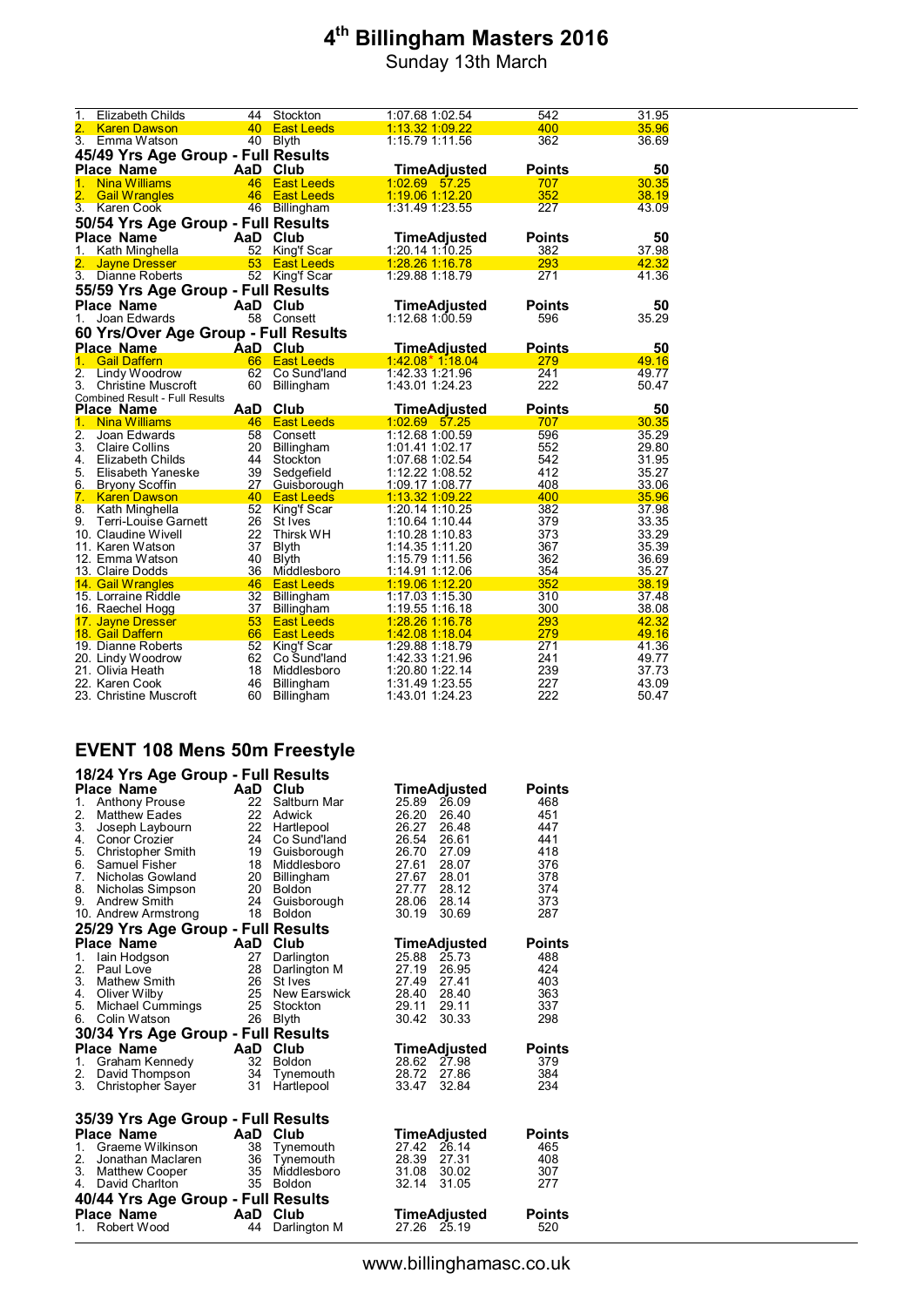# 4th Billingham Masters 2016

Sunday 13th March

| Place | Name | AaD | Club | Time | Adjusted | Points | 50 |
|---|---|---|---|---|---|---|---|
| 1. | Elizabeth Childs | 44 | Stockton | 1:07.68 | 1:02.54 | 542 | 31.95 |
| 2. | Karen Dawson | 40 | East Leeds | 1:13.32 | 1:09.22 | 400 | 35.96 |
| 3. | Emma Watson | 40 | Blyth | 1:15.79 | 1:11.56 | 362 | 36.69 |

### 45/49 Yrs Age Group - Full Results

| Place | Name | AaD | Club | Time | Adjusted | Points | 50 |
|---|---|---|---|---|---|---|---|
| 1. | Nina Williams | 46 | East Leeds | 1:02.69 | 57.25 | 707 | 30.35 |
| 2. | Gail Wrangles | 46 | East Leeds | 1:19.06 | 1:12.20 | 352 | 38.19 |
| 3. | Karen Cook | 46 | Billingham | 1:31.49 | 1:23.55 | 227 | 43.09 |

### 50/54 Yrs Age Group - Full Results

| Place | Name | AaD | Club | Time | Adjusted | Points | 50 |
|---|---|---|---|---|---|---|---|
| 1. | Kath Minghella | 52 | King'f Scar | 1:20.14 | 1:10.25 | 382 | 37.98 |
| 2. | Jayne Dresser | 53 | East Leeds | 1:28.26 | 1:16.78 | 293 | 42.32 |
| 3. | Dianne Roberts | 52 | King'f Scar | 1:29.88 | 1:18.79 | 271 | 41.36 |

### 55/59 Yrs Age Group - Full Results

| Place | Name | AaD | Club | Time | Adjusted | Points | 50 |
|---|---|---|---|---|---|---|---|
| 1. | Joan Edwards | 58 | Consett | 1:12.68 | 1:00.59 | 596 | 35.29 |

### 60 Yrs/Over Age Group - Full Results

| Place | Name | AaD | Club | Time | Adjusted | Points | 50 |
|---|---|---|---|---|---|---|---|
| 1. | Gail Daffern | 66 | East Leeds | 1:42.08* | 1:18.04 | 279 | 49.16 |
| 2. | Lindy Woodrow | 62 | Co Sund'land | 1:42.33 | 1:21.96 | 241 | 49.77 |
| 3. | Christine Muscroft | 60 | Billingham | 1:43.01 | 1:24.23 | 222 | 50.47 |

Combined Result - Full Results

| Place | Name | AaD | Club | Time | Adjusted | Points | 50 |
|---|---|---|---|---|---|---|---|
| 1. | Nina Williams | 46 | East Leeds | 1:02.69 | 57.25 | 707 | 30.35 |
| 2. | Joan Edwards | 58 | Consett | 1:12.68 | 1:00.59 | 596 | 35.29 |
| 3. | Claire Collins | 20 | Billingham | 1:01.41 | 1:02.17 | 552 | 29.80 |
| 4. | Elizabeth Childs | 44 | Stockton | 1:07.68 | 1:02.54 | 542 | 31.95 |
| 5. | Elisabeth Yaneske | 39 | Sedgefield | 1:12.22 | 1:08.52 | 412 | 35.27 |
| 6. | Bryony Scoffin | 27 | Guisborough | 1:09.17 | 1:08.77 | 408 | 33.06 |
| 7. | Karen Dawson | 40 | East Leeds | 1:13.32 | 1:09.22 | 400 | 35.96 |
| 8. | Kath Minghella | 52 | King'f Scar | 1:20.14 | 1:10.25 | 382 | 37.98 |
| 9. | Terri-Louise Garnett | 26 | St Ives | 1:10.64 | 1:10.44 | 379 | 33.35 |
| 10. | Claudine Wivell | 22 | Thirsk WH | 1:10.28 | 1:10.83 | 373 | 33.29 |
| 11. | Karen Watson | 37 | Blyth | 1:14.35 | 1:11.20 | 367 | 35.39 |
| 12. | Emma Watson | 40 | Blyth | 1:15.79 | 1:11.56 | 362 | 36.69 |
| 13. | Claire Dodds | 36 | Middlesboro | 1:14.91 | 1:12.06 | 354 | 35.27 |
| 14. | Gail Wrangles | 46 | East Leeds | 1:19.06 | 1:12.20 | 352 | 38.19 |
| 15. | Lorraine Riddle | 32 | Billingham | 1:17.03 | 1:15.30 | 310 | 37.48 |
| 16. | Raechel Hogg | 37 | Billingham | 1:19.55 | 1:16.18 | 300 | 38.08 |
| 17. | Jayne Dresser | 53 | East Leeds | 1:28.26 | 1:16.78 | 293 | 42.32 |
| 18. | Gail Daffern | 66 | East Leeds | 1:42.08 | 1:18.04 | 279 | 49.16 |
| 19. | Dianne Roberts | 52 | King'f Scar | 1:29.88 | 1:18.79 | 271 | 41.36 |
| 20. | Lindy Woodrow | 62 | Co Sund'land | 1:42.33 | 1:21.96 | 241 | 49.77 |
| 21. | Olivia Heath | 18 | Middlesboro | 1:20.80 | 1:22.14 | 239 | 37.73 |
| 22. | Karen Cook | 46 | Billingham | 1:31.49 | 1:23.55 | 227 | 43.09 |
| 23. | Christine Muscroft | 60 | Billingham | 1:43.01 | 1:24.23 | 222 | 50.47 |

## EVENT 108 Mens 50m Freestyle

### 18/24 Yrs Age Group - Full Results

| Place | Name | AaD | Club | Time | Adjusted | Points |
|---|---|---|---|---|---|---|
| 1. | Anthony Prouse | 22 | Saltburn Mar | 25.89 | 26.09 | 468 |
| 2. | Matthew Eades | 22 | Adwick | 26.20 | 26.40 | 451 |
| 3. | Joseph Laybourn | 22 | Hartlepool | 26.27 | 26.48 | 447 |
| 4. | Conor Crozier | 24 | Co Sund'land | 26.54 | 26.61 | 441 |
| 5. | Christopher Smith | 19 | Guisborough | 26.70 | 27.09 | 418 |
| 6. | Samuel Fisher | 18 | Middlesboro | 27.61 | 28.07 | 376 |
| 7. | Nicholas Gowland | 20 | Billingham | 27.67 | 28.01 | 378 |
| 8. | Nicholas Simpson | 20 | Boldon | 27.77 | 28.12 | 374 |
| 9. | Andrew Smith | 24 | Guisborough | 28.06 | 28.14 | 373 |
| 10. | Andrew Armstrong | 18 | Boldon | 30.19 | 30.69 | 287 |

### 25/29 Yrs Age Group - Full Results

| Place | Name | AaD | Club | Time | Adjusted | Points |
|---|---|---|---|---|---|---|
| 1. | Iain Hodgson | 27 | Darlington | 25.88 | 25.73 | 488 |
| 2. | Paul Love | 28 | Darlington M | 27.19 | 26.95 | 424 |
| 3. | Mathew Smith | 26 | St Ives | 27.49 | 27.41 | 403 |
| 4. | Oliver Wilby | 25 | New Earswick | 28.40 | 28.40 | 363 |
| 5. | Michael Cummings | 25 | Stockton | 29.11 | 29.11 | 337 |
| 6. | Colin Watson | 26 | Blyth | 30.42 | 30.33 | 298 |

### 30/34 Yrs Age Group - Full Results

| Place | Name | AaD | Club | Time | Adjusted | Points |
|---|---|---|---|---|---|---|
| 1. | Graham Kennedy | 32 | Boldon | 28.62 | 27.98 | 379 |
| 2. | David Thompson | 34 | Tynemouth | 28.72 | 27.86 | 384 |
| 3. | Christopher Sayer | 31 | Hartlepool | 33.47 | 32.84 | 234 |

### 35/39 Yrs Age Group - Full Results

| Place | Name | AaD | Club | Time | Adjusted | Points |
|---|---|---|---|---|---|---|
| 1. | Graeme Wilkinson | 38 | Tynemouth | 27.42 | 26.14 | 465 |
| 2. | Jonathan Maclaren | 36 | Tynemouth | 28.39 | 27.31 | 408 |
| 3. | Matthew Cooper | 35 | Middlesboro | 31.08 | 30.02 | 307 |
| 4. | David Charlton | 35 | Boldon | 32.14 | 31.05 | 277 |

### 40/44 Yrs Age Group - Full Results

| Place | Name | AaD | Club | Time | Adjusted | Points |
|---|---|---|---|---|---|---|
| 1. | Robert Wood | 44 | Darlington M | 27.26 | 25.19 | 520 |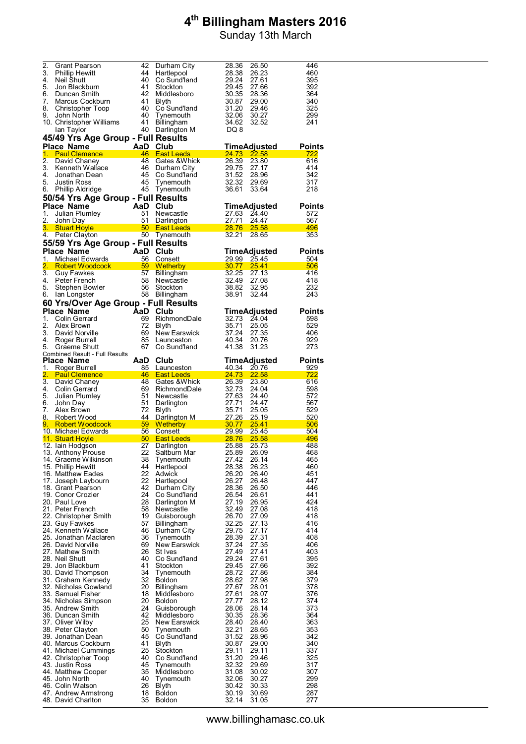# 4th Billingham Masters 2016

Sunday 13th March

| Place | Name | AaD | Club | Time | Adjusted | Points |
|---|---|---|---|---|---|---|
| 2. | Grant Pearson | 42 | Durham City | 28.36 | 26.50 | 446 |
| 3. | Phillip Hewitt | 44 | Hartlepool | 28.38 | 26.23 | 460 |
| 4. | Neil Shutt | 40 | Co Sund'land | 29.24 | 27.61 | 395 |
| 5. | Jon Blackburn | 41 | Stockton | 29.45 | 27.66 | 392 |
| 6. | Duncan Smith | 42 | Middlesboro | 30.35 | 28.36 | 364 |
| 7. | Marcus Cockburn | 41 | Blyth | 30.87 | 29.00 | 340 |
| 8. | Christopher Toop | 40 | Co Sund'land | 31.20 | 29.46 | 325 |
| 9. | John North | 40 | Tynemouth | 32.06 | 30.27 | 299 |
| 10. | Christopher Williams | 41 | Billingham | 34.62 | 32.52 | 241 |
| | Ian Taylor | 40 | Darlington M | DQ 8 | | |

## 45/49 Yrs Age Group - Full Results

| Place | Name | AaD | Club | Time | Adjusted | Points |
|---|---|---|---|---|---|---|
| 1. | Paul Clemence | 46 | East Leeds | 24.73 | 22.58 | 722 |
| 2. | David Chaney | 48 | Gates &Whick | 26.39 | 23.80 | 616 |
| 3. | Kenneth Wallace | 46 | Durham City | 29.75 | 27.17 | 414 |
| 4. | Jonathan Dean | 45 | Co Sund'land | 31.52 | 28.96 | 342 |
| 5. | Justin Ross | 45 | Tynemouth | 32.32 | 29.69 | 317 |
| 6. | Phillip Aldridge | 45 | Tynemouth | 36.61 | 33.64 | 218 |

## 50/54 Yrs Age Group - Full Results

| Place | Name | AaD | Club | Time | Adjusted | Points |
|---|---|---|---|---|---|---|
| 1. | Julian Plumley | 51 | Newcastle | 27.63 | 24.40 | 572 |
| 2. | John Day | 51 | Darlington | 27.71 | 24.47 | 567 |
| 3. | Stuart Hoyle | 50 | East Leeds | 28.76 | 25.58 | 496 |
| 4. | Peter Clayton | 50 | Tynemouth | 32.21 | 28.65 | 353 |

## 55/59 Yrs Age Group - Full Results

| Place | Name | AaD | Club | Time | Adjusted | Points |
|---|---|---|---|---|---|---|
| 1. | Michael Edwards | 56 | Consett | 29.99 | 25.45 | 504 |
| 2. | Robert Woodcock | 59 | Wetherby | 30.77 | 25.41 | 506 |
| 3. | Guy Fawkes | 57 | Billingham | 32.25 | 27.13 | 416 |
| 4. | Peter French | 58 | Newcastle | 32.49 | 27.08 | 418 |
| 5. | Stephen Bowler | 56 | Stockton | 38.82 | 32.95 | 232 |
| 6. | Ian Longster | 58 | Billingham | 38.91 | 32.44 | 243 |

## 60 Yrs/Over Age Group - Full Results

| Place | Name | AaD | Club | Time | Adjusted | Points |
|---|---|---|---|---|---|---|
| 1. | Colin Gerrard | 69 | RichmondDale | 32.73 | 24.04 | 598 |
| 2. | Alex Brown | 72 | Blyth | 35.71 | 25.05 | 529 |
| 3. | David Norville | 69 | New Earswick | 37.24 | 27.35 | 406 |
| 4. | Roger Burrell | 85 | Launceston | 40.34 | 20.76 | 929 |
| 5. | Graeme Shutt | 67 | Co Sund'land | 41.38 | 31.23 | 273 |

Combined Result - Full Results

| Place | Name | AaD | Club | Time | Adjusted | Points |
|---|---|---|---|---|---|---|
| 1. | Roger Burrell | 85 | Launceston | 40.34 | 20.76 | 929 |
| 2. | Paul Clemence | 46 | East Leeds | 24.73 | 22.58 | 722 |
| 3. | David Chaney | 48 | Gates &Whick | 26.39 | 23.80 | 616 |
| 4. | Colin Gerrard | 69 | RichmondDale | 32.73 | 24.04 | 598 |
| 5. | Julian Plumley | 51 | Newcastle | 27.63 | 24.40 | 572 |
| 6. | John Day | 51 | Darlington | 27.71 | 24.47 | 567 |
| 7. | Alex Brown | 72 | Blyth | 35.71 | 25.05 | 529 |
| 8. | Robert Wood | 44 | Darlington M | 27.26 | 25.19 | 520 |
| 9. | Robert Woodcock | 59 | Wetherby | 30.77 | 25.41 | 506 |
| 10. | Michael Edwards | 56 | Consett | 29.99 | 25.45 | 504 |
| 11. | Stuart Hoyle | 50 | East Leeds | 28.76 | 25.58 | 496 |
| 12. | Iain Hodgson | 27 | Darlington | 25.88 | 25.73 | 488 |
| 13. | Anthony Prouse | 22 | Saltburn Mar | 25.89 | 26.09 | 468 |
| 14. | Graeme Wilkinson | 38 | Tynemouth | 27.42 | 26.14 | 465 |
| 15. | Phillip Hewitt | 44 | Hartlepool | 28.38 | 26.23 | 460 |
| 16. | Matthew Eades | 22 | Adwick | 26.20 | 26.40 | 451 |
| 17. | Joseph Laybourn | 22 | Hartlepool | 26.27 | 26.48 | 447 |
| 18. | Grant Pearson | 42 | Durham City | 28.36 | 26.50 | 446 |
| 19. | Conor Crozier | 24 | Co Sund'land | 26.54 | 26.61 | 441 |
| 20. | Paul Love | 28 | Darlington M | 27.19 | 26.95 | 424 |
| 21. | Peter French | 58 | Newcastle | 32.49 | 27.08 | 418 |
| 22. | Christopher Smith | 19 | Guisborough | 26.70 | 27.09 | 418 |
| 23. | Guy Fawkes | 57 | Billingham | 32.25 | 27.13 | 416 |
| 24. | Kenneth Wallace | 46 | Durham City | 29.75 | 27.17 | 414 |
| 25. | Jonathan Maclaren | 36 | Tynemouth | 28.39 | 27.31 | 408 |
| 26. | David Norville | 69 | New Earswick | 37.24 | 27.35 | 406 |
| 27. | Mathew Smith | 26 | St Ives | 27.49 | 27.41 | 403 |
| 28. | Neil Shutt | 40 | Co Sund'land | 29.24 | 27.61 | 395 |
| 29. | Jon Blackburn | 41 | Stockton | 29.45 | 27.66 | 392 |
| 30. | David Thompson | 34 | Tynemouth | 28.72 | 27.86 | 384 |
| 31. | Graham Kennedy | 32 | Boldon | 28.62 | 27.98 | 379 |
| 32. | Nicholas Gowland | 20 | Billingham | 27.67 | 28.01 | 378 |
| 33. | Samuel Fisher | 18 | Middlesboro | 27.61 | 28.07 | 376 |
| 34. | Nicholas Simpson | 20 | Boldon | 27.77 | 28.12 | 374 |
| 35. | Andrew Smith | 24 | Guisborough | 28.06 | 28.14 | 373 |
| 36. | Duncan Smith | 42 | Middlesboro | 30.35 | 28.36 | 364 |
| 37. | Oliver Wilby | 25 | New Earswick | 28.40 | 28.40 | 363 |
| 38. | Peter Clayton | 50 | Tynemouth | 32.21 | 28.65 | 353 |
| 39. | Jonathan Dean | 45 | Co Sund'land | 31.52 | 28.96 | 342 |
| 40. | Marcus Cockburn | 41 | Blyth | 30.87 | 29.00 | 340 |
| 41. | Michael Cummings | 25 | Stockton | 29.11 | 29.11 | 337 |
| 42. | Christopher Toop | 40 | Co Sund'land | 31.20 | 29.46 | 325 |
| 43. | Justin Ross | 45 | Tynemouth | 32.32 | 29.69 | 317 |
| 44. | Matthew Cooper | 35 | Middlesboro | 31.08 | 30.02 | 307 |
| 45. | John North | 40 | Tynemouth | 32.06 | 30.27 | 299 |
| 46. | Colin Watson | 26 | Blyth | 30.42 | 30.33 | 298 |
| 47. | Andrew Armstrong | 18 | Boldon | 30.19 | 30.69 | 287 |
| 48. | David Charlton | 35 | Boldon | 32.14 | 31.05 | 277 |

www.billinghamasc.co.uk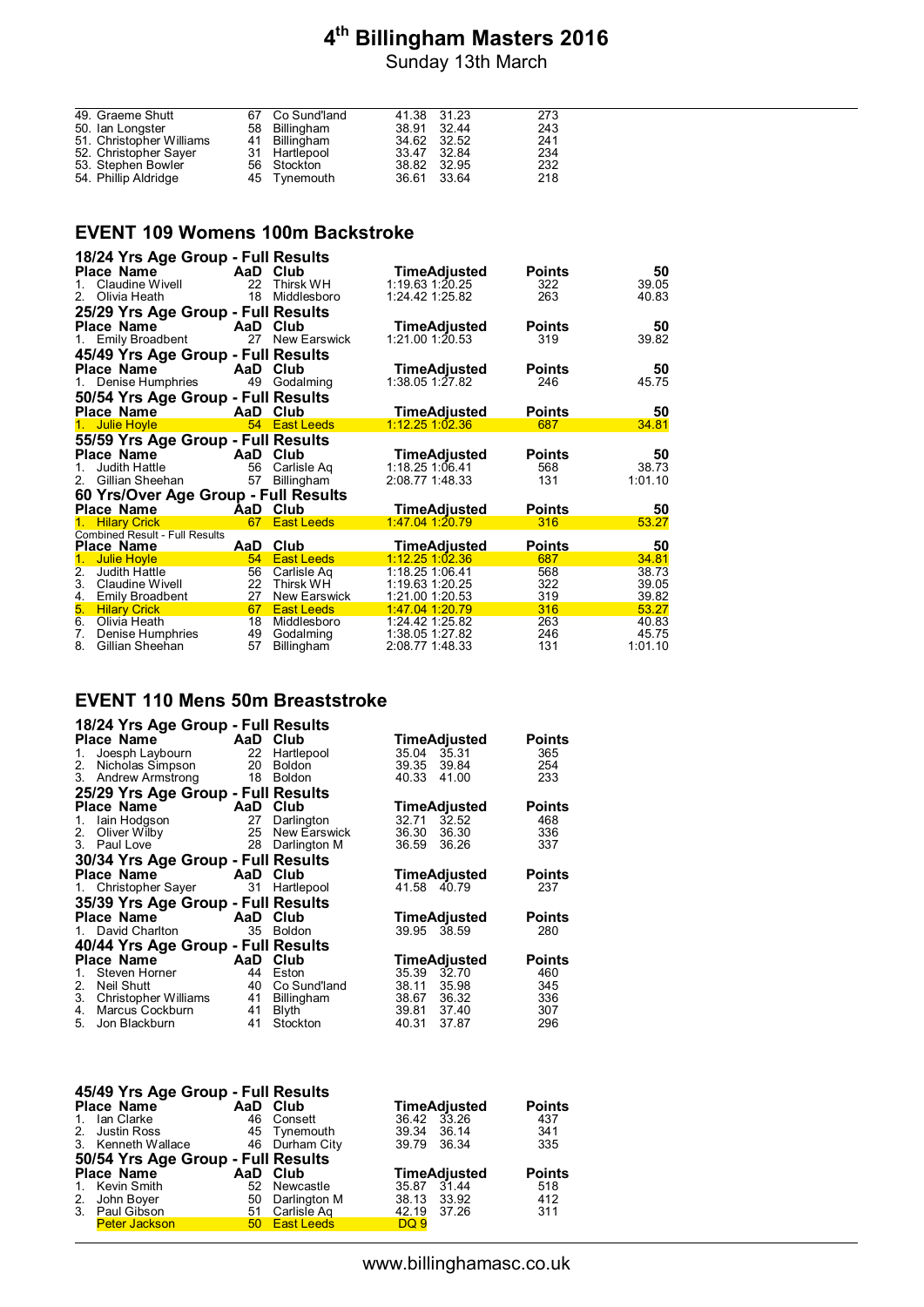# 4th Billingham Masters 2016

Sunday 13th March

| Place Name | AaD | Club | Time | Adjusted | Points |
|---|---|---|---|---|---|
| 49. Graeme Shutt | 67 | Co Sund'land | 41.38 | 31.23 | 273 |
| 50. Ian Longster | 58 | Billingham | 38.91 | 32.44 | 243 |
| 51. Christopher Williams | 41 | Billingham | 34.62 | 32.52 | 241 |
| 52. Christopher Sayer | 31 | Hartlepool | 33.47 | 32.84 | 234 |
| 53. Stephen Bowler | 56 | Stockton | 38.82 | 32.95 | 232 |
| 54. Phillip Aldridge | 45 | Tynemouth | 36.61 | 33.64 | 218 |

## EVENT 109 Womens 100m Backstroke

### 18/24 Yrs Age Group - Full Results

| Place Name | AaD | Club | Time | Adjusted | Points | 50 |
|---|---|---|---|---|---|---|
| 1. Claudine Wivell | 22 | Thirsk WH | 1:19.63 | 1:20.25 | 322 | 39.05 |
| 2. Olivia Heath | 18 | Middlesboro | 1:24.42 | 1:25.82 | 263 | 40.83 |

### 25/29 Yrs Age Group - Full Results

| Place Name | AaD | Club | Time | Adjusted | Points | 50 |
|---|---|---|---|---|---|---|
| 1. Emily Broadbent | 27 | New Earswick | 1:21.00 | 1:20.53 | 319 | 39.82 |

### 45/49 Yrs Age Group - Full Results

| Place Name | AaD | Club | Time | Adjusted | Points | 50 |
|---|---|---|---|---|---|---|
| 1. Denise Humphries | 49 | Godalming | 1:38.05 | 1:27.82 | 246 | 45.75 |

### 50/54 Yrs Age Group - Full Results

| Place Name | AaD | Club | Time | Adjusted | Points | 50 |
|---|---|---|---|---|---|---|
| 1. Julie Hoyle | 54 | East Leeds | 1:12.25 | 1:02.36 | 687 | 34.81 |

### 55/59 Yrs Age Group - Full Results

| Place Name | AaD | Club | Time | Adjusted | Points | 50 |
|---|---|---|---|---|---|---|
| 1. Judith Hattle | 56 | Carlisle Aq | 1:18.25 | 1:06.41 | 568 | 38.73 |
| 2. Gillian Sheehan | 57 | Billingham | 2:08.77 | 1:48.33 | 131 | 1:01.10 |

### 60 Yrs/Over Age Group - Full Results

| Place Name | AaD | Club | Time | Adjusted | Points | 50 |
|---|---|---|---|---|---|---|
| 1. Hilary Crick | 67 | East Leeds | 1:47.04 | 1:20.79 | 316 | 53.27 |

### Combined Result - Full Results

| Place Name | AaD | Club | Time | Adjusted | Points | 50 |
|---|---|---|---|---|---|---|
| 1. Julie Hoyle | 54 | East Leeds | 1:12.25 | 1:02.36 | 687 | 34.81 |
| 2. Judith Hattle | 56 | Carlisle Aq | 1:18.25 | 1:06.41 | 568 | 38.73 |
| 3. Claudine Wivell | 22 | Thirsk WH | 1:19.63 | 1:20.25 | 322 | 39.05 |
| 4. Emily Broadbent | 27 | New Earswick | 1:21.00 | 1:20.53 | 319 | 39.82 |
| 5. Hilary Crick | 67 | East Leeds | 1:47.04 | 1:20.79 | 316 | 53.27 |
| 6. Olivia Heath | 18 | Middlesboro | 1:24.42 | 1:25.82 | 263 | 40.83 |
| 7. Denise Humphries | 49 | Godalming | 1:38.05 | 1:27.82 | 246 | 45.75 |
| 8. Gillian Sheehan | 57 | Billingham | 2:08.77 | 1:48.33 | 131 | 1:01.10 |

## EVENT 110 Mens 50m Breaststroke

### 18/24 Yrs Age Group - Full Results

| Place Name | AaD | Club | Time | Adjusted | Points |
|---|---|---|---|---|---|
| 1. Joesph Laybourn | 22 | Hartlepool | 35.04 | 35.31 | 365 |
| 2. Nicholas Simpson | 20 | Boldon | 39.35 | 39.84 | 254 |
| 3. Andrew Armstrong | 18 | Boldon | 40.33 | 41.00 | 233 |

### 25/29 Yrs Age Group - Full Results

| Place Name | AaD | Club | Time | Adjusted | Points |
|---|---|---|---|---|---|
| 1. Iain Hodgson | 27 | Darlington | 32.71 | 32.52 | 468 |
| 2. Oliver Wilby | 25 | New Earswick | 36.30 | 36.30 | 336 |
| 3. Paul Love | 28 | Darlington M | 36.59 | 36.26 | 337 |

### 30/34 Yrs Age Group - Full Results

| Place Name | AaD | Club | Time | Adjusted | Points |
|---|---|---|---|---|---|
| 1. Christopher Sayer | 31 | Hartlepool | 41.58 | 40.79 | 237 |

### 35/39 Yrs Age Group - Full Results

| Place Name | AaD | Club | Time | Adjusted | Points |
|---|---|---|---|---|---|
| 1. David Charlton | 35 | Boldon | 39.95 | 38.59 | 280 |

### 40/44 Yrs Age Group - Full Results

| Place Name | AaD | Club | Time | Adjusted | Points |
|---|---|---|---|---|---|
| 1. Steven Horner | 44 | Eston | 35.39 | 32.70 | 460 |
| 2. Neil Shutt | 40 | Co Sund'land | 38.11 | 35.98 | 345 |
| 3. Christopher Williams | 41 | Billingham | 38.67 | 36.32 | 336 |
| 4. Marcus Cockburn | 41 | Blyth | 39.81 | 37.40 | 307 |
| 5. Jon Blackburn | 41 | Stockton | 40.31 | 37.87 | 296 |

### 45/49 Yrs Age Group - Full Results

| Place Name | AaD | Club | Time | Adjusted | Points |
|---|---|---|---|---|---|
| 1. Ian Clarke | 46 | Consett | 36.42 | 33.26 | 437 |
| 2. Justin Ross | 45 | Tynemouth | 39.34 | 36.14 | 341 |
| 3. Kenneth Wallace | 46 | Durham City | 39.79 | 36.34 | 335 |

### 50/54 Yrs Age Group - Full Results

| Place Name | AaD | Club | Time | Adjusted | Points |
|---|---|---|---|---|---|
| 1. Kevin Smith | 52 | Newcastle | 35.87 | 31.44 | 518 |
| 2. John Boyer | 50 | Darlington M | 38.13 | 33.92 | 412 |
| 3. Paul Gibson | 51 | Carlisle Aq | 42.19 | 37.26 | 311 |
| Peter Jackson | 50 | East Leeds | DQ 9 | | |

www.billinghamasc.co.uk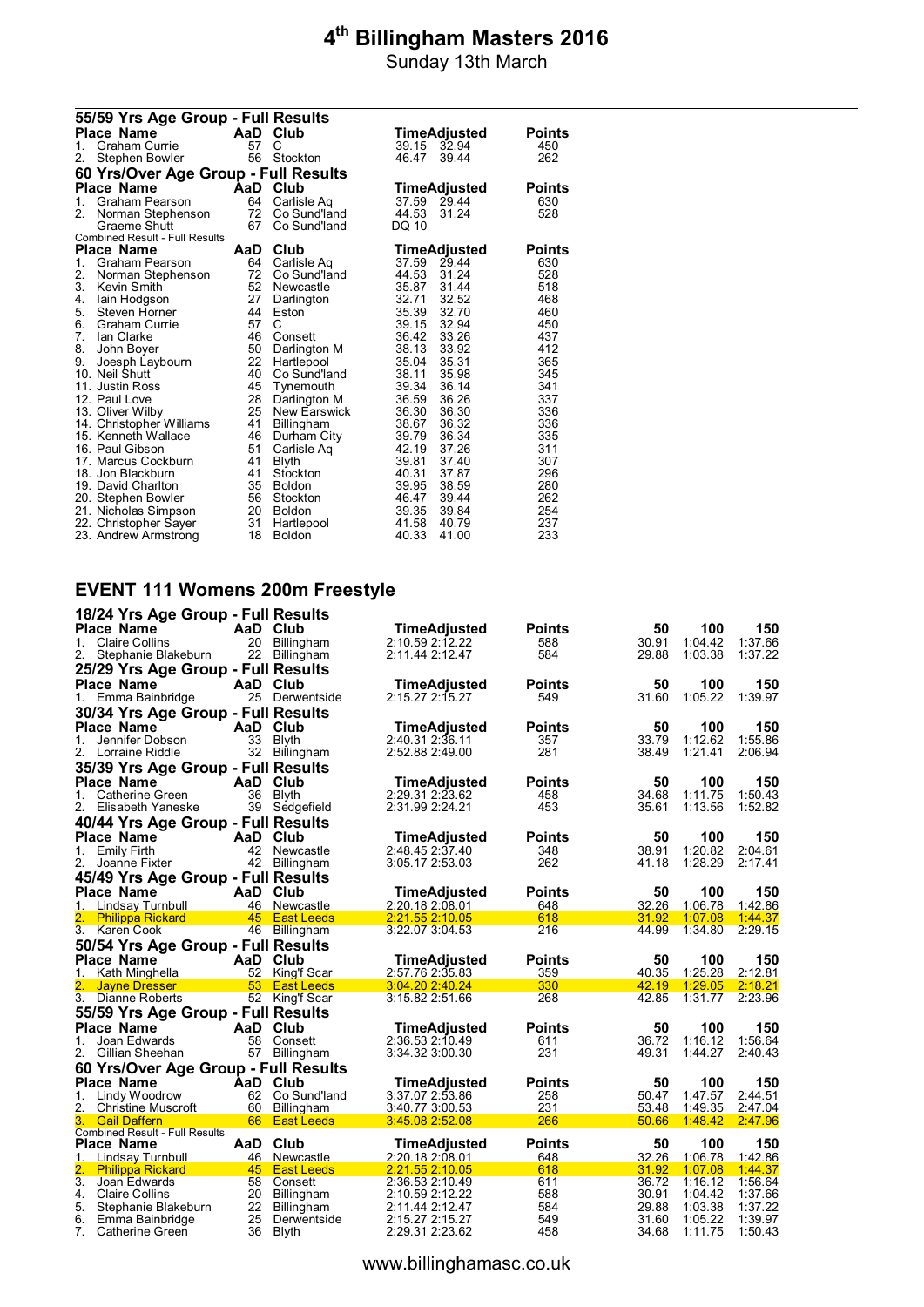# 4th Billingham Masters 2016

Sunday 13th March

### 55/59 Yrs Age Group - Full Results

| Place | Name | AaD | Club | Time | Adjusted | Points |
|---|---|---|---|---|---|---|
| 1. | Graham Currie | 57 | C | 39.15 | 32.94 | 450 |
| 2. | Stephen Bowler | 56 | Stockton | 46.47 | 39.44 | 262 |

### 60 Yrs/Over Age Group - Full Results

| Place | Name | AaD | Club | Time | Adjusted | Points |
|---|---|---|---|---|---|---|
| 1. | Graham Pearson | 64 | Carlisle Aq | 37.59 | 29.44 | 630 |
| 2. | Norman Stephenson | 72 | Co Sund'land | 44.53 | 31.24 | 528 |
| | Graeme Shutt | 67 | Co Sund'land | DQ 10 | | |

### Combined Result - Full Results

| Place | Name | AaD | Club | Time | Adjusted | Points |
|---|---|---|---|---|---|---|
| 1. | Graham Pearson | 64 | Carlisle Aq | 37.59 | 29.44 | 630 |
| 2. | Norman Stephenson | 72 | Co Sund'land | 44.53 | 31.24 | 528 |
| 3. | Kevin Smith | 52 | Newcastle | 35.87 | 31.44 | 518 |
| 4. | Iain Hodgson | 27 | Darlington | 32.71 | 32.52 | 468 |
| 5. | Steven Horner | 44 | Eston | 35.39 | 32.70 | 460 |
| 6. | Graham Currie | 57 | C | 39.15 | 32.94 | 450 |
| 7. | Ian Clarke | 46 | Consett | 36.42 | 33.26 | 437 |
| 8. | John Boyer | 50 | Darlington M | 38.13 | 33.92 | 412 |
| 9. | Joesph Laybourn | 22 | Hartlepool | 35.04 | 35.31 | 365 |
| 10. | Neil Shutt | 40 | Co Sund'land | 38.11 | 35.98 | 345 |
| 11. | Justin Ross | 45 | Tynemouth | 39.34 | 36.14 | 341 |
| 12. | Paul Love | 28 | Darlington M | 36.59 | 36.26 | 337 |
| 13. | Oliver Wilby | 25 | New Earswick | 36.30 | 36.30 | 336 |
| 14. | Christopher Williams | 41 | Billingham | 38.67 | 36.32 | 336 |
| 15. | Kenneth Wallace | 46 | Durham City | 39.79 | 36.34 | 335 |
| 16. | Paul Gibson | 51 | Carlisle Aq | 42.19 | 37.26 | 311 |
| 17. | Marcus Cockburn | 41 | Blyth | 39.81 | 37.40 | 307 |
| 18. | Jon Blackburn | 41 | Stockton | 40.31 | 37.87 | 296 |
| 19. | David Charlton | 35 | Boldon | 39.95 | 38.59 | 280 |
| 20. | Stephen Bowler | 56 | Stockton | 46.47 | 39.44 | 262 |
| 21. | Nicholas Simpson | 20 | Boldon | 39.35 | 39.84 | 254 |
| 22. | Christopher Sayer | 31 | Hartlepool | 41.58 | 40.79 | 237 |
| 23. | Andrew Armstrong | 18 | Boldon | 40.33 | 41.00 | 233 |

## EVENT 111 Womens 200m Freestyle

### 18/24 Yrs Age Group - Full Results

| Place | Name | AaD | Club | Time | Adjusted | Points | 50 | 100 | 150 |
|---|---|---|---|---|---|---|---|---|---|
| 1. | Claire Collins | 20 | Billingham | 2:10.59 | 2:12.22 | 588 | 30.91 | 1:04.42 | 1:37.66 |
| 2. | Stephanie Blakeburn | 22 | Billingham | 2:11.44 | 2:12.47 | 584 | 29.88 | 1:03.38 | 1:37.22 |

### 25/29 Yrs Age Group - Full Results

| Place | Name | AaD | Club | Time | Adjusted | Points | 50 | 100 | 150 |
|---|---|---|---|---|---|---|---|---|---|
| 1. | Emma Bainbridge | 25 | Derwentside | 2:15.27 | 2:15.27 | 549 | 31.60 | 1:05.22 | 1:39.97 |

### 30/34 Yrs Age Group - Full Results

| Place | Name | AaD | Club | Time | Adjusted | Points | 50 | 100 | 150 |
|---|---|---|---|---|---|---|---|---|---|
| 1. | Jennifer Dobson | 33 | Blyth | 2:40.31 | 2:36.11 | 357 | 33.79 | 1:12.62 | 1:55.86 |
| 2. | Lorraine Riddle | 32 | Billingham | 2:52.88 | 2:49.00 | 281 | 38.49 | 1:21.41 | 2:06.94 |

### 35/39 Yrs Age Group - Full Results

| Place | Name | AaD | Club | Time | Adjusted | Points | 50 | 100 | 150 |
|---|---|---|---|---|---|---|---|---|---|
| 1. | Catherine Green | 36 | Blyth | 2:29.31 | 2:23.62 | 458 | 34.68 | 1:11.75 | 1:50.43 |
| 2. | Elisabeth Yaneske | 39 | Sedgefield | 2:31.99 | 2:24.21 | 453 | 35.61 | 1:13.56 | 1:52.82 |

### 40/44 Yrs Age Group - Full Results

| Place | Name | AaD | Club | Time | Adjusted | Points | 50 | 100 | 150 |
|---|---|---|---|---|---|---|---|---|---|
| 1. | Emily Firth | 42 | Newcastle | 2:48.45 | 2:37.40 | 348 | 38.91 | 1:20.82 | 2:04.61 |
| 2. | Joanne Fixter | 42 | Billingham | 3:05.17 | 2:53.03 | 262 | 41.18 | 1:28.29 | 2:17.41 |

### 45/49 Yrs Age Group - Full Results

| Place | Name | AaD | Club | Time | Adjusted | Points | 50 | 100 | 150 |
|---|---|---|---|---|---|---|---|---|---|
| 1. | Lindsay Turnbull | 46 | Newcastle | 2:20.18 | 2:08.01 | 648 | 32.26 | 1:06.78 | 1:42.86 |
| 2. | Philippa Rickard | 45 | East Leeds | 2:21.55 | 2:10.05 | 618 | 31.92 | 1:07.08 | 1:44.37 |
| 3. | Karen Cook | 46 | Billingham | 3:22.07 | 3:04.53 | 216 | 44.99 | 1:34.80 | 2:29.15 |

### 50/54 Yrs Age Group - Full Results

| Place | Name | AaD | Club | Time | Adjusted | Points | 50 | 100 | 150 |
|---|---|---|---|---|---|---|---|---|---|
| 1. | Kath Minghella | 52 | King'f Scar | 2:57.76 | 2:35.83 | 359 | 40.35 | 1:25.28 | 2:12.81 |
| 2. | Jayne Dresser | 53 | East Leeds | 3:04.20 | 2:40.24 | 330 | 42.19 | 1:29.05 | 2:18.21 |
| 3. | Dianne Roberts | 52 | King'f Scar | 3:15.82 | 2:51.66 | 268 | 42.85 | 1:31.77 | 2:23.96 |

### 55/59 Yrs Age Group - Full Results

| Place | Name | AaD | Club | Time | Adjusted | Points | 50 | 100 | 150 |
|---|---|---|---|---|---|---|---|---|---|
| 1. | Joan Edwards | 58 | Consett | 2:36.53 | 2:10.49 | 611 | 36.72 | 1:16.12 | 1:56.64 |
| 2. | Gillian Sheehan | 57 | Billingham | 3:34.32 | 3:00.30 | 231 | 49.31 | 1:44.27 | 2:40.43 |

### 60 Yrs/Over Age Group - Full Results

| Place | Name | AaD | Club | Time | Adjusted | Points | 50 | 100 | 150 |
|---|---|---|---|---|---|---|---|---|---|
| 1. | Lindy Woodrow | 62 | Co Sund'land | 3:37.07 | 2:53.86 | 258 | 50.47 | 1:47.57 | 2:44.51 |
| 2. | Christine Muscroft | 60 | Billingham | 3:40.77 | 3:00.53 | 231 | 53.48 | 1:49.35 | 2:47.04 |
| 3. | Gail Daffern | 66 | East Leeds | 3:45.08 | 2:52.08 | 266 | 50.66 | 1:48.42 | 2:47.96 |

### Combined Result - Full Results

| Place | Name | AaD | Club | Time | Adjusted | Points | 50 | 100 | 150 |
|---|---|---|---|---|---|---|---|---|---|
| 1. | Lindsay Turnbull | 46 | Newcastle | 2:20.18 | 2:08.01 | 648 | 32.26 | 1:06.78 | 1:42.86 |
| 2. | Philippa Rickard | 45 | East Leeds | 2:21.55 | 2:10.05 | 618 | 31.92 | 1:07.08 | 1:44.37 |
| 3. | Joan Edwards | 58 | Consett | 2:36.53 | 2:10.49 | 611 | 36.72 | 1:16.12 | 1:56.64 |
| 4. | Claire Collins | 20 | Billingham | 2:10.59 | 2:12.22 | 588 | 30.91 | 1:04.42 | 1:37.66 |
| 5. | Stephanie Blakeburn | 22 | Billingham | 2:11.44 | 2:12.47 | 584 | 29.88 | 1:03.38 | 1:37.22 |
| 6. | Emma Bainbridge | 25 | Derwentside | 2:15.27 | 2:15.27 | 549 | 31.60 | 1:05.22 | 1:39.97 |
| 7. | Catherine Green | 36 | Blyth | 2:29.31 | 2:23.62 | 458 | 34.68 | 1:11.75 | 1:50.43 |

www.billinghamasc.co.uk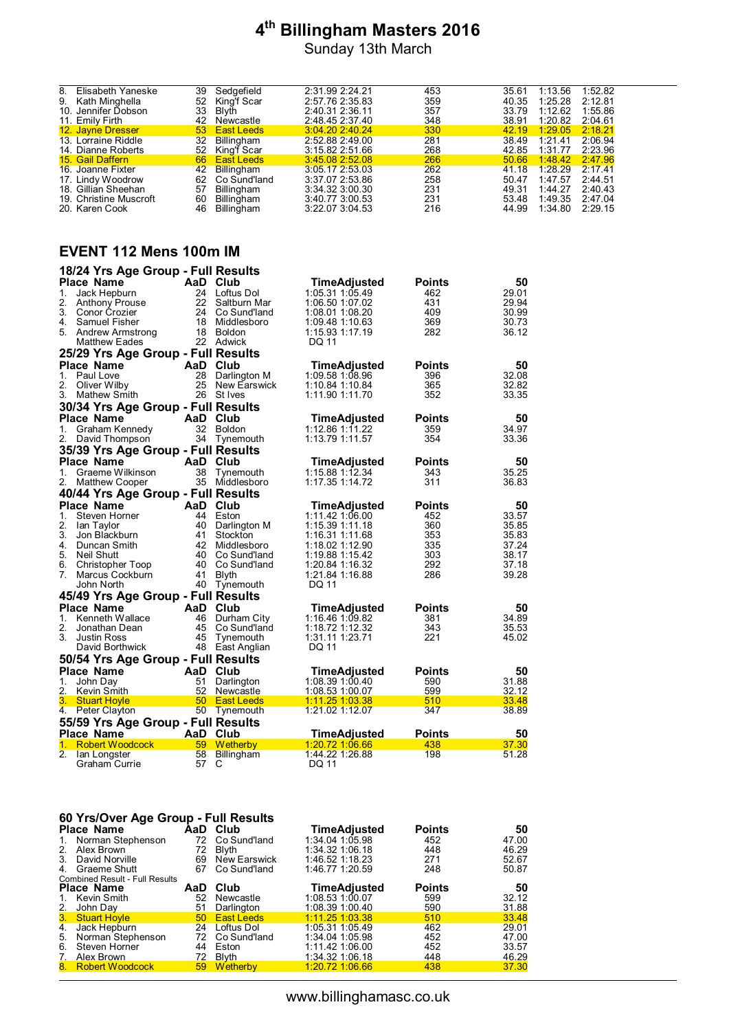# 4th Billingham Masters 2016

Sunday 13th March

| | | | | | | | | |
|---|---|---|---|---|---|---|---|---|
| 8. | Elisabeth Yaneske | 39 | Sedgefield | 2:31.99 2:24.21 | 453 | 35.61 | 1:13.56 | 1:52.82 |
| 9. | Kath Minghella | 52 | King'f Scar | 2:57.76 2:35.83 | 359 | 40.35 | 1:25.28 | 2:12.81 |
| 10. | Jennifer Dobson | 33 | Blyth | 2:40.31 2:36.11 | 357 | 33.79 | 1:12.62 | 1:55.86 |
| 11. | Emily Firth | 42 | Newcastle | 2:48.45 2:37.40 | 348 | 38.91 | 1:20.82 | 2:04.61 |
| 12. | Jayne Dresser | 53 | East Leeds | 3:04.20 2:40.24 | 330 | 42.19 | 1:29.05 | 2:18.21 |
| 13. | Lorraine Riddle | 32 | Billingham | 2:52.88 2:49.00 | 281 | 38.49 | 1:21.41 | 2:06.94 |
| 14. | Dianne Roberts | 52 | King'f Scar | 3:15.82 2:51.66 | 268 | 42.85 | 1:31.77 | 2:23.96 |
| 15. | Gail Daffern | 66 | East Leeds | 3:45.08 2:52.08 | 266 | 50.66 | 1:48.42 | 2:47.96 |
| 16. | Joanne Fixter | 42 | Billingham | 3:05.17 2:53.03 | 262 | 41.18 | 1:28.29 | 2:17.41 |
| 17. | Lindy Woodrow | 62 | Co Sund'land | 3:37.07 2:53.86 | 258 | 50.47 | 1:47.57 | 2:44.51 |
| 18. | Gillian Sheehan | 57 | Billingham | 3:34.32 3:00.30 | 231 | 49.31 | 1:44.27 | 2:40.43 |
| 19. | Christine Muscroft | 60 | Billingham | 3:40.77 3:00.53 | 231 | 53.48 | 1:49.35 | 2:47.04 |
| 20. | Karen Cook | 46 | Billingham | 3:22.07 3:04.53 | 216 | 44.99 | 1:34.80 | 2:29.15 |

## EVENT 112 Mens 100m IM

### 18/24 Yrs Age Group - Full Results

| Place | Name | AaD | Club | TimeAdjusted | Points | 50 |
|---|---|---|---|---|---|---|
| 1. | Jack Hepburn | 24 | Loftus Dol | 1:05.31 1:05.49 | 462 | 29.01 |
| 2. | Anthony Prouse | 22 | Saltburn Mar | 1:06.50 1:07.02 | 431 | 29.94 |
| 3. | Conor Crozier | 24 | Co Sund'land | 1:08.01 1:08.20 | 409 | 30.99 |
| 4. | Samuel Fisher | 18 | Middlesboro | 1:09.48 1:10.63 | 369 | 30.73 |
| 5. | Andrew Armstrong | 18 | Boldon | 1:15.93 1:17.19 | 282 | 36.12 |
| | Matthew Eades | 22 | Adwick | DQ 11 | | |

### 25/29 Yrs Age Group - Full Results

| Place | Name | AaD | Club | TimeAdjusted | Points | 50 |
|---|---|---|---|---|---|---|
| 1. | Paul Love | 28 | Darlington M | 1:09.58 1:08.96 | 396 | 32.08 |
| 2. | Oliver Wilby | 25 | New Earswick | 1:10.84 1:10.84 | 365 | 32.82 |
| 3. | Mathew Smith | 26 | St Ives | 1:11.90 1:11.70 | 352 | 33.35 |

### 30/34 Yrs Age Group - Full Results

| Place | Name | AaD | Club | TimeAdjusted | Points | 50 |
|---|---|---|---|---|---|---|
| 1. | Graham Kennedy | 32 | Boldon | 1:12.86 1:11.22 | 359 | 34.97 |
| 2. | David Thompson | 34 | Tynemouth | 1:13.79 1:11.57 | 354 | 33.36 |

### 35/39 Yrs Age Group - Full Results

| Place | Name | AaD | Club | TimeAdjusted | Points | 50 |
|---|---|---|---|---|---|---|
| 1. | Graeme Wilkinson | 38 | Tynemouth | 1:15.88 1:12.34 | 343 | 35.25 |
| 2. | Matthew Cooper | 35 | Middlesboro | 1:17.35 1:14.72 | 311 | 36.83 |

### 40/44 Yrs Age Group - Full Results

| Place | Name | AaD | Club | TimeAdjusted | Points | 50 |
|---|---|---|---|---|---|---|
| 1. | Steven Horner | 44 | Eston | 1:11.42 1:06.00 | 452 | 33.57 |
| 2. | Ian Taylor | 40 | Darlington M | 1:15.39 1:11.18 | 360 | 35.85 |
| 3. | Jon Blackburn | 41 | Stockton | 1:16.31 1:11.68 | 353 | 35.83 |
| 4. | Duncan Smith | 42 | Middlesboro | 1:18.02 1:12.90 | 335 | 37.24 |
| 5. | Neil Shutt | 40 | Co Sund'land | 1:19.88 1:15.42 | 303 | 38.17 |
| 6. | Christopher Toop | 40 | Co Sund'land | 1:20.84 1:16.32 | 292 | 37.18 |
| 7. | Marcus Cockburn | 41 | Blyth | 1:21.84 1:16.88 | 286 | 39.28 |
| | John North | 40 | Tynemouth | DQ 11 | | |

### 45/49 Yrs Age Group - Full Results

| Place | Name | AaD | Club | TimeAdjusted | Points | 50 |
|---|---|---|---|---|---|---|
| 1. | Kenneth Wallace | 46 | Durham City | 1:16.46 1:09.82 | 381 | 34.89 |
| 2. | Jonathan Dean | 45 | Co Sund'land | 1:18.72 1:12.32 | 343 | 35.53 |
| 3. | Justin Ross | 45 | Tynemouth | 1:31.11 1:23.71 | 221 | 45.02 |
| | David Borthwick | 48 | East Anglian | DQ 11 | | |

### 50/54 Yrs Age Group - Full Results

| Place | Name | AaD | Club | TimeAdjusted | Points | 50 |
|---|---|---|---|---|---|---|
| 1. | John Day | 51 | Darlington | 1:08.39 1:00.40 | 590 | 31.88 |
| 2. | Kevin Smith | 52 | Newcastle | 1:08.53 1:00.07 | 599 | 32.12 |
| 3. | Stuart Hoyle | 50 | East Leeds | 1:11.25 1:03.38 | 510 | 33.48 |
| 4. | Peter Clayton | 50 | Tynemouth | 1:21.02 1:12.07 | 347 | 38.89 |

### 55/59 Yrs Age Group - Full Results

| Place | Name | AaD | Club | TimeAdjusted | Points | 50 |
|---|---|---|---|---|---|---|
| 1. | Robert Woodcock | 59 | Wetherby | 1:20.72 1:06.66 | 438 | 37.30 |
| 2. | Ian Longster | 58 | Billingham | 1:44.22 1:26.88 | 198 | 51.28 |
| | Graham Currie | 57 | C | DQ 11 | | |

### 60 Yrs/Over Age Group - Full Results

| Place | Name | AaD | Club | TimeAdjusted | Points | 50 |
|---|---|---|---|---|---|---|
| 1. | Norman Stephenson | 72 | Co Sund'land | 1:34.04 1:05.98 | 452 | 47.00 |
| 2. | Alex Brown | 72 | Blyth | 1:34.32 1:06.18 | 448 | 46.29 |
| 3. | David Norville | 69 | New Earswick | 1:46.52 1:18.23 | 271 | 52.67 |
| 4. | Graeme Shutt | 67 | Co Sund'land | 1:46.77 1:20.59 | 248 | 50.87 |

Combined Result - Full Results

| Place | Name | AaD | Club | TimeAdjusted | Points | 50 |
|---|---|---|---|---|---|---|
| 1. | Kevin Smith | 52 | Newcastle | 1:08.53 1:00.07 | 599 | 32.12 |
| 2. | John Day | 51 | Darlington | 1:08.39 1:00.40 | 590 | 31.88 |
| 3. | Stuart Hoyle | 50 | East Leeds | 1:11.25 1:03.38 | 510 | 33.48 |
| 4. | Jack Hepburn | 24 | Loftus Dol | 1:05.31 1:05.49 | 462 | 29.01 |
| 5. | Norman Stephenson | 72 | Co Sund'land | 1:34.04 1:05.98 | 452 | 47.00 |
| 6. | Steven Horner | 44 | Eston | 1:11.42 1:06.00 | 452 | 33.57 |
| 7. | Alex Brown | 72 | Blyth | 1:34.32 1:06.18 | 448 | 46.29 |
| 8. | Robert Woodcock | 59 | Wetherby | 1:20.72 1:06.66 | 438 | 37.30 |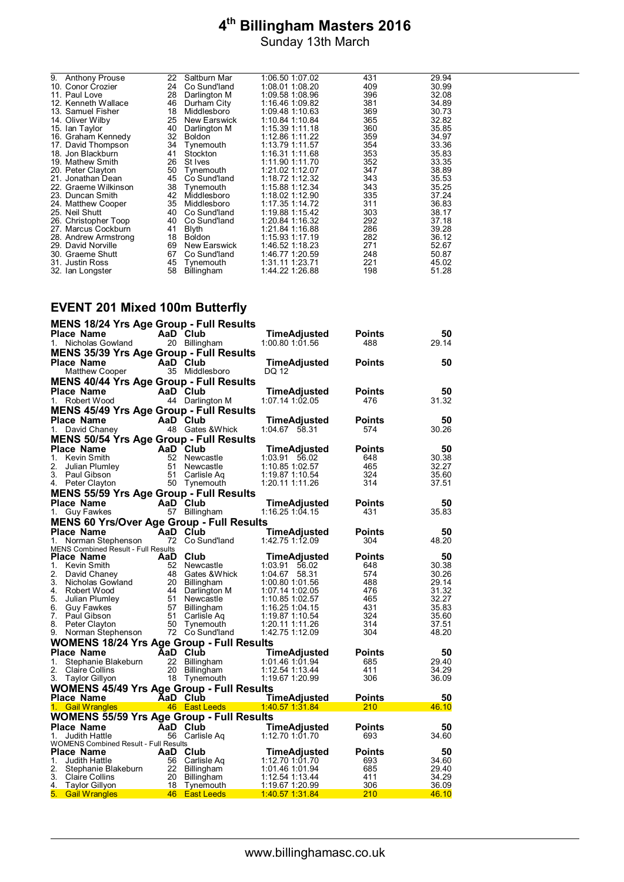| Place Name | AaD | Club | TimeAdjusted | Points | 50 |
|---|---|---|---|---|---|
| 9. Anthony Prouse | 22 | Saltburn Mar | 1:06.50 1:07.02 | 431 | 29.94 |
| 10. Conor Crozier | 24 | Co Sund'land | 1:08.01 1:08.20 | 409 | 30.99 |
| 11. Paul Love | 28 | Darlington M | 1:09.58 1:08.96 | 396 | 32.08 |
| 12. Kenneth Wallace | 46 | Durham City | 1:16.46 1:09.82 | 381 | 34.89 |
| 13. Samuel Fisher | 18 | Middlesboro | 1:09.48 1:10.63 | 369 | 30.73 |
| 14. Oliver Wilby | 25 | New Earswick | 1:10.84 1:10.84 | 365 | 32.82 |
| 15. Ian Taylor | 40 | Darlington M | 1:15.39 1:11.18 | 360 | 35.85 |
| 16. Graham Kennedy | 32 | Boldon | 1:12.86 1:11.22 | 359 | 34.97 |
| 17. David Thompson | 34 | Tynemouth | 1:13.79 1:11.57 | 354 | 33.36 |
| 18. Jon Blackburn | 41 | Stockton | 1:16.31 1:11.68 | 353 | 35.83 |
| 19. Mathew Smith | 26 | St Ives | 1:11.90 1:11.70 | 352 | 33.35 |
| 20. Peter Clayton | 50 | Tynemouth | 1:21.02 1:12.07 | 347 | 38.89 |
| 21. Jonathan Dean | 45 | Co Sund'land | 1:18.72 1:12.32 | 343 | 35.53 |
| 22. Graeme Wilkinson | 38 | Tynemouth | 1:15.88 1:12.34 | 343 | 35.25 |
| 23. Duncan Smith | 42 | Middlesboro | 1:18.02 1:12.90 | 335 | 37.24 |
| 24. Matthew Cooper | 35 | Middlesboro | 1:17.35 1:14.72 | 311 | 36.83 |
| 25. Neil Shutt | 40 | Co Sund'land | 1:19.88 1:15.42 | 303 | 38.17 |
| 26. Christopher Toop | 40 | Co Sund'land | 1:20.84 1:16.32 | 292 | 37.18 |
| 27. Marcus Cockburn | 41 | Blyth | 1:21.84 1:16.88 | 286 | 39.28 |
| 28. Andrew Armstrong | 18 | Boldon | 1:15.93 1:17.19 | 282 | 36.12 |
| 29. David Norville | 69 | New Earswick | 1:46.52 1:18.23 | 271 | 52.67 |
| 30. Graeme Shutt | 67 | Co Sund'land | 1:46.77 1:20.59 | 248 | 50.87 |
| 31. Justin Ross | 45 | Tynemouth | 1:31.11 1:23.71 | 221 | 45.02 |
| 32. Ian Longster | 58 | Billingham | 1:44.22 1:26.88 | 198 | 51.28 |

## EVENT 201 Mixed 100m Butterfly

### MENS 18/24 Yrs Age Group - Full Results

| Place Name | AaD | Club | TimeAdjusted | Points | 50 |
|---|---|---|---|---|---|
| 1. Nicholas Gowland | 20 | Billingham | 1:00.80 1:01.56 | 488 | 29.14 |

### MENS 35/39 Yrs Age Group - Full Results

| Place Name | AaD | Club | TimeAdjusted | Points | 50 |
|---|---|---|---|---|---|
| Matthew Cooper | 35 | Middlesboro | DQ 12 | | |

### MENS 40/44 Yrs Age Group - Full Results

| Place Name | AaD | Club | TimeAdjusted | Points | 50 |
|---|---|---|---|---|---|
| 1. Robert Wood | 44 | Darlington M | 1:07.14 1:02.05 | 476 | 31.32 |

### MENS 45/49 Yrs Age Group - Full Results

| Place Name | AaD | Club | TimeAdjusted | Points | 50 |
|---|---|---|---|---|---|
| 1. David Chaney | 48 | Gates &Whick | 1:04.67 58.31 | 574 | 30.26 |

### MENS 50/54 Yrs Age Group - Full Results

| Place Name | AaD | Club | TimeAdjusted | Points | 50 |
|---|---|---|---|---|---|
| 1. Kevin Smith | 52 | Newcastle | 1:03.91 56.02 | 648 | 30.38 |
| 2. Julian Plumley | 51 | Newcastle | 1:10.85 1:02.57 | 465 | 32.27 |
| 3. Paul Gibson | 51 | Carlisle Aq | 1:19.87 1:10.54 | 324 | 35.60 |
| 4. Peter Clayton | 50 | Tynemouth | 1:20.11 1:11.26 | 314 | 37.51 |

### MENS 55/59 Yrs Age Group - Full Results

| Place Name | AaD | Club | TimeAdjusted | Points | 50 |
|---|---|---|---|---|---|
| 1. Guy Fawkes | 57 | Billingham | 1:16.25 1:04.15 | 431 | 35.83 |

### MENS 60 Yrs/Over Age Group - Full Results

| Place Name | AaD | Club | TimeAdjusted | Points | 50 |
|---|---|---|---|---|---|
| 1. Norman Stephenson | 72 | Co Sund'land | 1:42.75 1:12.09 | 304 | 48.20 |

MENS Combined Result - Full Results

| Place Name | AaD | Club | TimeAdjusted | Points | 50 |
|---|---|---|---|---|---|
| 1. Kevin Smith | 52 | Newcastle | 1:03.91 56.02 | 648 | 30.38 |
| 2. David Chaney | 48 | Gates &Whick | 1:04.67 58.31 | 574 | 30.26 |
| 3. Nicholas Gowland | 20 | Billingham | 1:00.80 1:01.56 | 488 | 29.14 |
| 4. Robert Wood | 44 | Darlington M | 1:07.14 1:02.05 | 476 | 31.32 |
| 5. Julian Plumley | 51 | Newcastle | 1:10.85 1:02.57 | 465 | 32.27 |
| 6. Guy Fawkes | 57 | Billingham | 1:16.25 1:04.15 | 431 | 35.83 |
| 7. Paul Gibson | 51 | Carlisle Aq | 1:19.87 1:10.54 | 324 | 35.60 |
| 8. Peter Clayton | 50 | Tynemouth | 1:20.11 1:11.26 | 314 | 37.51 |
| 9. Norman Stephenson | 72 | Co Sund'land | 1:42.75 1:12.09 | 304 | 48.20 |

### WOMENS 18/24 Yrs Age Group - Full Results

| Place Name | AaD | Club | TimeAdjusted | Points | 50 |
|---|---|---|---|---|---|
| 1. Stephanie Blakeburn | 22 | Billingham | 1:01.46 1:01.94 | 685 | 29.40 |
| 2. Claire Collins | 20 | Billingham | 1:12.54 1:13.44 | 411 | 34.29 |
| 3. Taylor Gillyon | 18 | Tynemouth | 1:19.67 1:20.99 | 306 | 36.09 |

### WOMENS 45/49 Yrs Age Group - Full Results

| Place Name | AaD | Club | TimeAdjusted | Points | 50 |
|---|---|---|---|---|---|
| 1. Gail Wrangles | 46 | East Leeds | 1:40.57 1:31.84 | 210 | 46.10 |

### WOMENS 55/59 Yrs Age Group - Full Results

| Place Name | AaD | Club | TimeAdjusted | Points | 50 |
|---|---|---|---|---|---|
| 1. Judith Hattle | 56 | Carlisle Aq | 1:12.70 1:01.70 | 693 | 34.60 |

WOMENS Combined Result - Full Results

| Place Name | AaD | Club | TimeAdjusted | Points | 50 |
|---|---|---|---|---|---|
| 1. Judith Hattle | 56 | Carlisle Aq | 1:12.70 1:01.70 | 693 | 34.60 |
| 2. Stephanie Blakeburn | 22 | Billingham | 1:01.46 1:01.94 | 685 | 29.40 |
| 3. Claire Collins | 20 | Billingham | 1:12.54 1:13.44 | 411 | 34.29 |
| 4. Taylor Gillyon | 18 | Tynemouth | 1:19.67 1:20.99 | 306 | 36.09 |
| 5. Gail Wrangles | 46 | East Leeds | 1:40.57 1:31.84 | 210 | 46.10 |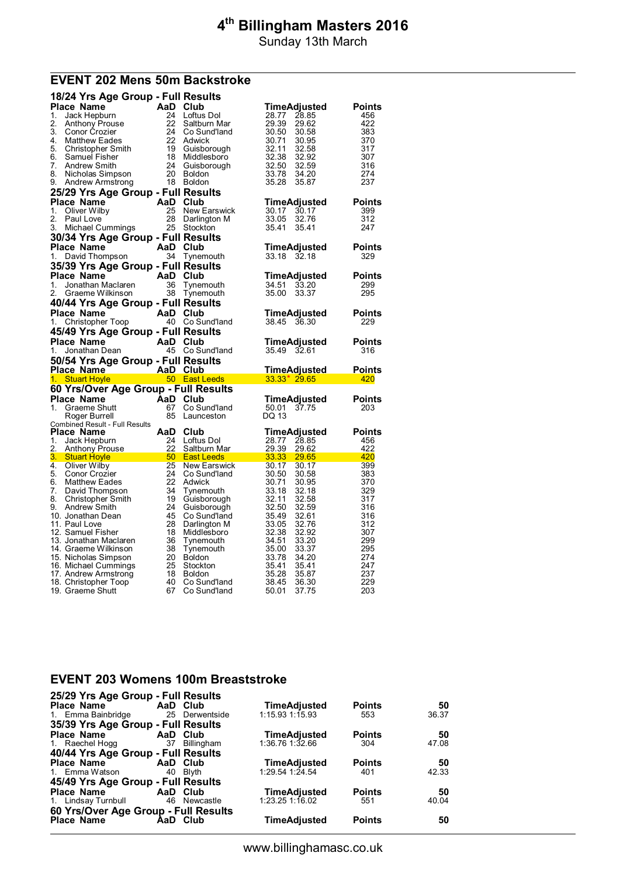# 4th Billingham Masters 2016

Sunday 13th March

## EVENT 202 Mens 50m Backstroke

### 18/24 Yrs Age Group - Full Results

| Place | Name | AaD | Club | Time | Adjusted | Points |
|---|---|---|---|---|---|---|
| 1. | Jack Hepburn | 24 | Loftus Dol | 28.77 | 28.85 | 456 |
| 2. | Anthony Prouse | 22 | Saltburn Mar | 29.39 | 29.62 | 422 |
| 3. | Conor Crozier | 24 | Co Sund'land | 30.50 | 30.58 | 383 |
| 4. | Matthew Eades | 22 | Adwick | 30.71 | 30.95 | 370 |
| 5. | Christopher Smith | 19 | Guisborough | 32.11 | 32.58 | 317 |
| 6. | Samuel Fisher | 18 | Middlesboro | 32.38 | 32.92 | 307 |
| 7. | Andrew Smith | 24 | Guisborough | 32.50 | 32.59 | 316 |
| 8. | Nicholas Simpson | 20 | Boldon | 33.78 | 34.20 | 274 |
| 9. | Andrew Armstrong | 18 | Boldon | 35.28 | 35.87 | 237 |

### 25/29 Yrs Age Group - Full Results

| Place | Name | AaD | Club | Time | Adjusted | Points |
|---|---|---|---|---|---|---|
| 1. | Oliver Wilby | 25 | New Earswick | 30.17 | 30.17 | 399 |
| 2. | Paul Love | 28 | Darlington M | 33.05 | 32.76 | 312 |
| 3. | Michael Cummings | 25 | Stockton | 35.41 | 35.41 | 247 |

### 30/34 Yrs Age Group - Full Results

| Place | Name | AaD | Club | Time | Adjusted | Points |
|---|---|---|---|---|---|---|
| 1. | David Thompson | 34 | Tynemouth | 33.18 | 32.18 | 329 |

### 35/39 Yrs Age Group - Full Results

| Place | Name | AaD | Club | Time | Adjusted | Points |
|---|---|---|---|---|---|---|
| 1. | Jonathan Maclaren | 36 | Tynemouth | 34.51 | 33.20 | 299 |
| 2. | Graeme Wilkinson | 38 | Tynemouth | 35.00 | 33.37 | 295 |

### 40/44 Yrs Age Group - Full Results

| Place | Name | AaD | Club | Time | Adjusted | Points |
|---|---|---|---|---|---|---|
| 1. | Christopher Toop | 40 | Co Sund'land | 38.45 | 36.30 | 229 |

### 45/49 Yrs Age Group - Full Results

| Place | Name | AaD | Club | Time | Adjusted | Points |
|---|---|---|---|---|---|---|
| 1. | Jonathan Dean | 45 | Co Sund'land | 35.49 | 32.61 | 316 |

### 50/54 Yrs Age Group - Full Results

| Place | Name | AaD | Club | Time | Adjusted | Points |
|---|---|---|---|---|---|---|
| 1. | Stuart Hoyle | 50 | East Leeds | 33.33* | 29.65 | 420 |

### 60 Yrs/Over Age Group - Full Results

| Place | Name | AaD | Club | Time | Adjusted | Points |
|---|---|---|---|---|---|---|
| 1. | Graeme Shutt | 67 | Co Sund'land | 50.01 | 37.75 | 203 |
| | Roger Burrell | 85 | Launceston | DQ 13 | | |

Combined Result - Full Results

| Place | Name | AaD | Club | Time | Adjusted | Points |
|---|---|---|---|---|---|---|
| 1. | Jack Hepburn | 24 | Loftus Dol | 28.77 | 28.85 | 456 |
| 2. | Anthony Prouse | 22 | Saltburn Mar | 29.39 | 29.62 | 422 |
| 3. | Stuart Hoyle | 50 | East Leeds | 33.33 | 29.65 | 420 |
| 4. | Oliver Wilby | 25 | New Earswick | 30.17 | 30.17 | 399 |
| 5. | Conor Crozier | 24 | Co Sund'land | 30.50 | 30.58 | 383 |
| 6. | Matthew Eades | 22 | Adwick | 30.71 | 30.95 | 370 |
| 7. | David Thompson | 34 | Tynemouth | 33.18 | 32.18 | 329 |
| 8. | Christopher Smith | 19 | Guisborough | 32.11 | 32.58 | 317 |
| 9. | Andrew Smith | 24 | Guisborough | 32.50 | 32.59 | 316 |
| 10. | Jonathan Dean | 45 | Co Sund'land | 35.49 | 32.61 | 316 |
| 11. | Paul Love | 28 | Darlington M | 33.05 | 32.76 | 312 |
| 12. | Samuel Fisher | 18 | Middlesboro | 32.38 | 32.92 | 307 |
| 13. | Jonathan Maclaren | 36 | Tynemouth | 34.51 | 33.20 | 299 |
| 14. | Graeme Wilkinson | 38 | Tynemouth | 35.00 | 33.37 | 295 |
| 15. | Nicholas Simpson | 20 | Boldon | 33.78 | 34.20 | 274 |
| 16. | Michael Cummings | 25 | Stockton | 35.41 | 35.41 | 247 |
| 17. | Andrew Armstrong | 18 | Boldon | 35.28 | 35.87 | 237 |
| 18. | Christopher Toop | 40 | Co Sund'land | 38.45 | 36.30 | 229 |
| 19. | Graeme Shutt | 67 | Co Sund'land | 50.01 | 37.75 | 203 |

## EVENT 203 Womens 100m Breaststroke

### 25/29 Yrs Age Group - Full Results

| Place | Name | AaD | Club | Time | Adjusted | Points | 50 |
|---|---|---|---|---|---|---|---|
| 1. | Emma Bainbridge | 25 | Derwentside | 1:15.93 | 1:15.93 | 553 | 36.37 |

### 35/39 Yrs Age Group - Full Results

| Place | Name | AaD | Club | Time | Adjusted | Points | 50 |
|---|---|---|---|---|---|---|---|
| 1. | Raechel Hogg | 37 | Billingham | 1:36.76 | 1:32.66 | 304 | 47.08 |

### 40/44 Yrs Age Group - Full Results

| Place | Name | AaD | Club | Time | Adjusted | Points | 50 |
|---|---|---|---|---|---|---|---|
| 1. | Emma Watson | 40 | Blyth | 1:29.54 | 1:24.54 | 401 | 42.33 |

### 45/49 Yrs Age Group - Full Results

| Place | Name | AaD | Club | Time | Adjusted | Points | 50 |
|---|---|---|---|---|---|---|---|
| 1. | Lindsay Turnbull | 46 | Newcastle | 1:23.25 | 1:16.02 | 551 | 40.04 |

### 60 Yrs/Over Age Group - Full Results

| Place | Name | AaD | Club | Time | Adjusted | Points | 50 |
|---|---|---|---|---|---|---|---|

www.billinghamasc.co.uk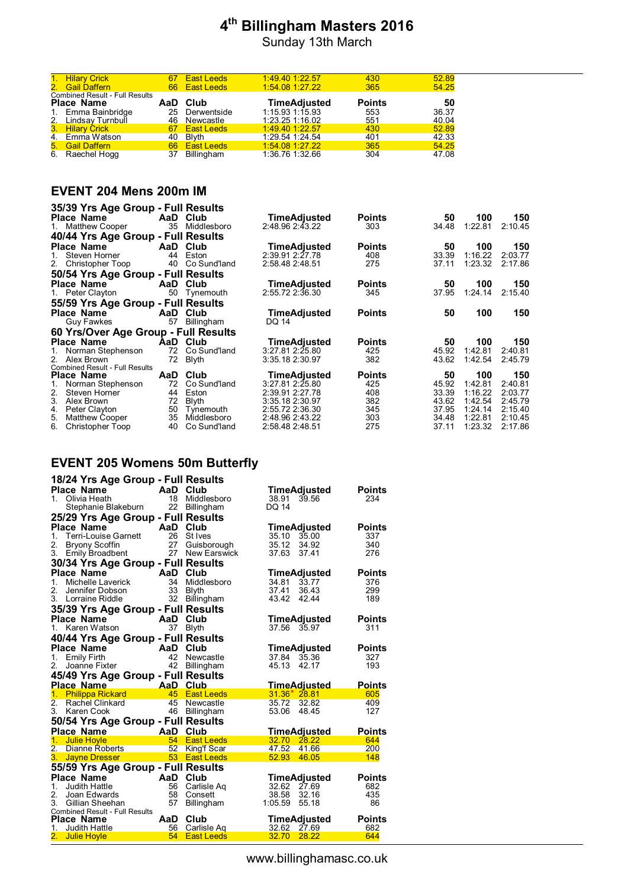# 4th Billingham Masters 2016

Sunday 13th March

| Place | Name | AaD | Club | TimeAdjusted | Points | 50 |
|---|---|---|---|---|---|---|
| 1. | Hilary Crick | 67 | East Leeds | 1:49.40 1:22.57 | 430 | 52.89 |
| 2. | Gail Daffern | 66 | East Leeds | 1:54.08 1:27.22 | 365 | 54.25 |

Combined Result - Full Results

| Place | Name | AaD | Club | TimeAdjusted | Points | 50 |
|---|---|---|---|---|---|---|
| 1. | Emma Bainbridge | 25 | Derwentside | 1:15.93 1:15.93 | 553 | 36.37 |
| 2. | Lindsay Turnbull | 46 | Newcastle | 1:23.25 1:16.02 | 551 | 40.04 |
| 3. | Hilary Crick | 67 | East Leeds | 1:49.40 1:22.57 | 430 | 52.89 |
| 4. | Emma Watson | 40 | Blyth | 1:29.54 1:24.54 | 401 | 42.33 |
| 5. | Gail Daffern | 66 | East Leeds | 1:54.08 1:27.22 | 365 | 54.25 |
| 6. | Raechel Hogg | 37 | Billingham | 1:36.76 1:32.66 | 304 | 47.08 |

## EVENT 204 Mens 200m IM

### 35/39 Yrs Age Group - Full Results

| Place | Name | AaD | Club | TimeAdjusted | Points | 50 | 100 | 150 |
|---|---|---|---|---|---|---|---|---|
| 1. | Matthew Cooper | 35 | Middlesboro | 2:48.96 2:43.22 | 303 | 34.48 | 1:22.81 | 2:10.45 |

### 40/44 Yrs Age Group - Full Results

| Place | Name | AaD | Club | TimeAdjusted | Points | 50 | 100 | 150 |
|---|---|---|---|---|---|---|---|---|
| 1. | Steven Horner | 44 | Eston | 2:39.91 2:27.78 | 408 | 33.39 | 1:16.22 | 2:03.77 |
| 2. | Christopher Toop | 40 | Co Sund'land | 2:58.48 2:48.51 | 275 | 37.11 | 1:23.32 | 2:17.86 |

### 50/54 Yrs Age Group - Full Results

| Place | Name | AaD | Club | TimeAdjusted | Points | 50 | 100 | 150 |
|---|---|---|---|---|---|---|---|---|
| 1. | Peter Clayton | 50 | Tynemouth | 2:55.72 2:36.30 | 345 | 37.95 | 1:24.14 | 2:15.40 |

### 55/59 Yrs Age Group - Full Results

| Place | Name | AaD | Club | TimeAdjusted | Points | 50 | 100 | 150 |
|---|---|---|---|---|---|---|---|---|
| | Guy Fawkes | 57 | Billingham | DQ 14 | | | | |

### 60 Yrs/Over Age Group - Full Results

| Place | Name | AaD | Club | TimeAdjusted | Points | 50 | 100 | 150 |
|---|---|---|---|---|---|---|---|---|
| 1. | Norman Stephenson | 72 | Co Sund'land | 3:27.81 2:25.80 | 425 | 45.92 | 1:42.81 | 2:40.81 |
| 2. | Alex Brown | 72 | Blyth | 3:35.18 2:30.97 | 382 | 43.62 | 1:42.54 | 2:45.79 |

Combined Result - Full Results

| Place | Name | AaD | Club | TimeAdjusted | Points | 50 | 100 | 150 |
|---|---|---|---|---|---|---|---|---|
| 1. | Norman Stephenson | 72 | Co Sund'land | 3:27.81 2:25.80 | 425 | 45.92 | 1:42.81 | 2:40.81 |
| 2. | Steven Horner | 44 | Eston | 2:39.91 2:27.78 | 408 | 33.39 | 1:16.22 | 2:03.77 |
| 3. | Alex Brown | 72 | Blyth | 3:35.18 2:30.97 | 382 | 43.62 | 1:42.54 | 2:45.79 |
| 4. | Peter Clayton | 50 | Tynemouth | 2:55.72 2:36.30 | 345 | 37.95 | 1:24.14 | 2:15.40 |
| 5. | Matthew Cooper | 35 | Middlesboro | 2:48.96 2:43.22 | 303 | 34.48 | 1:22.81 | 2:10.45 |
| 6. | Christopher Toop | 40 | Co Sund'land | 2:58.48 2:48.51 | 275 | 37.11 | 1:23.32 | 2:17.86 |

## EVENT 205 Womens 50m Butterfly

### 18/24 Yrs Age Group - Full Results

| Place | Name | AaD | Club | TimeAdjusted | Points |
|---|---|---|---|---|---|
| 1. | Olivia Heath | 18 | Middlesboro | 38.91 39.56 | 234 |
| | Stephanie Blakeburn | 22 | Billingham | DQ 14 | |

### 25/29 Yrs Age Group - Full Results

| Place | Name | AaD | Club | TimeAdjusted | Points |
|---|---|---|---|---|---|
| 1. | Terri-Louise Garnett | 26 | St Ives | 35.10 35.00 | 337 |
| 2. | Bryony Scoffin | 27 | Guisborough | 35.12 34.92 | 340 |
| 3. | Emily Broadbent | 27 | New Earswick | 37.63 37.41 | 276 |

### 30/34 Yrs Age Group - Full Results

| Place | Name | AaD | Club | TimeAdjusted | Points |
|---|---|---|---|---|---|
| 1. | Michelle Laverick | 34 | Middlesboro | 34.81 33.77 | 376 |
| 2. | Jennifer Dobson | 33 | Blyth | 37.41 36.43 | 299 |
| 3. | Lorraine Riddle | 32 | Billingham | 43.42 42.44 | 189 |

### 35/39 Yrs Age Group - Full Results

| Place | Name | AaD | Club | TimeAdjusted | Points |
|---|---|---|---|---|---|
| 1. | Karen Watson | 37 | Blyth | 37.56 35.97 | 311 |

### 40/44 Yrs Age Group - Full Results

| Place | Name | AaD | Club | TimeAdjusted | Points |
|---|---|---|---|---|---|
| 1. | Emily Firth | 42 | Newcastle | 37.84 35.36 | 327 |
| 2. | Joanne Fixter | 42 | Billingham | 45.13 42.17 | 193 |

### 45/49 Yrs Age Group - Full Results

| Place | Name | AaD | Club | TimeAdjusted | Points |
|---|---|---|---|---|---|
| 1. | Philippa Rickard | 45 | East Leeds | 31.36* 28.81 | 605 |
| 2. | Rachel Clinkard | 45 | Newcastle | 35.72 32.82 | 409 |
| 3. | Karen Cook | 46 | Billingham | 53.06 48.45 | 127 |

### 50/54 Yrs Age Group - Full Results

| Place | Name | AaD | Club | TimeAdjusted | Points |
|---|---|---|---|---|---|
| 1. | Julie Hoyle | 54 | East Leeds | 32.70 28.22 | 644 |
| 2. | Dianne Roberts | 52 | King'f Scar | 47.52 41.66 | 200 |
| 3. | Jayne Dresser | 53 | East Leeds | 52.93 46.05 | 148 |

### 55/59 Yrs Age Group - Full Results

| Place | Name | AaD | Club | TimeAdjusted | Points |
|---|---|---|---|---|---|
| 1. | Judith Hattle | 56 | Carlisle Aq | 32.62 27.69 | 682 |
| 2. | Joan Edwards | 58 | Consett | 38.58 32.16 | 435 |
| 3. | Gillian Sheehan | 57 | Billingham | 1:05.59 55.18 | 86 |

Combined Result - Full Results

| Place | Name | AaD | Club | TimeAdjusted | Points |
|---|---|---|---|---|---|
| 1. | Judith Hattle | 56 | Carlisle Aq | 32.62 27.69 | 682 |
| 2. | Julie Hoyle | 54 | East Leeds | 32.70 28.22 | 644 |

www.billinghamasc.co.uk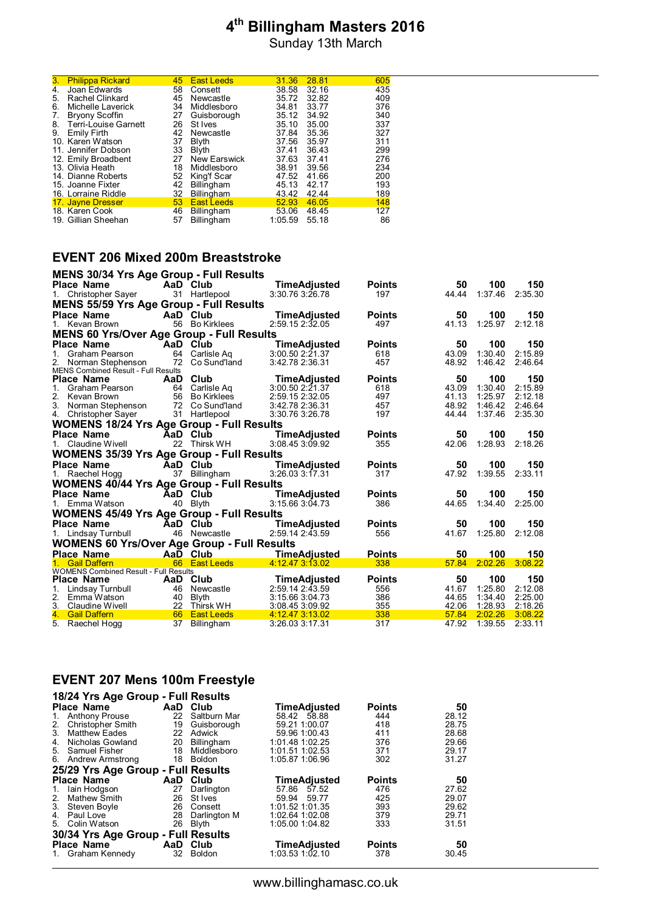# 4th Billingham Masters 2016

Sunday 13th March

| Place | Name | AaD | Club | Time | Adjusted | Points |
|---|---|---|---|---|---|---|
| 3. | Philippa Rickard | 45 | East Leeds | 31.36 | 28.81 | 605 |
| 4. | Joan Edwards | 58 | Consett | 38.58 | 32.16 | 435 |
| 5. | Rachel Clinkard | 45 | Newcastle | 35.72 | 32.82 | 409 |
| 6. | Michelle Laverick | 34 | Middlesboro | 34.81 | 33.77 | 376 |
| 7. | Bryony Scoffin | 27 | Guisborough | 35.12 | 34.92 | 340 |
| 8. | Terri-Louise Garnett | 26 | St Ives | 35.10 | 35.00 | 337 |
| 9. | Emily Firth | 42 | Newcastle | 37.84 | 35.36 | 327 |
| 10. | Karen Watson | 37 | Blyth | 37.56 | 35.97 | 311 |
| 11. | Jennifer Dobson | 33 | Blyth | 37.41 | 36.43 | 299 |
| 12. | Emily Broadbent | 27 | New Earswick | 37.63 | 37.41 | 276 |
| 13. | Olivia Heath | 18 | Middlesboro | 38.91 | 39.56 | 234 |
| 14. | Dianne Roberts | 52 | King'f Scar | 47.52 | 41.66 | 200 |
| 15. | Joanne Fixter | 42 | Billingham | 45.13 | 42.17 | 193 |
| 16. | Lorraine Riddle | 32 | Billingham | 43.42 | 42.44 | 189 |
| 17. | Jayne Dresser | 53 | East Leeds | 52.93 | 46.05 | 148 |
| 18. | Karen Cook | 46 | Billingham | 53.06 | 48.45 | 127 |
| 19. | Gillian Sheehan | 57 | Billingham | 1:05.59 | 55.18 | 86 |

## EVENT 206 Mixed 200m Breaststroke

### MENS 30/34 Yrs Age Group - Full Results

| Place | Name | AaD | Club | Time | Adjusted | Points | 50 | 100 | 150 |
|---|---|---|---|---|---|---|---|---|---|
| 1. | Christopher Sayer | 31 | Hartlepool | 3:30.76 | 3:26.78 | 197 | 44.44 | 1:37.46 | 2:35.30 |

### MENS 55/59 Yrs Age Group - Full Results

| Place | Name | AaD | Club | Time | Adjusted | Points | 50 | 100 | 150 |
|---|---|---|---|---|---|---|---|---|---|
| 1. | Kevan Brown | 56 | Bo Kirklees | 2:59.15 | 2:32.05 | 497 | 41.13 | 1:25.97 | 2:12.18 |

### MENS 60 Yrs/Over Age Group - Full Results

| Place | Name | AaD | Club | Time | Adjusted | Points | 50 | 100 | 150 |
|---|---|---|---|---|---|---|---|---|---|
| 1. | Graham Pearson | 64 | Carlisle Aq | 3:00.50 | 2:21.37 | 618 | 43.09 | 1:30.40 | 2:15.89 |
| 2. | Norman Stephenson | 72 | Co Sund'land | 3:42.78 | 2:36.31 | 457 | 48.92 | 1:46.42 | 2:46.64 |

### MENS Combined Result - Full Results

| Place | Name | AaD | Club | Time | Adjusted | Points | 50 | 100 | 150 |
|---|---|---|---|---|---|---|---|---|---|
| 1. | Graham Pearson | 64 | Carlisle Aq | 3:00.50 | 2:21.37 | 618 | 43.09 | 1:30.40 | 2:15.89 |
| 2. | Kevan Brown | 56 | Bo Kirklees | 2:59.15 | 2:32.05 | 497 | 41.13 | 1:25.97 | 2:12.18 |
| 3. | Norman Stephenson | 72 | Co Sund'land | 3:42.78 | 2:36.31 | 457 | 48.92 | 1:46.42 | 2:46.64 |
| 4. | Christopher Sayer | 31 | Hartlepool | 3:30.76 | 3:26.78 | 197 | 44.44 | 1:37.46 | 2:35.30 |

### WOMENS 18/24 Yrs Age Group - Full Results

| Place | Name | AaD | Club | Time | Adjusted | Points | 50 | 100 | 150 |
|---|---|---|---|---|---|---|---|---|---|
| 1. | Claudine Wivell | 22 | Thirsk WH | 3:08.45 | 3:09.92 | 355 | 42.06 | 1:28.93 | 2:18.26 |

### WOMENS 35/39 Yrs Age Group - Full Results

| Place | Name | AaD | Club | Time | Adjusted | Points | 50 | 100 | 150 |
|---|---|---|---|---|---|---|---|---|---|
| 1. | Raechel Hogg | 37 | Billingham | 3:26.03 | 3:17.31 | 317 | 47.92 | 1:39.55 | 2:33.11 |

### WOMENS 40/44 Yrs Age Group - Full Results

| Place | Name | AaD | Club | Time | Adjusted | Points | 50 | 100 | 150 |
|---|---|---|---|---|---|---|---|---|---|
| 1. | Emma Watson | 40 | Blyth | 3:15.66 | 3:04.73 | 386 | 44.65 | 1:34.40 | 2:25.00 |

### WOMENS 45/49 Yrs Age Group - Full Results

| Place | Name | AaD | Club | Time | Adjusted | Points | 50 | 100 | 150 |
|---|---|---|---|---|---|---|---|---|---|
| 1. | Lindsay Turnbull | 46 | Newcastle | 2:59.14 | 2:43.59 | 556 | 41.67 | 1:25.80 | 2:12.08 |

### WOMENS 60 Yrs/Over Age Group - Full Results

| Place | Name | AaD | Club | Time | Adjusted | Points | 50 | 100 | 150 |
|---|---|---|---|---|---|---|---|---|---|
| 1. | Gail Daffern | 66 | East Leeds | 4:12.47 | 3:13.02 | 338 | 57.84 | 2:02.26 | 3:08.22 |

### WOMENS Combined Result - Full Results

| Place | Name | AaD | Club | Time | Adjusted | Points | 50 | 100 | 150 |
|---|---|---|---|---|---|---|---|---|---|
| 1. | Lindsay Turnbull | 46 | Newcastle | 2:59.14 | 2:43.59 | 556 | 41.67 | 1:25.80 | 2:12.08 |
| 2. | Emma Watson | 40 | Blyth | 3:15.66 | 3:04.73 | 386 | 44.65 | 1:34.40 | 2:25.00 |
| 3. | Claudine Wivell | 22 | Thirsk WH | 3:08.45 | 3:09.92 | 355 | 42.06 | 1:28.93 | 2:18.26 |
| 4. | Gail Daffern | 66 | East Leeds | 4:12.47 | 3:13.02 | 338 | 57.84 | 2:02.26 | 3:08.22 |
| 5. | Raechel Hogg | 37 | Billingham | 3:26.03 | 3:17.31 | 317 | 47.92 | 1:39.55 | 2:33.11 |

## EVENT 207 Mens 100m Freestyle

### 18/24 Yrs Age Group - Full Results

| Place | Name | AaD | Club | Time | Adjusted | Points | 50 |
|---|---|---|---|---|---|---|---|
| 1. | Anthony Prouse | 22 | Saltburn Mar | 58.42 | 58.88 | 444 | 28.12 |
| 2. | Christopher Smith | 19 | Guisborough | 59.21 | 1:00.07 | 418 | 28.75 |
| 3. | Matthew Eades | 22 | Adwick | 59.96 | 1:00.43 | 411 | 28.68 |
| 4. | Nicholas Gowland | 20 | Billingham | 1:01.48 | 1:02.25 | 376 | 29.66 |
| 5. | Samuel Fisher | 18 | Middlesboro | 1:01.51 | 1:02.53 | 371 | 29.17 |
| 6. | Andrew Armstrong | 18 | Boldon | 1:05.87 | 1:06.96 | 302 | 31.27 |

### 25/29 Yrs Age Group - Full Results

| Place | Name | AaD | Club | Time | Adjusted | Points | 50 |
|---|---|---|---|---|---|---|---|
| 1. | Iain Hodgson | 27 | Darlington | 57.86 | 57.52 | 476 | 27.62 |
| 2. | Mathew Smith | 26 | St Ives | 59.94 | 59.77 | 425 | 29.07 |
| 3. | Steven Boyle | 26 | Consett | 1:01.52 | 1:01.35 | 393 | 29.62 |
| 4. | Paul Love | 28 | Darlington M | 1:02.64 | 1:02.08 | 379 | 29.71 |
| 5. | Colin Watson | 26 | Blyth | 1:05.00 | 1:04.82 | 333 | 31.51 |

### 30/34 Yrs Age Group - Full Results

| Place | Name | AaD | Club | Time | Adjusted | Points | 50 |
|---|---|---|---|---|---|---|---|
| 1. | Graham Kennedy | 32 | Boldon | 1:03.53 | 1:02.10 | 378 | 30.45 |

www.billinghamasc.co.uk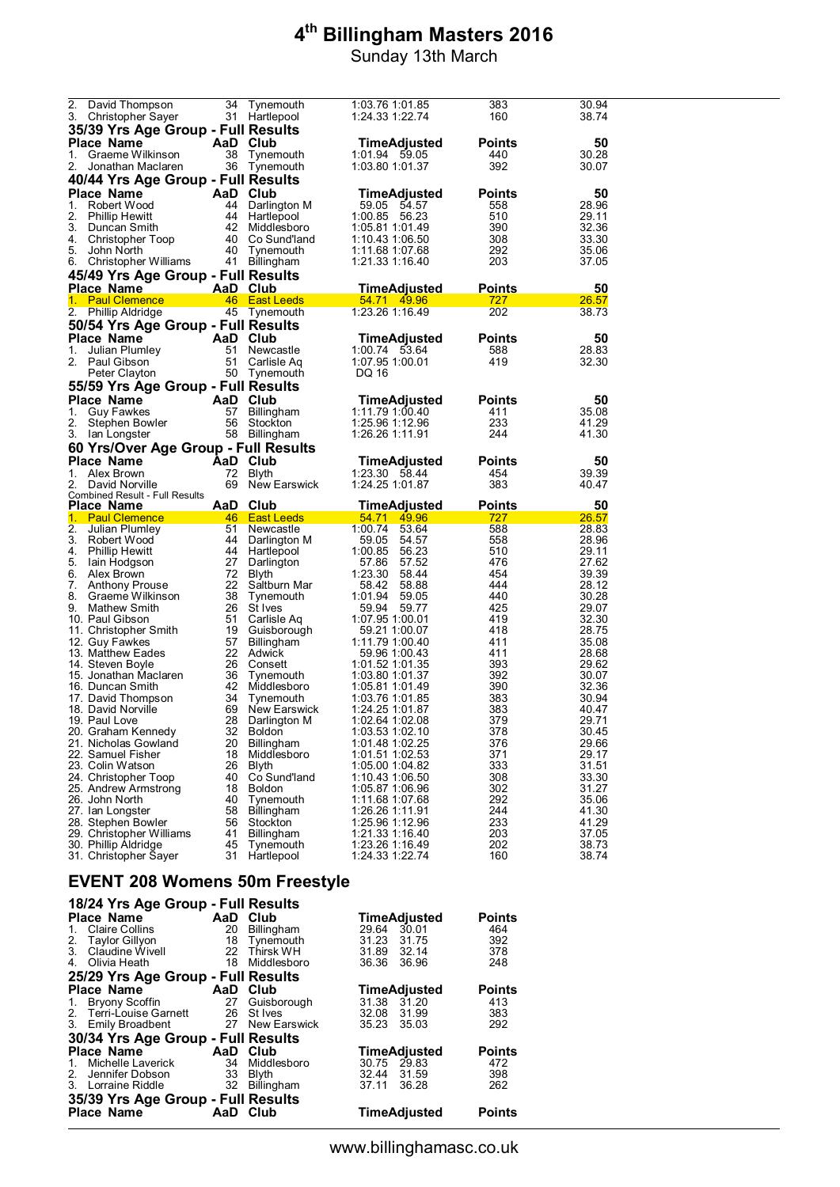| Place Name | AaD | Club | TimeAdjusted | Points | 50 |
|---|---|---|---|---|---|
| 2. David Thompson | 34 | Tynemouth | 1:03.76 1:01.85 | 383 | 30.94 |
| 3. Christopher Sayer | 31 | Hartlepool | 1:24.33 1:22.74 | 160 | 38.74 |

### 35/39 Yrs Age Group - Full Results

| Place Name | AaD | Club | TimeAdjusted | Points | 50 |
|---|---|---|---|---|---|
| 1. Graeme Wilkinson | 38 | Tynemouth | 1:01.94 59.05 | 440 | 30.28 |
| 2. Jonathan Maclaren | 36 | Tynemouth | 1:03.80 1:01.37 | 392 | 30.07 |

### 40/44 Yrs Age Group - Full Results

| Place Name | AaD | Club | TimeAdjusted | Points | 50 |
|---|---|---|---|---|---|
| 1. Robert Wood | 44 | Darlington M | 59.05 54.57 | 558 | 28.96 |
| 2. Phillip Hewitt | 44 | Hartlepool | 1:00.85 56.23 | 510 | 29.11 |
| 3. Duncan Smith | 42 | Middlesboro | 1:05.81 1:01.49 | 390 | 32.36 |
| 4. Christopher Toop | 40 | Co Sund'land | 1:10.43 1:06.50 | 308 | 33.30 |
| 5. John North | 40 | Tynemouth | 1:11.68 1:07.68 | 292 | 35.06 |
| 6. Christopher Williams | 41 | Billingham | 1:21.33 1:16.40 | 203 | 37.05 |

### 45/49 Yrs Age Group - Full Results

| Place Name | AaD | Club | TimeAdjusted | Points | 50 |
|---|---|---|---|---|---|
| 1. Paul Clemence | 46 | East Leeds | 54.71 49.96 | 727 | 26.57 |
| 2. Phillip Aldridge | 45 | Tynemouth | 1:23.26 1:16.49 | 202 | 38.73 |

### 50/54 Yrs Age Group - Full Results

| Place Name | AaD | Club | TimeAdjusted | Points | 50 |
|---|---|---|---|---|---|
| 1. Julian Plumley | 51 | Newcastle | 1:00.74 53.64 | 588 | 28.83 |
| 2. Paul Gibson | 51 | Carlisle Aq | 1:07.95 1:00.01 | 419 | 32.30 |
| Peter Clayton | 50 | Tynemouth | DQ 16 | | |

### 55/59 Yrs Age Group - Full Results

| Place Name | AaD | Club | TimeAdjusted | Points | 50 |
|---|---|---|---|---|---|
| 1. Guy Fawkes | 57 | Billingham | 1:11.79 1:00.40 | 411 | 35.08 |
| 2. Stephen Bowler | 56 | Stockton | 1:25.96 1:12.96 | 233 | 41.29 |
| 3. Ian Longster | 58 | Billingham | 1:26.26 1:11.91 | 244 | 41.30 |

### 60 Yrs/Over Age Group - Full Results

| Place Name | AaD | Club | TimeAdjusted | Points | 50 |
|---|---|---|---|---|---|
| 1. Alex Brown | 72 | Blyth | 1:23.30 58.44 | 454 | 39.39 |
| 2. David Norville | 69 | New Earswick | 1:24.25 1:01.87 | 383 | 40.47 |

Combined Result - Full Results

| Place Name | AaD | Club | TimeAdjusted | Points | 50 |
|---|---|---|---|---|---|
| 1. Paul Clemence | 46 | East Leeds | 54.71 49.96 | 727 | 26.57 |
| 2. Julian Plumley | 51 | Newcastle | 1:00.74 53.64 | 588 | 28.83 |
| 3. Robert Wood | 44 | Darlington M | 59.05 54.57 | 558 | 28.96 |
| 4. Phillip Hewitt | 44 | Hartlepool | 1:00.85 56.23 | 510 | 29.11 |
| 5. Iain Hodgson | 27 | Darlington | 57.86 57.52 | 476 | 27.62 |
| 6. Alex Brown | 72 | Blyth | 1:23.30 58.44 | 454 | 39.39 |
| 7. Anthony Prouse | 22 | Saltburn Mar | 58.42 58.88 | 444 | 28.12 |
| 8. Graeme Wilkinson | 38 | Tynemouth | 1:01.94 59.05 | 440 | 30.28 |
| 9. Mathew Smith | 26 | St Ives | 59.94 59.77 | 425 | 29.07 |
| 10. Paul Gibson | 51 | Carlisle Aq | 1:07.95 1:00.01 | 419 | 32.30 |
| 11. Christopher Smith | 19 | Guisborough | 59.21 1:00.07 | 418 | 28.75 |
| 12. Guy Fawkes | 57 | Billingham | 1:11.79 1:00.40 | 411 | 35.08 |
| 13. Matthew Eades | 22 | Adwick | 59.96 1:00.43 | 411 | 28.68 |
| 14. Steven Boyle | 26 | Consett | 1:01.52 1:01.35 | 393 | 29.62 |
| 15. Jonathan Maclaren | 36 | Tynemouth | 1:03.80 1:01.37 | 392 | 30.07 |
| 16. Duncan Smith | 42 | Middlesboro | 1:05.81 1:01.49 | 390 | 32.36 |
| 17. David Thompson | 34 | Tynemouth | 1:03.76 1:01.85 | 383 | 30.94 |
| 18. David Norville | 69 | New Earswick | 1:24.25 1:01.87 | 383 | 40.47 |
| 19. Paul Love | 28 | Darlington M | 1:02.64 1:02.08 | 379 | 29.71 |
| 20. Graham Kennedy | 32 | Boldon | 1:03.53 1:02.10 | 378 | 30.45 |
| 21. Nicholas Gowland | 20 | Billingham | 1:01.48 1:02.25 | 376 | 29.66 |
| 22. Samuel Fisher | 18 | Middlesboro | 1:01.51 1:02.53 | 371 | 29.17 |
| 23. Colin Watson | 26 | Blyth | 1:05.00 1:04.82 | 333 | 31.51 |
| 24. Christopher Toop | 40 | Co Sund'land | 1:10.43 1:06.50 | 308 | 33.30 |
| 25. Andrew Armstrong | 18 | Boldon | 1:05.87 1:06.96 | 302 | 31.27 |
| 26. John North | 40 | Tynemouth | 1:11.68 1:07.68 | 292 | 35.06 |
| 27. Ian Longster | 58 | Billingham | 1:26.26 1:11.91 | 244 | 41.30 |
| 28. Stephen Bowler | 56 | Stockton | 1:25.96 1:12.96 | 233 | 41.29 |
| 29. Christopher Williams | 41 | Billingham | 1:21.33 1:16.40 | 203 | 37.05 |
| 30. Phillip Aldridge | 45 | Tynemouth | 1:23.26 1:16.49 | 202 | 38.73 |
| 31. Christopher Sayer | 31 | Hartlepool | 1:24.33 1:22.74 | 160 | 38.74 |

## EVENT 208 Womens 50m Freestyle

### 18/24 Yrs Age Group - Full Results

| Place Name | AaD | Club | TimeAdjusted | Points |
|---|---|---|---|---|
| 1. Claire Collins | 20 | Billingham | 29.64 30.01 | 464 |
| 2. Taylor Gillyon | 18 | Tynemouth | 31.23 31.75 | 392 |
| 3. Claudine Wivell | 22 | Thirsk WH | 31.89 32.14 | 378 |
| 4. Olivia Heath | 18 | Middlesboro | 36.36 36.96 | 248 |

### 25/29 Yrs Age Group - Full Results

| Place Name | AaD | Club | TimeAdjusted | Points |
|---|---|---|---|---|
| 1. Bryony Scoffin | 27 | Guisborough | 31.38 31.20 | 413 |
| 2. Terri-Louise Garnett | 26 | St Ives | 32.08 31.99 | 383 |
| 3. Emily Broadbent | 27 | New Earswick | 35.23 35.03 | 292 |

### 30/34 Yrs Age Group - Full Results

| Place Name | AaD | Club | TimeAdjusted | Points |
|---|---|---|---|---|
| 1. Michelle Laverick | 34 | Middlesboro | 30.75 29.83 | 472 |
| 2. Jennifer Dobson | 33 | Blyth | 32.44 31.59 | 398 |
| 3. Lorraine Riddle | 32 | Billingham | 37.11 36.28 | 262 |

### 35/39 Yrs Age Group - Full Results

| Place Name | AaD | Club | TimeAdjusted | Points |
|---|---|---|---|---|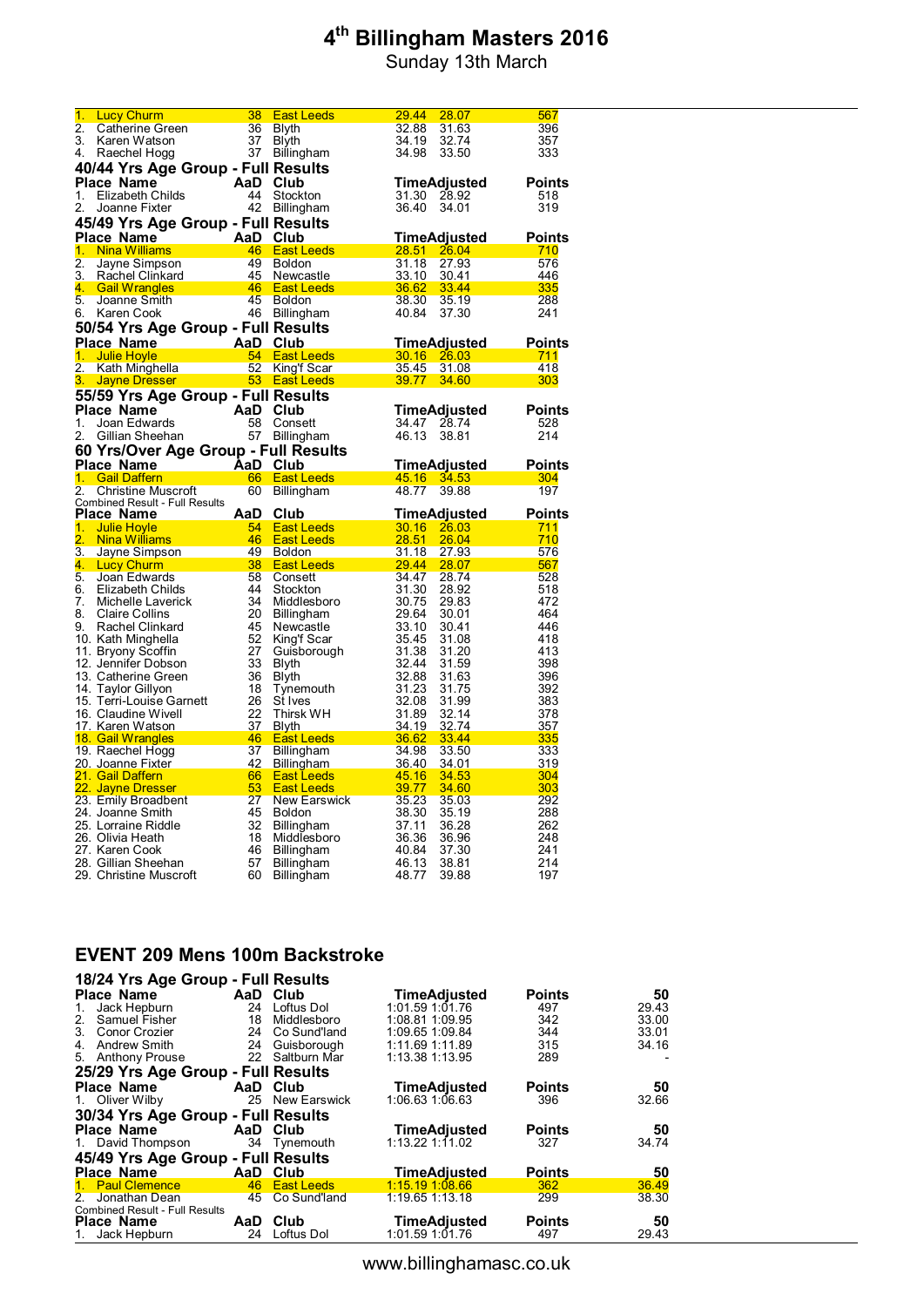# 4th Billingham Masters 2016

Sunday 13th March

| Place Name | AaD | Club | Time | Adjusted | Points |
|---|---|---|---|---|---|
| 1. Lucy Churm | 38 | East Leeds | 29.44 | 28.07 | 567 |
| 2. Catherine Green | 36 | Blyth | 32.88 | 31.63 | 396 |
| 3. Karen Watson | 37 | Blyth | 34.19 | 32.74 | 357 |
| 4. Raechel Hogg | 37 | Billingham | 34.98 | 33.50 | 333 |

### 40/44 Yrs Age Group - Full Results

| Place Name | AaD | Club | Time | Adjusted | Points |
|---|---|---|---|---|---|
| 1. Elizabeth Childs | 44 | Stockton | 31.30 | 28.92 | 518 |
| 2. Joanne Fixter | 42 | Billingham | 36.40 | 34.01 | 319 |

### 45/49 Yrs Age Group - Full Results

| Place Name | AaD | Club | Time | Adjusted | Points |
|---|---|---|---|---|---|
| 1. Nina Williams | 46 | East Leeds | 28.51 | 26.04 | 710 |
| 2. Jayne Simpson | 49 | Boldon | 31.18 | 27.93 | 576 |
| 3. Rachel Clinkard | 45 | Newcastle | 33.10 | 30.41 | 446 |
| 4. Gail Wrangles | 46 | East Leeds | 36.62 | 33.44 | 335 |
| 5. Joanne Smith | 45 | Boldon | 38.30 | 35.19 | 288 |
| 6. Karen Cook | 46 | Billingham | 40.84 | 37.30 | 241 |

### 50/54 Yrs Age Group - Full Results

| Place Name | AaD | Club | Time | Adjusted | Points |
|---|---|---|---|---|---|
| 1. Julie Hoyle | 54 | East Leeds | 30.16 | 26.03 | 711 |
| 2. Kath Minghella | 52 | King'f Scar | 35.45 | 31.08 | 418 |
| 3. Jayne Dresser | 53 | East Leeds | 39.77 | 34.60 | 303 |

### 55/59 Yrs Age Group - Full Results

| Place Name | AaD | Club | Time | Adjusted | Points |
|---|---|---|---|---|---|
| 1. Joan Edwards | 58 | Consett | 34.47 | 28.74 | 528 |
| 2. Gillian Sheehan | 57 | Billingham | 46.13 | 38.81 | 214 |

### 60 Yrs/Over Age Group - Full Results

| Place Name | AaD | Club | Time | Adjusted | Points |
|---|---|---|---|---|---|
| 1. Gail Daffern | 66 | East Leeds | 45.16 | 34.53 | 304 |
| 2. Christine Muscroft | 60 | Billingham | 48.77 | 39.88 | 197 |

Combined Result - Full Results

| Place Name | AaD | Club | Time | Adjusted | Points |
|---|---|---|---|---|---|
| 1. Julie Hoyle | 54 | East Leeds | 30.16 | 26.03 | 711 |
| 2. Nina Williams | 46 | East Leeds | 28.51 | 26.04 | 710 |
| 3. Jayne Simpson | 49 | Boldon | 31.18 | 27.93 | 576 |
| 4. Lucy Churm | 38 | East Leeds | 29.44 | 28.07 | 567 |
| 5. Joan Edwards | 58 | Consett | 34.47 | 28.74 | 528 |
| 6. Elizabeth Childs | 44 | Stockton | 31.30 | 28.92 | 518 |
| 7. Michelle Laverick | 34 | Middlesboro | 30.75 | 29.83 | 472 |
| 8. Claire Collins | 20 | Billingham | 29.64 | 30.01 | 464 |
| 9. Rachel Clinkard | 45 | Newcastle | 33.10 | 30.41 | 446 |
| 10. Kath Minghella | 52 | King'f Scar | 35.45 | 31.08 | 418 |
| 11. Bryony Scoffin | 27 | Guisborough | 31.38 | 31.20 | 413 |
| 12. Jennifer Dobson | 33 | Blyth | 32.44 | 31.59 | 398 |
| 13. Catherine Green | 36 | Blyth | 32.88 | 31.63 | 396 |
| 14. Taylor Gillyon | 18 | Tynemouth | 31.23 | 31.75 | 392 |
| 15. Terri-Louise Garnett | 26 | St Ives | 32.08 | 31.99 | 383 |
| 16. Claudine Wivell | 22 | Thirsk WH | 31.89 | 32.14 | 378 |
| 17. Karen Watson | 37 | Blyth | 34.19 | 32.74 | 357 |
| 18. Gail Wrangles | 46 | East Leeds | 36.62 | 33.44 | 335 |
| 19. Raechel Hogg | 37 | Billingham | 34.98 | 33.50 | 333 |
| 20. Joanne Fixter | 42 | Billingham | 36.40 | 34.01 | 319 |
| 21. Gail Daffern | 66 | East Leeds | 45.16 | 34.53 | 304 |
| 22. Jayne Dresser | 53 | East Leeds | 39.77 | 34.60 | 303 |
| 23. Emily Broadbent | 27 | New Earswick | 35.23 | 35.03 | 292 |
| 24. Joanne Smith | 45 | Boldon | 38.30 | 35.19 | 288 |
| 25. Lorraine Riddle | 32 | Billingham | 37.11 | 36.28 | 262 |
| 26. Olivia Heath | 18 | Middlesboro | 36.36 | 36.96 | 248 |
| 27. Karen Cook | 46 | Billingham | 40.84 | 37.30 | 241 |
| 28. Gillian Sheehan | 57 | Billingham | 46.13 | 38.81 | 214 |
| 29. Christine Muscroft | 60 | Billingham | 48.77 | 39.88 | 197 |

## EVENT 209 Mens 100m Backstroke

### 18/24 Yrs Age Group - Full Results

| Place Name | AaD | Club | Time | Adjusted | Points | 50 |
|---|---|---|---|---|---|---|
| 1. Jack Hepburn | 24 | Loftus Dol | 1:01.59 | 1:01.76 | 497 | 29.43 |
| 2. Samuel Fisher | 18 | Middlesboro | 1:08.81 | 1:09.95 | 342 | 33.00 |
| 3. Conor Crozier | 24 | Co Sund'land | 1:09.65 | 1:09.84 | 344 | 33.01 |
| 4. Andrew Smith | 24 | Guisborough | 1:11.69 | 1:11.89 | 315 | 34.16 |
| 5. Anthony Prouse | 22 | Saltburn Mar | 1:13.38 | 1:13.95 | 289 | - |

### 25/29 Yrs Age Group - Full Results

| Place Name | AaD | Club | Time | Adjusted | Points | 50 |
|---|---|---|---|---|---|---|
| 1. Oliver Wilby | 25 | New Earswick | 1:06.63 | 1:06.63 | 396 | 32.66 |

### 30/34 Yrs Age Group - Full Results

| Place Name | AaD | Club | Time | Adjusted | Points | 50 |
|---|---|---|---|---|---|---|
| 1. David Thompson | 34 | Tynemouth | 1:13.22 | 1:11.02 | 327 | 34.74 |

### 45/49 Yrs Age Group - Full Results

| Place Name | AaD | Club | Time | Adjusted | Points | 50 |
|---|---|---|---|---|---|---|
| 1. Paul Clemence | 46 | East Leeds | 1:15.19 | 1:08.66 | 362 | 36.49 |
| 2. Jonathan Dean | 45 | Co Sund'land | 1:19.65 | 1:13.18 | 299 | 38.30 |

Combined Result - Full Results

| Place Name | AaD | Club | Time | Adjusted | Points | 50 |
|---|---|---|---|---|---|---|
| 1. Jack Hepburn | 24 | Loftus Dol | 1:01.59 | 1:01.76 | 497 | 29.43 |

www.billinghamasc.co.uk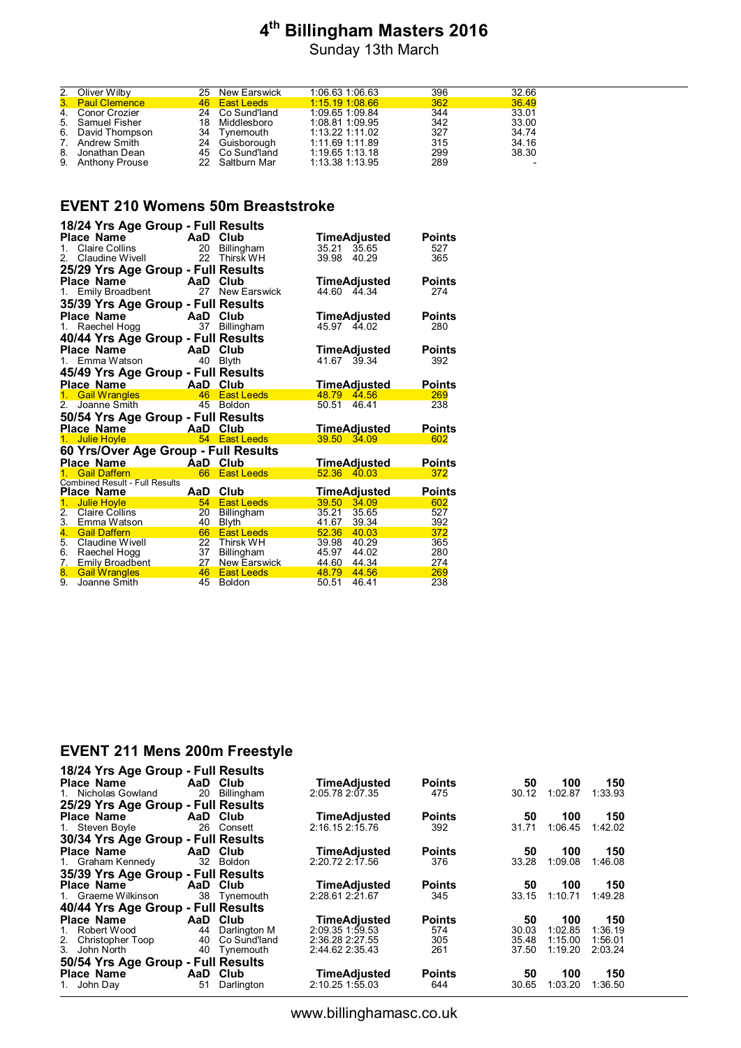# 4th Billingham Masters 2016

Sunday 13th March

| Place | Name | AaD | Club | Time | Adjusted | Points | |
|---|---|---|---|---|---|---|---|
| 2. | Oliver Wilby | 25 | New Earswick | 1:06.63 | 1:06.63 | 396 | 32.66 |
| 3. | Paul Clemence | 46 | East Leeds | 1:15.19 | 1:08.66 | 362 | 36.49 |
| 4. | Conor Crozier | 24 | Co Sund'land | 1:09.65 | 1:09.84 | 344 | 33.01 |
| 5. | Samuel Fisher | 18 | Middlesboro | 1:08.81 | 1:09.95 | 342 | 33.00 |
| 6. | David Thompson | 34 | Tynemouth | 1:13.22 | 1:11.02 | 327 | 34.74 |
| 7. | Andrew Smith | 24 | Guisborough | 1:11.69 | 1:11.89 | 315 | 34.16 |
| 8. | Jonathan Dean | 45 | Co Sund'land | 1:19.65 | 1:13.18 | 299 | 38.30 |
| 9. | Anthony Prouse | 22 | Saltburn Mar | 1:13.38 | 1:13.95 | 289 | - |

## EVENT 210 Womens 50m Breaststroke

### 18/24 Yrs Age Group - Full Results

| Place | Name | AaD | Club | Time | Adjusted | Points |
|---|---|---|---|---|---|---|
| 1. | Claire Collins | 20 | Billingham | 35.21 | 35.65 | 527 |
| 2. | Claudine Wivell | 22 | Thirsk WH | 39.98 | 40.29 | 365 |

### 25/29 Yrs Age Group - Full Results

| Place | Name | AaD | Club | Time | Adjusted | Points |
|---|---|---|---|---|---|---|
| 1. | Emily Broadbent | 27 | New Earswick | 44.60 | 44.34 | 274 |

### 35/39 Yrs Age Group - Full Results

| Place | Name | AaD | Club | Time | Adjusted | Points |
|---|---|---|---|---|---|---|
| 1. | Raechel Hogg | 37 | Billingham | 45.97 | 44.02 | 280 |

### 40/44 Yrs Age Group - Full Results

| Place | Name | AaD | Club | Time | Adjusted | Points |
|---|---|---|---|---|---|---|
| 1. | Emma Watson | 40 | Blyth | 41.67 | 39.34 | 392 |

### 45/49 Yrs Age Group - Full Results

| Place | Name | AaD | Club | Time | Adjusted | Points |
|---|---|---|---|---|---|---|
| 1. | Gail Wrangles | 46 | East Leeds | 48.79 | 44.56 | 269 |
| 2. | Joanne Smith | 45 | Boldon | 50.51 | 46.41 | 238 |

### 50/54 Yrs Age Group - Full Results

| Place | Name | AaD | Club | Time | Adjusted | Points |
|---|---|---|---|---|---|---|
| 1. | Julie Hoyle | 54 | East Leeds | 39.50 | 34.09 | 602 |

### 60 Yrs/Over Age Group - Full Results

| Place | Name | AaD | Club | Time | Adjusted | Points |
|---|---|---|---|---|---|---|
| 1. | Gail Daffern | 66 | East Leeds | 52.36 | 40.03 | 372 |

### Combined Result - Full Results

| Place | Name | AaD | Club | Time | Adjusted | Points |
|---|---|---|---|---|---|---|
| 1. | Julie Hoyle | 54 | East Leeds | 39.50 | 34.09 | 602 |
| 2. | Claire Collins | 20 | Billingham | 35.21 | 35.65 | 527 |
| 3. | Emma Watson | 40 | Blyth | 41.67 | 39.34 | 392 |
| 4. | Gail Daffern | 66 | East Leeds | 52.36 | 40.03 | 372 |
| 5. | Claudine Wivell | 22 | Thirsk WH | 39.98 | 40.29 | 365 |
| 6. | Raechel Hogg | 37 | Billingham | 45.97 | 44.02 | 280 |
| 7. | Emily Broadbent | 27 | New Earswick | 44.60 | 44.34 | 274 |
| 8. | Gail Wrangles | 46 | East Leeds | 48.79 | 44.56 | 269 |
| 9. | Joanne Smith | 45 | Boldon | 50.51 | 46.41 | 238 |

## EVENT 211 Mens 200m Freestyle

### 18/24 Yrs Age Group - Full Results

| Place | Name | AaD | Club | Time | Adjusted | Points | 50 | 100 | 150 |
|---|---|---|---|---|---|---|---|---|---|
| 1. | Nicholas Gowland | 20 | Billingham | 2:05.78 | 2:07.35 | 475 | 30.12 | 1:02.87 | 1:33.93 |

### 25/29 Yrs Age Group - Full Results

| Place | Name | AaD | Club | Time | Adjusted | Points | 50 | 100 | 150 |
|---|---|---|---|---|---|---|---|---|---|
| 1. | Steven Boyle | 26 | Consett | 2:16.15 | 2:15.76 | 392 | 31.71 | 1:06.45 | 1:42.02 |

### 30/34 Yrs Age Group - Full Results

| Place | Name | AaD | Club | Time | Adjusted | Points | 50 | 100 | 150 |
|---|---|---|---|---|---|---|---|---|---|
| 1. | Graham Kennedy | 32 | Boldon | 2:20.72 | 2:17.56 | 376 | 33.28 | 1:09.08 | 1:46.08 |

### 35/39 Yrs Age Group - Full Results

| Place | Name | AaD | Club | Time | Adjusted | Points | 50 | 100 | 150 |
|---|---|---|---|---|---|---|---|---|---|
| 1. | Graeme Wilkinson | 38 | Tynemouth | 2:28.61 | 2:21.67 | 345 | 33.15 | 1:10.71 | 1:49.28 |

### 40/44 Yrs Age Group - Full Results

| Place | Name | AaD | Club | Time | Adjusted | Points | 50 | 100 | 150 |
|---|---|---|---|---|---|---|---|---|---|
| 1. | Robert Wood | 44 | Darlington M | 2:09.35 | 1:59.53 | 574 | 30.03 | 1:02.85 | 1:36.19 |
| 2. | Christopher Toop | 40 | Co Sund'land | 2:36.28 | 2:27.55 | 305 | 35.48 | 1:15.00 | 1:56.01 |
| 3. | John North | 40 | Tynemouth | 2:44.62 | 2:35.43 | 261 | 37.50 | 1:19.20 | 2:03.24 |

### 50/54 Yrs Age Group - Full Results

| Place | Name | AaD | Club | Time | Adjusted | Points | 50 | 100 | 150 |
|---|---|---|---|---|---|---|---|---|---|
| 1. | John Day | 51 | Darlington | 2:10.25 | 1:55.03 | 644 | 30.65 | 1:03.20 | 1:36.50 |

www.billinghamasc.co.uk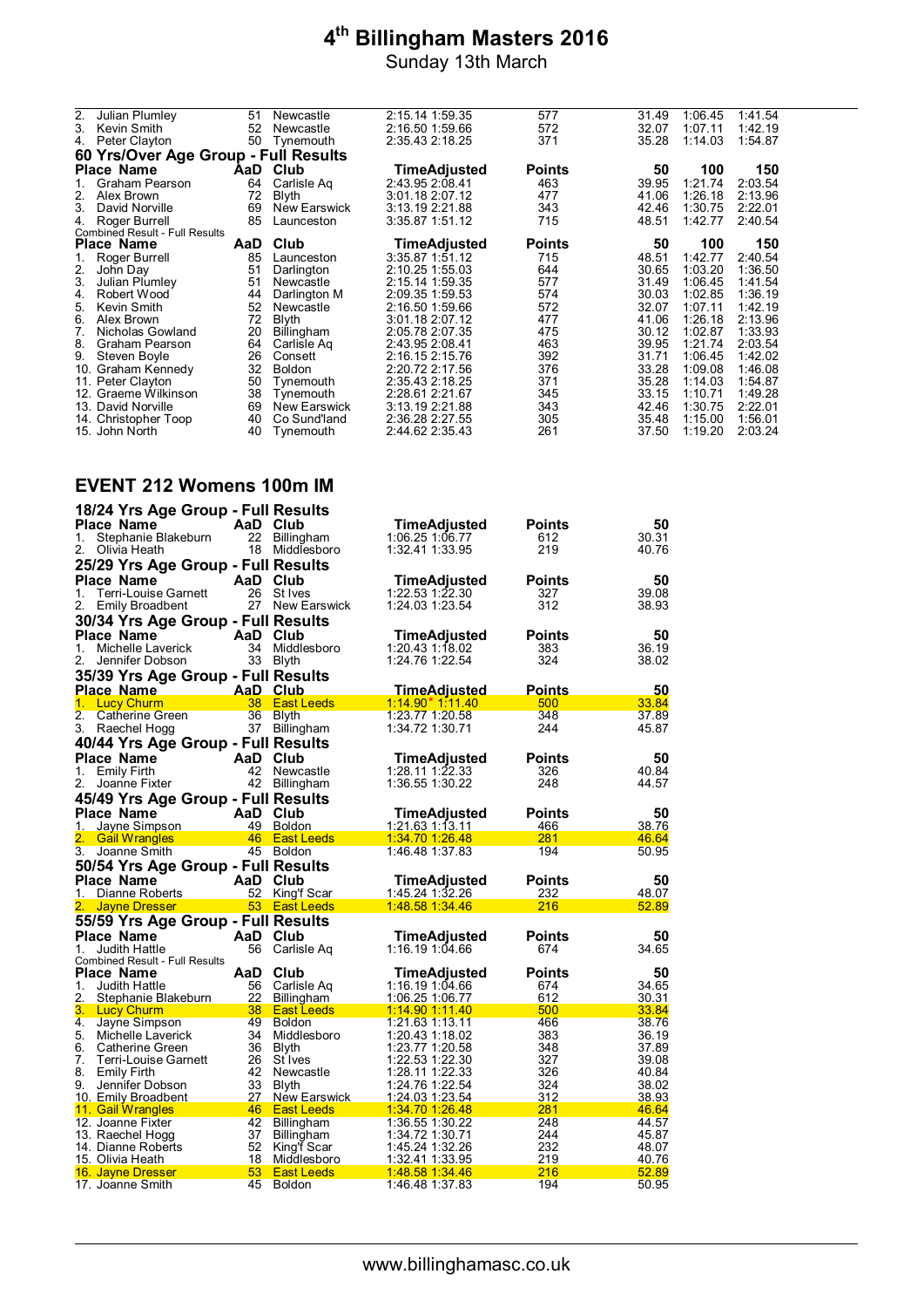# 4th Billingham Masters 2016

Sunday 13th March

| Place Name | AaD | Club | TimeAdjusted | Points | 50 | 100 | 150 |
|---|---|---|---|---|---|---|---|
| 2. Julian Plumley | 51 | Newcastle | 2:15.14 1:59.35 | 577 | 31.49 | 1:06.45 | 1:41.54 |
| 3. Kevin Smith | 52 | Newcastle | 2:16.50 1:59.66 | 572 | 32.07 | 1:07.11 | 1:42.19 |
| 4. Peter Clayton | 50 | Tynemouth | 2:35.43 2:18.25 | 371 | 35.28 | 1:14.03 | 1:54.87 |

### 60 Yrs/Over Age Group - Full Results

| Place Name | AaD | Club | TimeAdjusted | Points | 50 | 100 | 150 |
|---|---|---|---|---|---|---|---|
| 1. Graham Pearson | 64 | Carlisle Aq | 2:43.95 2:08.41 | 463 | 39.95 | 1:21.74 | 2:03.54 |
| 2. Alex Brown | 72 | Blyth | 3:01.18 2:07.12 | 477 | 41.06 | 1:26.18 | 2:13.96 |
| 3. David Norville | 69 | New Earswick | 3:13.19 2:21.88 | 343 | 42.46 | 1:30.75 | 2:22.01 |
| 4. Roger Burrell | 85 | Launceston | 3:35.87 1:51.12 | 715 | 48.51 | 1:42.77 | 2:40.54 |

Combined Result - Full Results

| Place Name | AaD | Club | TimeAdjusted | Points | 50 | 100 | 150 |
|---|---|---|---|---|---|---|---|
| 1. Roger Burrell | 85 | Launceston | 3:35.87 1:51.12 | 715 | 48.51 | 1:42.77 | 2:40.54 |
| 2. John Day | 51 | Darlington | 2:10.25 1:55.03 | 644 | 30.65 | 1:03.20 | 1:36.50 |
| 3. Julian Plumley | 51 | Newcastle | 2:15.14 1:59.35 | 577 | 31.49 | 1:06.45 | 1:41.54 |
| 4. Robert Wood | 44 | Darlington M | 2:09.35 1:59.53 | 574 | 30.03 | 1:02.85 | 1:36.19 |
| 5. Kevin Smith | 52 | Newcastle | 2:16.50 1:59.66 | 572 | 32.07 | 1:07.11 | 1:42.19 |
| 6. Alex Brown | 72 | Blyth | 3:01.18 2:07.12 | 477 | 41.06 | 1:26.18 | 2:13.96 |
| 7. Nicholas Gowland | 20 | Billingham | 2:05.78 2:07.35 | 475 | 30.12 | 1:02.87 | 1:33.93 |
| 8. Graham Pearson | 64 | Carlisle Aq | 2:43.95 2:08.41 | 463 | 39.95 | 1:21.74 | 2:03.54 |
| 9. Steven Boyle | 26 | Consett | 2:16.15 2:15.76 | 392 | 31.71 | 1:06.45 | 1:42.02 |
| 10. Graham Kennedy | 32 | Boldon | 2:20.72 2:17.56 | 376 | 33.28 | 1:09.08 | 1:46.08 |
| 11. Peter Clayton | 50 | Tynemouth | 2:35.43 2:18.25 | 371 | 35.28 | 1:14.03 | 1:54.87 |
| 12. Graeme Wilkinson | 38 | Tynemouth | 2:28.61 2:21.67 | 345 | 33.15 | 1:10.71 | 1:49.28 |
| 13. David Norville | 69 | New Earswick | 3:13.19 2:21.88 | 343 | 42.46 | 1:30.75 | 2:22.01 |
| 14. Christopher Toop | 40 | Co Sund'land | 2:36.28 2:27.55 | 305 | 35.48 | 1:15.00 | 1:56.01 |
| 15. John North | 40 | Tynemouth | 2:44.62 2:35.43 | 261 | 37.50 | 1:19.20 | 2:03.24 |

## EVENT 212 Womens 100m IM

### 18/24 Yrs Age Group - Full Results

| Place Name | AaD | Club | TimeAdjusted | Points | 50 |
|---|---|---|---|---|---|
| 1. Stephanie Blakeburn | 22 | Billingham | 1:06.25 1:06.77 | 612 | 30.31 |
| 2. Olivia Heath | 18 | Middlesboro | 1:32.41 1:33.95 | 219 | 40.76 |

### 25/29 Yrs Age Group - Full Results

| Place Name | AaD | Club | TimeAdjusted | Points | 50 |
|---|---|---|---|---|---|
| 1. Terri-Louise Garnett | 26 | St Ives | 1:22.53 1:22.30 | 327 | 39.08 |
| 2. Emily Broadbent | 27 | New Earswick | 1:24.03 1:23.54 | 312 | 38.93 |

### 30/34 Yrs Age Group - Full Results

| Place Name | AaD | Club | TimeAdjusted | Points | 50 |
|---|---|---|---|---|---|
| 1. Michelle Laverick | 34 | Middlesboro | 1:20.43 1:18.02 | 383 | 36.19 |
| 2. Jennifer Dobson | 33 | Blyth | 1:24.76 1:22.54 | 324 | 38.02 |

### 35/39 Yrs Age Group - Full Results

| Place Name | AaD | Club | TimeAdjusted | Points | 50 |
|---|---|---|---|---|---|
| 1. Lucy Churm | 38 | East Leeds | 1:14.90* 1:11.40 | 500 | 33.84 |
| 2. Catherine Green | 36 | Blyth | 1:23.77 1:20.58 | 348 | 37.89 |
| 3. Raechel Hogg | 37 | Billingham | 1:34.72 1:30.71 | 244 | 45.87 |

### 40/44 Yrs Age Group - Full Results

| Place Name | AaD | Club | TimeAdjusted | Points | 50 |
|---|---|---|---|---|---|
| 1. Emily Firth | 42 | Newcastle | 1:28.11 1:22.33 | 326 | 40.84 |
| 2. Joanne Fixter | 42 | Billingham | 1:36.55 1:30.22 | 248 | 44.57 |

### 45/49 Yrs Age Group - Full Results

| Place Name | AaD | Club | TimeAdjusted | Points | 50 |
|---|---|---|---|---|---|
| 1. Jayne Simpson | 49 | Boldon | 1:21.63 1:13.11 | 466 | 38.76 |
| 2. Gail Wrangles | 46 | East Leeds | 1:34.70 1:26.48 | 281 | 46.64 |
| 3. Joanne Smith | 45 | Boldon | 1:46.48 1:37.83 | 194 | 50.95 |

### 50/54 Yrs Age Group - Full Results

| Place Name | AaD | Club | TimeAdjusted | Points | 50 |
|---|---|---|---|---|---|
| 1. Dianne Roberts | 52 | King'f Scar | 1:45.24 1:32.26 | 232 | 48.07 |
| 2. Jayne Dresser | 53 | East Leeds | 1:48.58 1:34.46 | 216 | 52.89 |

### 55/59 Yrs Age Group - Full Results

| Place Name | AaD | Club | TimeAdjusted | Points | 50 |
|---|---|---|---|---|---|
| 1. Judith Hattle | 56 | Carlisle Aq | 1:16.19 1:04.66 | 674 | 34.65 |

Combined Result - Full Results

| Place Name | AaD | Club | TimeAdjusted | Points | 50 |
|---|---|---|---|---|---|
| 1. Judith Hattle | 56 | Carlisle Aq | 1:16.19 1:04.66 | 674 | 34.65 |
| 2. Stephanie Blakeburn | 22 | Billingham | 1:06.25 1:06.77 | 612 | 30.31 |
| 3. Lucy Churm | 38 | East Leeds | 1:14.90 1:11.40 | 500 | 33.84 |
| 4. Jayne Simpson | 49 | Boldon | 1:21.63 1:13.11 | 466 | 38.76 |
| 5. Michelle Laverick | 34 | Middlesboro | 1:20.43 1:18.02 | 383 | 36.19 |
| 6. Catherine Green | 36 | Blyth | 1:23.77 1:20.58 | 348 | 37.89 |
| 7. Terri-Louise Garnett | 26 | St Ives | 1:22.53 1:22.30 | 327 | 39.08 |
| 8. Emily Firth | 42 | Newcastle | 1:28.11 1:22.33 | 326 | 40.84 |
| 9. Jennifer Dobson | 33 | Blyth | 1:24.76 1:22.54 | 324 | 38.02 |
| 10. Emily Broadbent | 27 | New Earswick | 1:24.03 1:23.54 | 312 | 38.93 |
| 11. Gail Wrangles | 46 | East Leeds | 1:34.70 1:26.48 | 281 | 46.64 |
| 12. Joanne Fixter | 42 | Billingham | 1:36.55 1:30.22 | 248 | 44.57 |
| 13. Raechel Hogg | 37 | Billingham | 1:34.72 1:30.71 | 244 | 45.87 |
| 14. Dianne Roberts | 52 | King'f Scar | 1:45.24 1:32.26 | 232 | 48.07 |
| 15. Olivia Heath | 18 | Middlesboro | 1:32.41 1:33.95 | 219 | 40.76 |
| 16. Jayne Dresser | 53 | East Leeds | 1:48.58 1:34.46 | 216 | 52.89 |
| 17. Joanne Smith | 45 | Boldon | 1:46.48 1:37.83 | 194 | 50.95 |

www.billinghamasc.co.uk